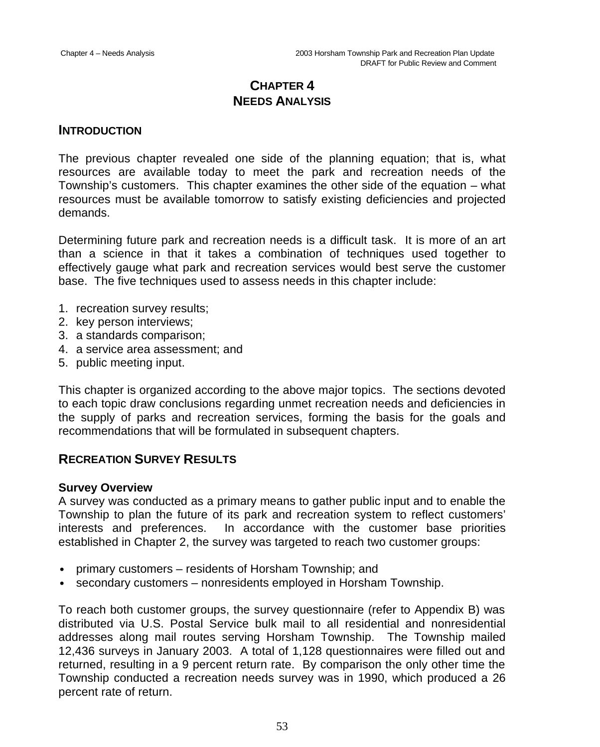# CHAPTER 4
# NEEDS ANALYSIS

## INTRODUCTION

The previous chapter revealed one side of the planning equation; that is, what resources are available today to meet the park and recreation needs of the Township's customers. This chapter examines the other side of the equation – what resources must be available tomorrow to satisfy existing deficiencies and projected demands.

Determining future park and recreation needs is a difficult task. It is more of an art than a science in that it takes a combination of techniques used together to effectively gauge what park and recreation services would best serve the customer base. The five techniques used to assess needs in this chapter include:

1. recreation survey results;
2. key person interviews;
3. a standards comparison;
4. a service area assessment; and
5. public meeting input.

This chapter is organized according to the above major topics. The sections devoted to each topic draw conclusions regarding unmet recreation needs and deficiencies in the supply of parks and recreation services, forming the basis for the goals and recommendations that will be formulated in subsequent chapters.

## RECREATION SURVEY RESULTS

### Survey Overview

A survey was conducted as a primary means to gather public input and to enable the Township to plan the future of its park and recreation system to reflect customers' interests and preferences. In accordance with the customer base priorities established in Chapter 2, the survey was targeted to reach two customer groups:

- primary customers – residents of Horsham Township; and
- secondary customers – nonresidents employed in Horsham Township.

To reach both customer groups, the survey questionnaire (refer to Appendix B) was distributed via U.S. Postal Service bulk mail to all residential and nonresidential addresses along mail routes serving Horsham Township. The Township mailed 12,436 surveys in January 2003. A total of 1,128 questionnaires were filled out and returned, resulting in a 9 percent return rate. By comparison the only other time the Township conducted a recreation needs survey was in 1990, which produced a 26 percent rate of return.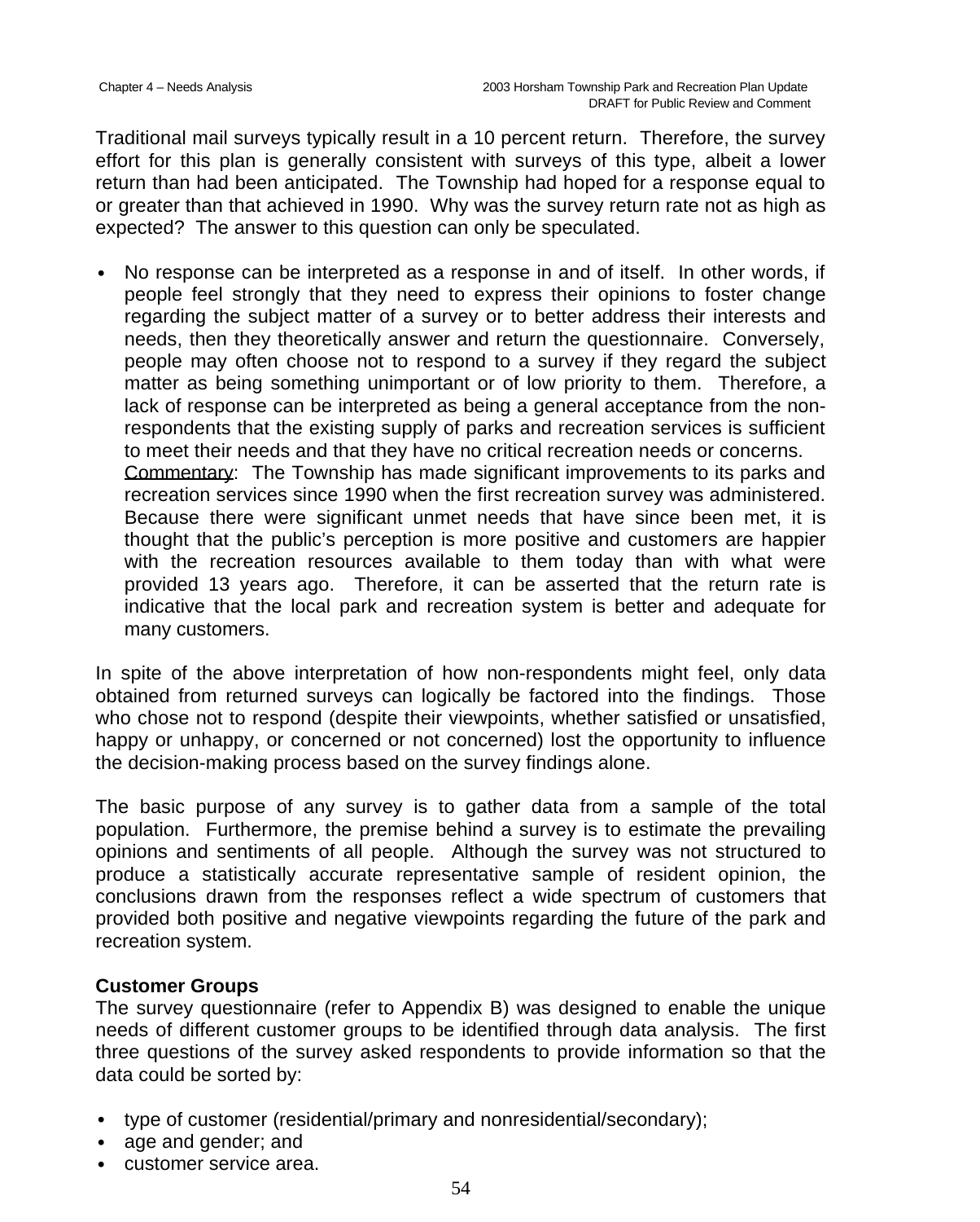Traditional mail surveys typically result in a 10 percent return. Therefore, the survey effort for this plan is generally consistent with surveys of this type, albeit a lower return than had been anticipated. The Township had hoped for a response equal to or greater than that achieved in 1990. Why was the survey return rate not as high as expected? The answer to this question can only be speculated.

- No response can be interpreted as a response in and of itself. In other words, if people feel strongly that they need to express their opinions to foster change regarding the subject matter of a survey or to better address their interests and needs, then they theoretically answer and return the questionnaire. Conversely, people may often choose not to respond to a survey if they regard the subject matter as being something unimportant or of low priority to them. Therefore, a lack of response can be interpreted as being a general acceptance from the non-respondents that the existing supply of parks and recreation services is sufficient to meet their needs and that they have no critical recreation needs or concerns.
  Commentary: The Township has made significant improvements to its parks and recreation services since 1990 when the first recreation survey was administered. Because there were significant unmet needs that have since been met, it is thought that the public's perception is more positive and customers are happier with the recreation resources available to them today than with what were provided 13 years ago. Therefore, it can be asserted that the return rate is indicative that the local park and recreation system is better and adequate for many customers.

In spite of the above interpretation of how non-respondents might feel, only data obtained from returned surveys can logically be factored into the findings. Those who chose not to respond (despite their viewpoints, whether satisfied or unsatisfied, happy or unhappy, or concerned or not concerned) lost the opportunity to influence the decision-making process based on the survey findings alone.

The basic purpose of any survey is to gather data from a sample of the total population. Furthermore, the premise behind a survey is to estimate the prevailing opinions and sentiments of all people. Although the survey was not structured to produce a statistically accurate representative sample of resident opinion, the conclusions drawn from the responses reflect a wide spectrum of customers that provided both positive and negative viewpoints regarding the future of the park and recreation system.

**Customer Groups**

The survey questionnaire (refer to Appendix B) was designed to enable the unique needs of different customer groups to be identified through data analysis. The first three questions of the survey asked respondents to provide information so that the data could be sorted by:

- type of customer (residential/primary and nonresidential/secondary);
- age and gender; and
- customer service area.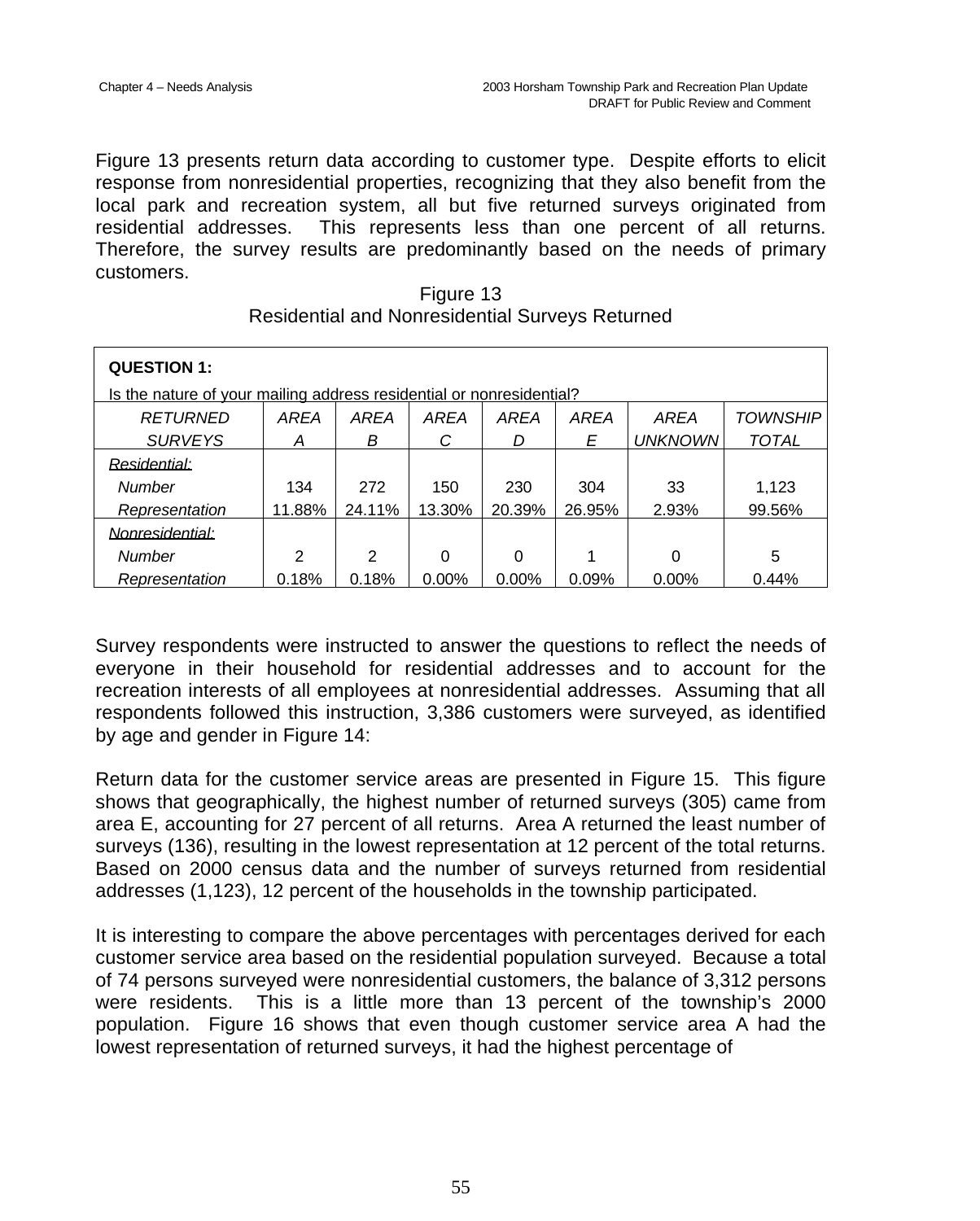Figure 13 presents return data according to customer type. Despite efforts to elicit response from nonresidential properties, recognizing that they also benefit from the local park and recreation system, all but five returned surveys originated from residential addresses. This represents less than one percent of all returns. Therefore, the survey results are predominantly based on the needs of primary customers.

Figure 13
Residential and Nonresidential Surveys Returned

**QUESTION 1:**

Is the nature of your mailing address residential or nonresidential?

| *RETURNED SURVEYS* | *AREA A* | *AREA B* | *AREA C* | *AREA D* | *AREA E* | *AREA UNKNOWN* | *TOWNSHIP TOTAL* |
|---|---|---|---|---|---|---|---|
| *Residential:* | | | | | | | |
| *Number* | 134 | 272 | 150 | 230 | 304 | 33 | 1,123 |
| *Representation* | 11.88% | 24.11% | 13.30% | 20.39% | 26.95% | 2.93% | 99.56% |
| *Nonresidential:* | | | | | | | |
| *Number* | 2 | 2 | 0 | 0 | 1 | 0 | 5 |
| *Representation* | 0.18% | 0.18% | 0.00% | 0.00% | 0.09% | 0.00% | 0.44% |

Survey respondents were instructed to answer the questions to reflect the needs of everyone in their household for residential addresses and to account for the recreation interests of all employees at nonresidential addresses. Assuming that all respondents followed this instruction, 3,386 customers were surveyed, as identified by age and gender in Figure 14:

Return data for the customer service areas are presented in Figure 15. This figure shows that geographically, the highest number of returned surveys (305) came from area E, accounting for 27 percent of all returns. Area A returned the least number of surveys (136), resulting in the lowest representation at 12 percent of the total returns. Based on 2000 census data and the number of surveys returned from residential addresses (1,123), 12 percent of the households in the township participated.

It is interesting to compare the above percentages with percentages derived for each customer service area based on the residential population surveyed. Because a total of 74 persons surveyed were nonresidential customers, the balance of 3,312 persons were residents. This is a little more than 13 percent of the township's 2000 population. Figure 16 shows that even though customer service area A had the lowest representation of returned surveys, it had the highest percentage of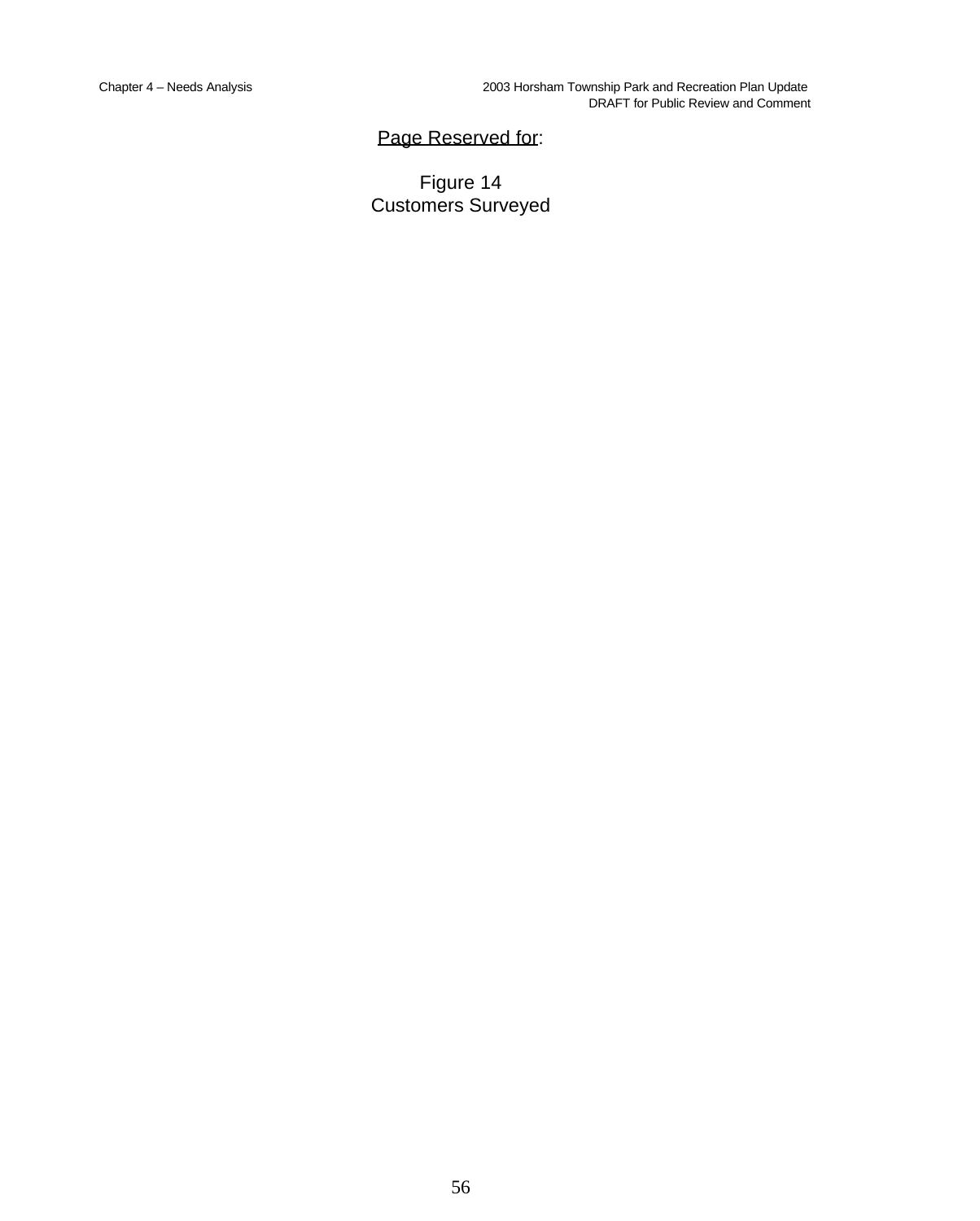Page Reserved for:

Figure 14
Customers Surveyed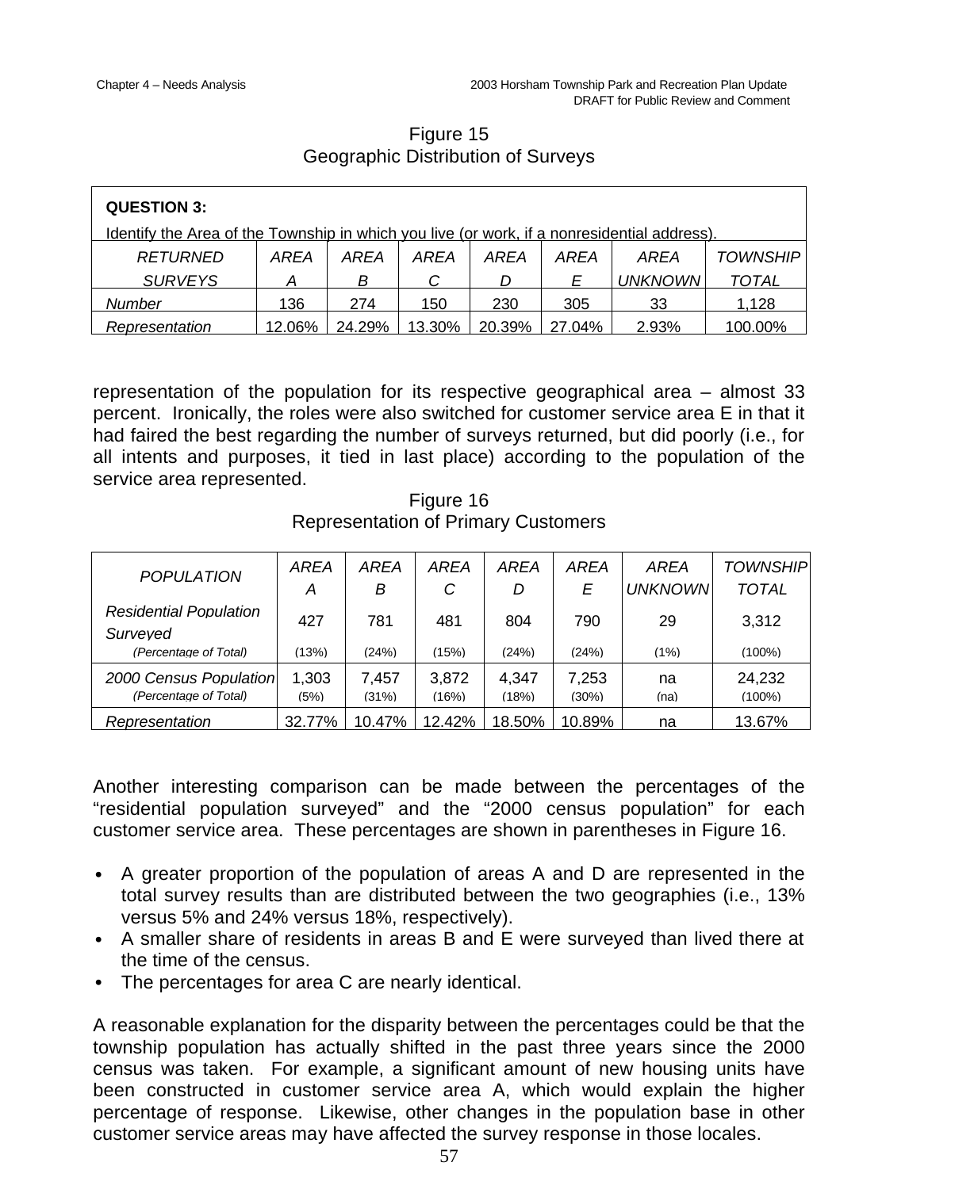Figure 15
Geographic Distribution of Surveys

**QUESTION 3:**

Identify the Area of the Township in which you live (or work, if a nonresidential address).

| *RETURNED SURVEYS* | *AREA A* | *AREA B* | *AREA C* | *AREA D* | *AREA E* | *AREA UNKNOWN* | *TOWNSHIP TOTAL* |
|---|---|---|---|---|---|---|---|
| *Number* | 136 | 274 | 150 | 230 | 305 | 33 | 1,128 |
| *Representation* | 12.06% | 24.29% | 13.30% | 20.39% | 27.04% | 2.93% | 100.00% |

representation of the population for its respective geographical area – almost 33 percent. Ironically, the roles were also switched for customer service area E in that it had faired the best regarding the number of surveys returned, but did poorly (i.e., for all intents and purposes, it tied in last place) according to the population of the service area represented.

Figure 16
Representation of Primary Customers

| *POPULATION* | *AREA A* | *AREA B* | *AREA C* | *AREA D* | *AREA E* | *AREA UNKNOWN* | *TOWNSHIP TOTAL* |
|---|---|---|---|---|---|---|---|
| *Residential Population Surveyed* | 427 | 781 | 481 | 804 | 790 | 29 | 3,312 |
| *(Percentage of Total)* | (13%) | (24%) | (15%) | (24%) | (24%) | (1%) | (100%) |
| *2000 Census Population* | 1,303 | 7,457 | 3,872 | 4,347 | 7,253 | na | 24,232 |
| *(Percentage of Total)* | (5%) | (31%) | (16%) | (18%) | (30%) | (na) | (100%) |
| *Representation* | 32.77% | 10.47% | 12.42% | 18.50% | 10.89% | na | 13.67% |

Another interesting comparison can be made between the percentages of the "residential population surveyed" and the "2000 census population" for each customer service area. These percentages are shown in parentheses in Figure 16.

- A greater proportion of the population of areas A and D are represented in the total survey results than are distributed between the two geographies (i.e., 13% versus 5% and 24% versus 18%, respectively).
- A smaller share of residents in areas B and E were surveyed than lived there at the time of the census.
- The percentages for area C are nearly identical.

A reasonable explanation for the disparity between the percentages could be that the township population has actually shifted in the past three years since the 2000 census was taken. For example, a significant amount of new housing units have been constructed in customer service area A, which would explain the higher percentage of response. Likewise, other changes in the population base in other customer service areas may have affected the survey response in those locales.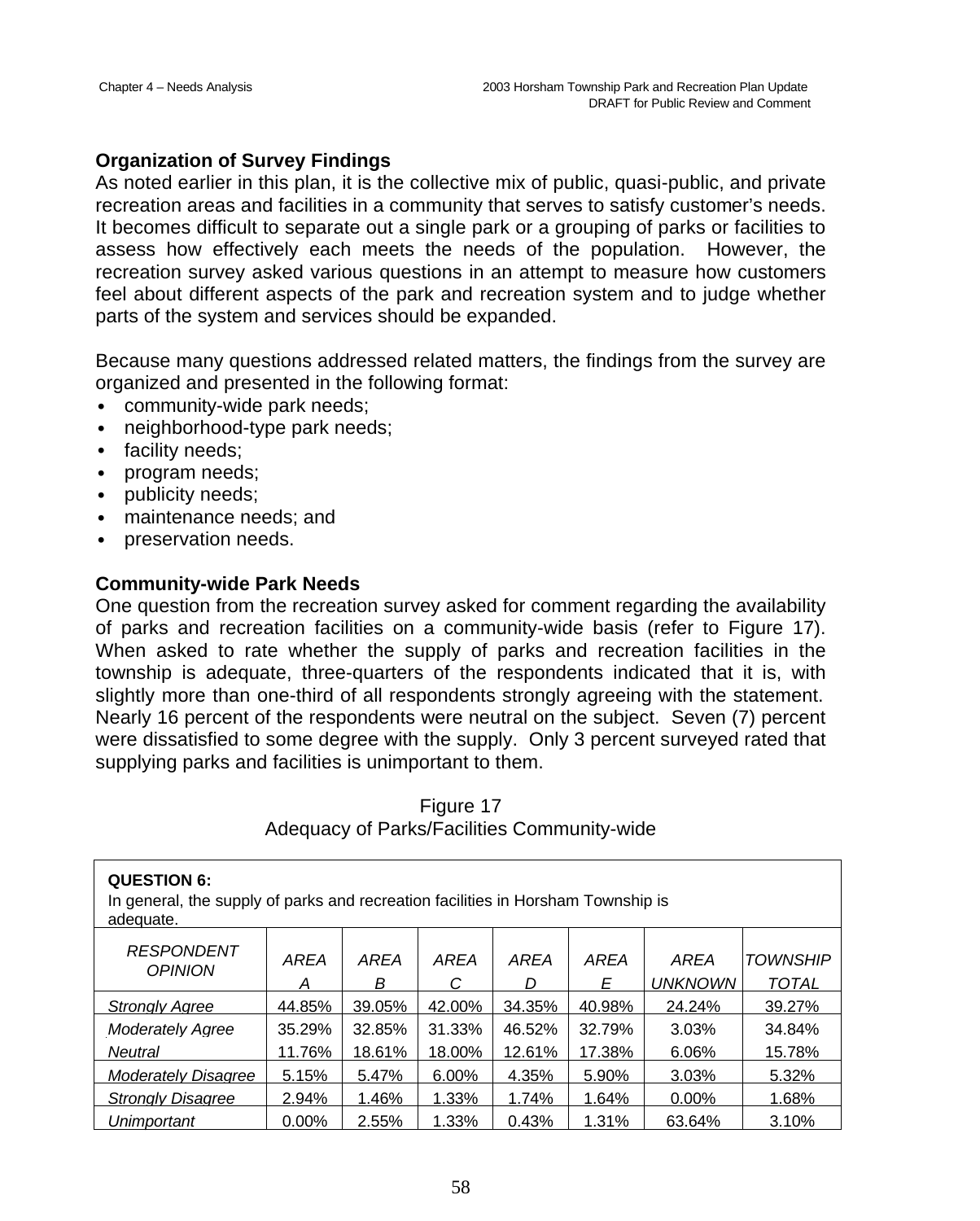### Organization of Survey Findings

As noted earlier in this plan, it is the collective mix of public, quasi-public, and private recreation areas and facilities in a community that serves to satisfy customer's needs. It becomes difficult to separate out a single park or a grouping of parks or facilities to assess how effectively each meets the needs of the population. However, the recreation survey asked various questions in an attempt to measure how customers feel about different aspects of the park and recreation system and to judge whether parts of the system and services should be expanded.

Because many questions addressed related matters, the findings from the survey are organized and presented in the following format:

- community-wide park needs;
- neighborhood-type park needs;
- facility needs;
- program needs;
- publicity needs;
- maintenance needs; and
- preservation needs.

### Community-wide Park Needs

One question from the recreation survey asked for comment regarding the availability of parks and recreation facilities on a community-wide basis (refer to Figure 17). When asked to rate whether the supply of parks and recreation facilities in the township is adequate, three-quarters of the respondents indicated that it is, with slightly more than one-third of all respondents strongly agreeing with the statement. Nearly 16 percent of the respondents were neutral on the subject. Seven (7) percent were dissatisfied to some degree with the supply. Only 3 percent surveyed rated that supplying parks and facilities is unimportant to them.

Figure 17
Adequacy of Parks/Facilities Community-wide

**QUESTION 6:**
In general, the supply of parks and recreation facilities in Horsham Township is adequate.

| *RESPONDENT OPINION* | *AREA A* | *AREA B* | *AREA C* | *AREA D* | *AREA E* | *AREA UNKNOWN* | *TOWNSHIP TOTAL* |
|---|---|---|---|---|---|---|---|
| *Strongly Agree* | 44.85% | 39.05% | 42.00% | 34.35% | 40.98% | 24.24% | 39.27% |
| *Moderately Agree* | 35.29% | 32.85% | 31.33% | 46.52% | 32.79% | 3.03% | 34.84% |
| *Neutral* | 11.76% | 18.61% | 18.00% | 12.61% | 17.38% | 6.06% | 15.78% |
| *Moderately Disagree* | 5.15% | 5.47% | 6.00% | 4.35% | 5.90% | 3.03% | 5.32% |
| *Strongly Disagree* | 2.94% | 1.46% | 1.33% | 1.74% | 1.64% | 0.00% | 1.68% |
| *Unimportant* | 0.00% | 2.55% | 1.33% | 0.43% | 1.31% | 63.64% | 3.10% |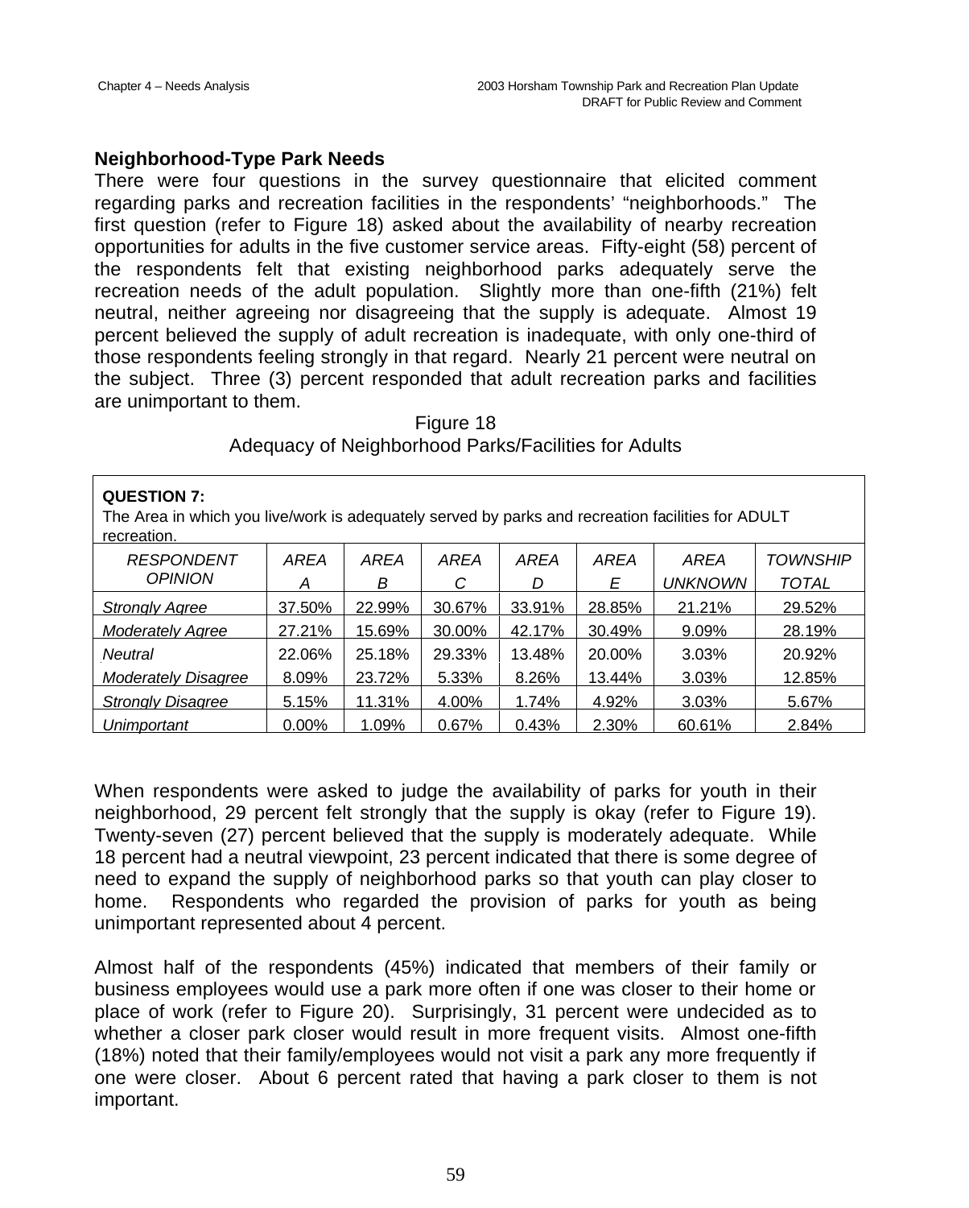## Neighborhood-Type Park Needs

There were four questions in the survey questionnaire that elicited comment regarding parks and recreation facilities in the respondents' "neighborhoods." The first question (refer to Figure 18) asked about the availability of nearby recreation opportunities for adults in the five customer service areas. Fifty-eight (58) percent of the respondents felt that existing neighborhood parks adequately serve the recreation needs of the adult population. Slightly more than one-fifth (21%) felt neutral, neither agreeing nor disagreeing that the supply is adequate. Almost 19 percent believed the supply of adult recreation is inadequate, with only one-third of those respondents feeling strongly in that regard. Nearly 21 percent were neutral on the subject. Three (3) percent responded that adult recreation parks and facilities are unimportant to them.

Figure 18
Adequacy of Neighborhood Parks/Facilities for Adults

**QUESTION 7:**
The Area in which you live/work is adequately served by parks and recreation facilities for ADULT recreation.

| *RESPONDENT OPINION* | *AREA A* | *AREA B* | *AREA C* | *AREA D* | *AREA E* | *AREA UNKNOWN* | *TOWNSHIP TOTAL* |
|---|---|---|---|---|---|---|---|
| *Strongly Agree* | 37.50% | 22.99% | 30.67% | 33.91% | 28.85% | 21.21% | 29.52% |
| *Moderately Agree* | 27.21% | 15.69% | 30.00% | 42.17% | 30.49% | 9.09% | 28.19% |
| *Neutral* | 22.06% | 25.18% | 29.33% | 13.48% | 20.00% | 3.03% | 20.92% |
| *Moderately Disagree* | 8.09% | 23.72% | 5.33% | 8.26% | 13.44% | 3.03% | 12.85% |
| *Strongly Disagree* | 5.15% | 11.31% | 4.00% | 1.74% | 4.92% | 3.03% | 5.67% |
| *Unimportant* | 0.00% | 1.09% | 0.67% | 0.43% | 2.30% | 60.61% | 2.84% |

When respondents were asked to judge the availability of parks for youth in their neighborhood, 29 percent felt strongly that the supply is okay (refer to Figure 19). Twenty-seven (27) percent believed that the supply is moderately adequate. While 18 percent had a neutral viewpoint, 23 percent indicated that there is some degree of need to expand the supply of neighborhood parks so that youth can play closer to home. Respondents who regarded the provision of parks for youth as being unimportant represented about 4 percent.

Almost half of the respondents (45%) indicated that members of their family or business employees would use a park more often if one was closer to their home or place of work (refer to Figure 20). Surprisingly, 31 percent were undecided as to whether a closer park closer would result in more frequent visits. Almost one-fifth (18%) noted that their family/employees would not visit a park any more frequently if one were closer. About 6 percent rated that having a park closer to them is not important.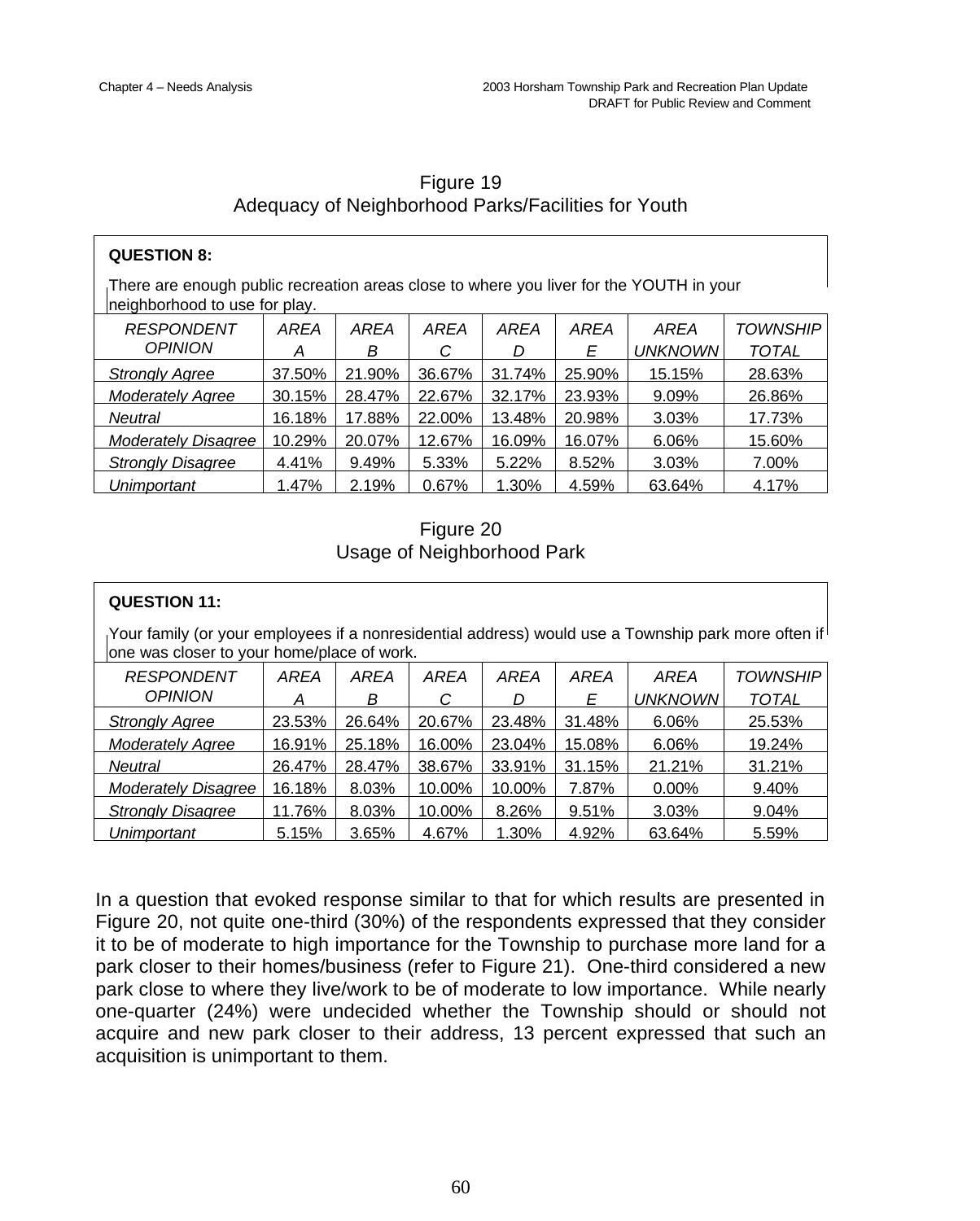## Figure 19
## Adequacy of Neighborhood Parks/Facilities for Youth

**QUESTION 8:**

There are enough public recreation areas close to where you liver for the YOUTH in your neighborhood to use for play.

| *RESPONDENT OPINION* | *AREA A* | *AREA B* | *AREA C* | *AREA D* | *AREA E* | *AREA UNKNOWN* | *TOWNSHIP TOTAL* |
|---|---|---|---|---|---|---|---|
| *Strongly Agree* | 37.50% | 21.90% | 36.67% | 31.74% | 25.90% | 15.15% | 28.63% |
| *Moderately Agree* | 30.15% | 28.47% | 22.67% | 32.17% | 23.93% | 9.09% | 26.86% |
| *Neutral* | 16.18% | 17.88% | 22.00% | 13.48% | 20.98% | 3.03% | 17.73% |
| *Moderately Disagree* | 10.29% | 20.07% | 12.67% | 16.09% | 16.07% | 6.06% | 15.60% |
| *Strongly Disagree* | 4.41% | 9.49% | 5.33% | 5.22% | 8.52% | 3.03% | 7.00% |
| *Unimportant* | 1.47% | 2.19% | 0.67% | 1.30% | 4.59% | 63.64% | 4.17% |

## Figure 20
## Usage of Neighborhood Park

**QUESTION 11:**

Your family (or your employees if a nonresidential address) would use a Township park more often if one was closer to your home/place of work.

| *RESPONDENT OPINION* | *AREA A* | *AREA B* | *AREA C* | *AREA D* | *AREA E* | *AREA UNKNOWN* | *TOWNSHIP TOTAL* |
|---|---|---|---|---|---|---|---|
| *Strongly Agree* | 23.53% | 26.64% | 20.67% | 23.48% | 31.48% | 6.06% | 25.53% |
| *Moderately Agree* | 16.91% | 25.18% | 16.00% | 23.04% | 15.08% | 6.06% | 19.24% |
| *Neutral* | 26.47% | 28.47% | 38.67% | 33.91% | 31.15% | 21.21% | 31.21% |
| *Moderately Disagree* | 16.18% | 8.03% | 10.00% | 10.00% | 7.87% | 0.00% | 9.40% |
| *Strongly Disagree* | 11.76% | 8.03% | 10.00% | 8.26% | 9.51% | 3.03% | 9.04% |
| *Unimportant* | 5.15% | 3.65% | 4.67% | 1.30% | 4.92% | 63.64% | 5.59% |

In a question that evoked response similar to that for which results are presented in Figure 20, not quite one-third (30%) of the respondents expressed that they consider it to be of moderate to high importance for the Township to purchase more land for a park closer to their homes/business (refer to Figure 21). One-third considered a new park close to where they live/work to be of moderate to low importance. While nearly one-quarter (24%) were undecided whether the Township should or should not acquire and new park closer to their address, 13 percent expressed that such an acquisition is unimportant to them.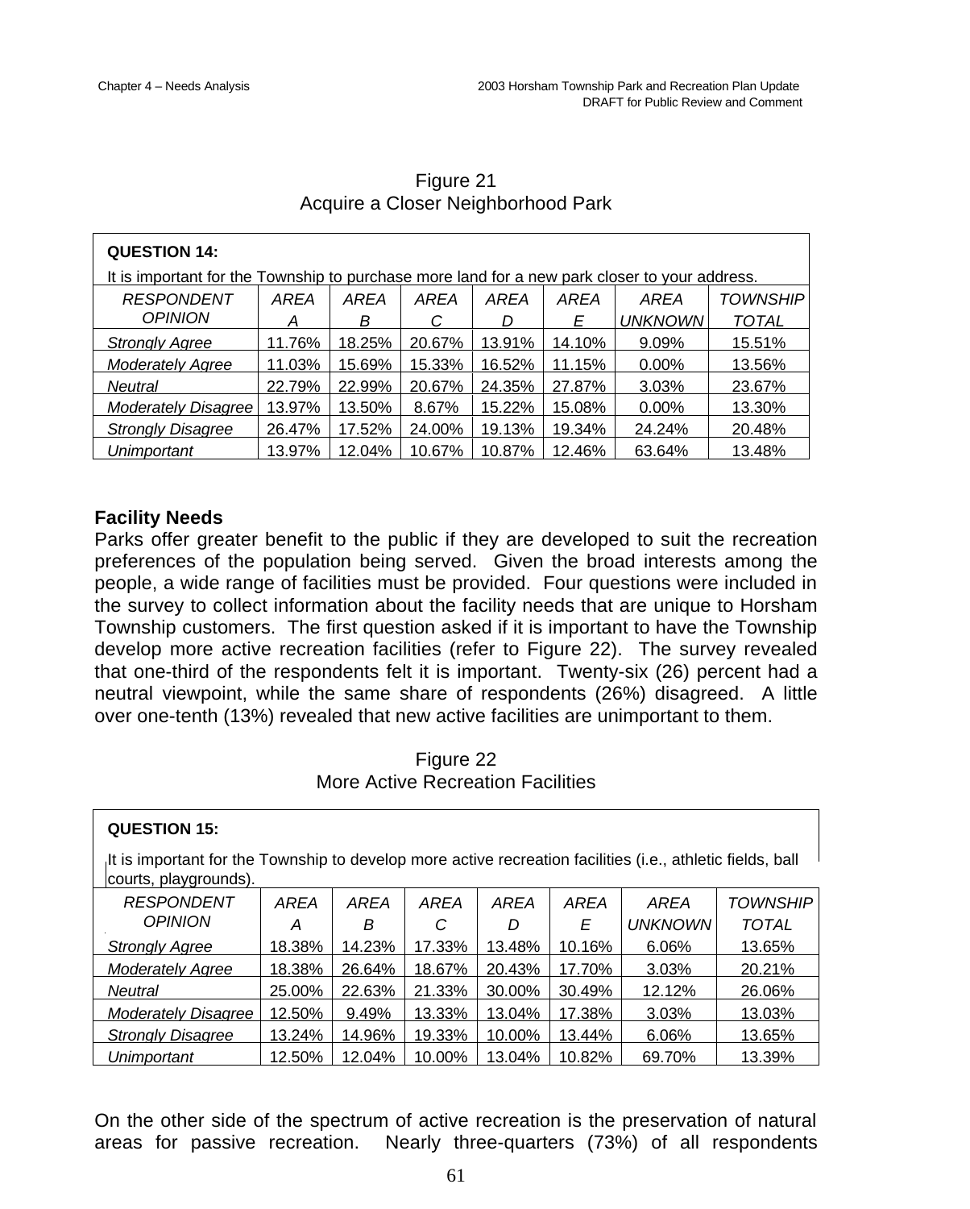Figure 21
Acquire a Closer Neighborhood Park

**QUESTION 14:**

It is important for the Township to purchase more land for a new park closer to your address.

| *RESPONDENT OPINION* | *AREA A* | *AREA B* | *AREA C* | *AREA D* | *AREA E* | *AREA UNKNOWN* | *TOWNSHIP TOTAL* |
|---|---|---|---|---|---|---|---|
| *Strongly Agree* | 11.76% | 18.25% | 20.67% | 13.91% | 14.10% | 9.09% | 15.51% |
| *Moderately Agree* | 11.03% | 15.69% | 15.33% | 16.52% | 11.15% | 0.00% | 13.56% |
| *Neutral* | 22.79% | 22.99% | 20.67% | 24.35% | 27.87% | 3.03% | 23.67% |
| *Moderately Disagree* | 13.97% | 13.50% | 8.67% | 15.22% | 15.08% | 0.00% | 13.30% |
| *Strongly Disagree* | 26.47% | 17.52% | 24.00% | 19.13% | 19.34% | 24.24% | 20.48% |
| *Unimportant* | 13.97% | 12.04% | 10.67% | 10.87% | 12.46% | 63.64% | 13.48% |

## Facility Needs

Parks offer greater benefit to the public if they are developed to suit the recreation preferences of the population being served. Given the broad interests among the people, a wide range of facilities must be provided. Four questions were included in the survey to collect information about the facility needs that are unique to Horsham Township customers. The first question asked if it is important to have the Township develop more active recreation facilities (refer to Figure 22). The survey revealed that one-third of the respondents felt it is important. Twenty-six (26) percent had a neutral viewpoint, while the same share of respondents (26%) disagreed. A little over one-tenth (13%) revealed that new active facilities are unimportant to them.

Figure 22
More Active Recreation Facilities

**QUESTION 15:**

It is important for the Township to develop more active recreation facilities (i.e., athletic fields, ball courts, playgrounds).

| *RESPONDENT OPINION* | *AREA A* | *AREA B* | *AREA C* | *AREA D* | *AREA E* | *AREA UNKNOWN* | *TOWNSHIP TOTAL* |
|---|---|---|---|---|---|---|---|
| *Strongly Agree* | 18.38% | 14.23% | 17.33% | 13.48% | 10.16% | 6.06% | 13.65% |
| *Moderately Agree* | 18.38% | 26.64% | 18.67% | 20.43% | 17.70% | 3.03% | 20.21% |
| *Neutral* | 25.00% | 22.63% | 21.33% | 30.00% | 30.49% | 12.12% | 26.06% |
| *Moderately Disagree* | 12.50% | 9.49% | 13.33% | 13.04% | 17.38% | 3.03% | 13.03% |
| *Strongly Disagree* | 13.24% | 14.96% | 19.33% | 10.00% | 13.44% | 6.06% | 13.65% |
| *Unimportant* | 12.50% | 12.04% | 10.00% | 13.04% | 10.82% | 69.70% | 13.39% |

On the other side of the spectrum of active recreation is the preservation of natural areas for passive recreation. Nearly three-quarters (73%) of all respondents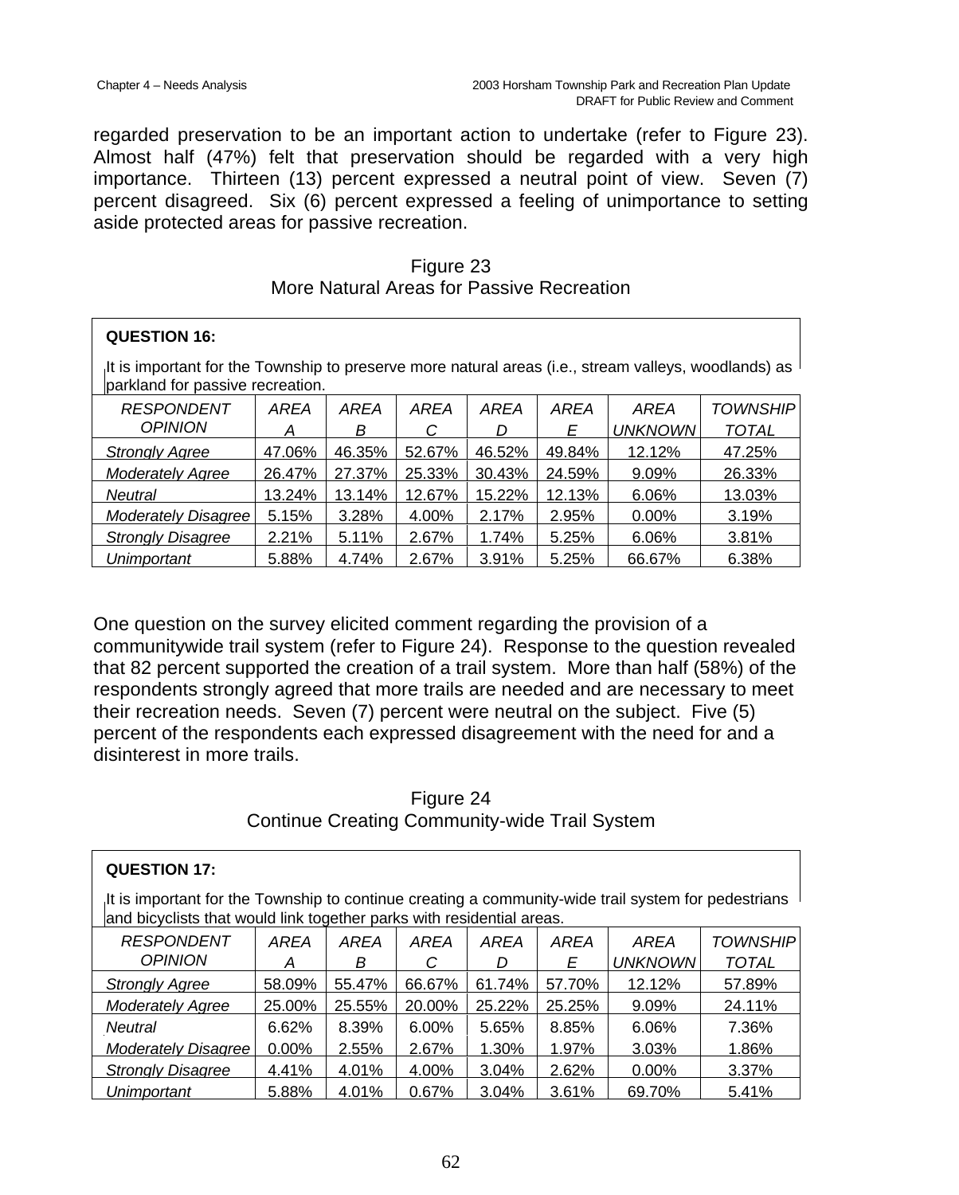regarded preservation to be an important action to undertake (refer to Figure 23). Almost half (47%) felt that preservation should be regarded with a very high importance. Thirteen (13) percent expressed a neutral point of view. Seven (7) percent disagreed. Six (6) percent expressed a feeling of unimportance to setting aside protected areas for passive recreation.

Figure 23
More Natural Areas for Passive Recreation

**QUESTION 16:**

It is important for the Township to preserve more natural areas (i.e., stream valleys, woodlands) as parkland for passive recreation.

| *RESPONDENT OPINION* | *AREA A* | *AREA B* | *AREA C* | *AREA D* | *AREA E* | *AREA UNKNOWN* | *TOWNSHIP TOTAL* |
|---|---|---|---|---|---|---|---|
| *Strongly Agree* | 47.06% | 46.35% | 52.67% | 46.52% | 49.84% | 12.12% | 47.25% |
| *Moderately Agree* | 26.47% | 27.37% | 25.33% | 30.43% | 24.59% | 9.09% | 26.33% |
| *Neutral* | 13.24% | 13.14% | 12.67% | 15.22% | 12.13% | 6.06% | 13.03% |
| *Moderately Disagree* | 5.15% | 3.28% | 4.00% | 2.17% | 2.95% | 0.00% | 3.19% |
| *Strongly Disagree* | 2.21% | 5.11% | 2.67% | 1.74% | 5.25% | 6.06% | 3.81% |
| *Unimportant* | 5.88% | 4.74% | 2.67% | 3.91% | 5.25% | 66.67% | 6.38% |

One question on the survey elicited comment regarding the provision of a communitywide trail system (refer to Figure 24). Response to the question revealed that 82 percent supported the creation of a trail system. More than half (58%) of the respondents strongly agreed that more trails are needed and are necessary to meet their recreation needs. Seven (7) percent were neutral on the subject. Five (5) percent of the respondents each expressed disagreement with the need for and a disinterest in more trails.

Figure 24
Continue Creating Community-wide Trail System

**QUESTION 17:**

It is important for the Township to continue creating a community-wide trail system for pedestrians and bicyclists that would link together parks with residential areas.

| *RESPONDENT OPINION* | *AREA A* | *AREA B* | *AREA C* | *AREA D* | *AREA E* | *AREA UNKNOWN* | *TOWNSHIP TOTAL* |
|---|---|---|---|---|---|---|---|
| *Strongly Agree* | 58.09% | 55.47% | 66.67% | 61.74% | 57.70% | 12.12% | 57.89% |
| *Moderately Agree* | 25.00% | 25.55% | 20.00% | 25.22% | 25.25% | 9.09% | 24.11% |
| *Neutral* | 6.62% | 8.39% | 6.00% | 5.65% | 8.85% | 6.06% | 7.36% |
| *Moderately Disagree* | 0.00% | 2.55% | 2.67% | 1.30% | 1.97% | 3.03% | 1.86% |
| *Strongly Disagree* | 4.41% | 4.01% | 4.00% | 3.04% | 2.62% | 0.00% | 3.37% |
| *Unimportant* | 5.88% | 4.01% | 0.67% | 3.04% | 3.61% | 69.70% | 5.41% |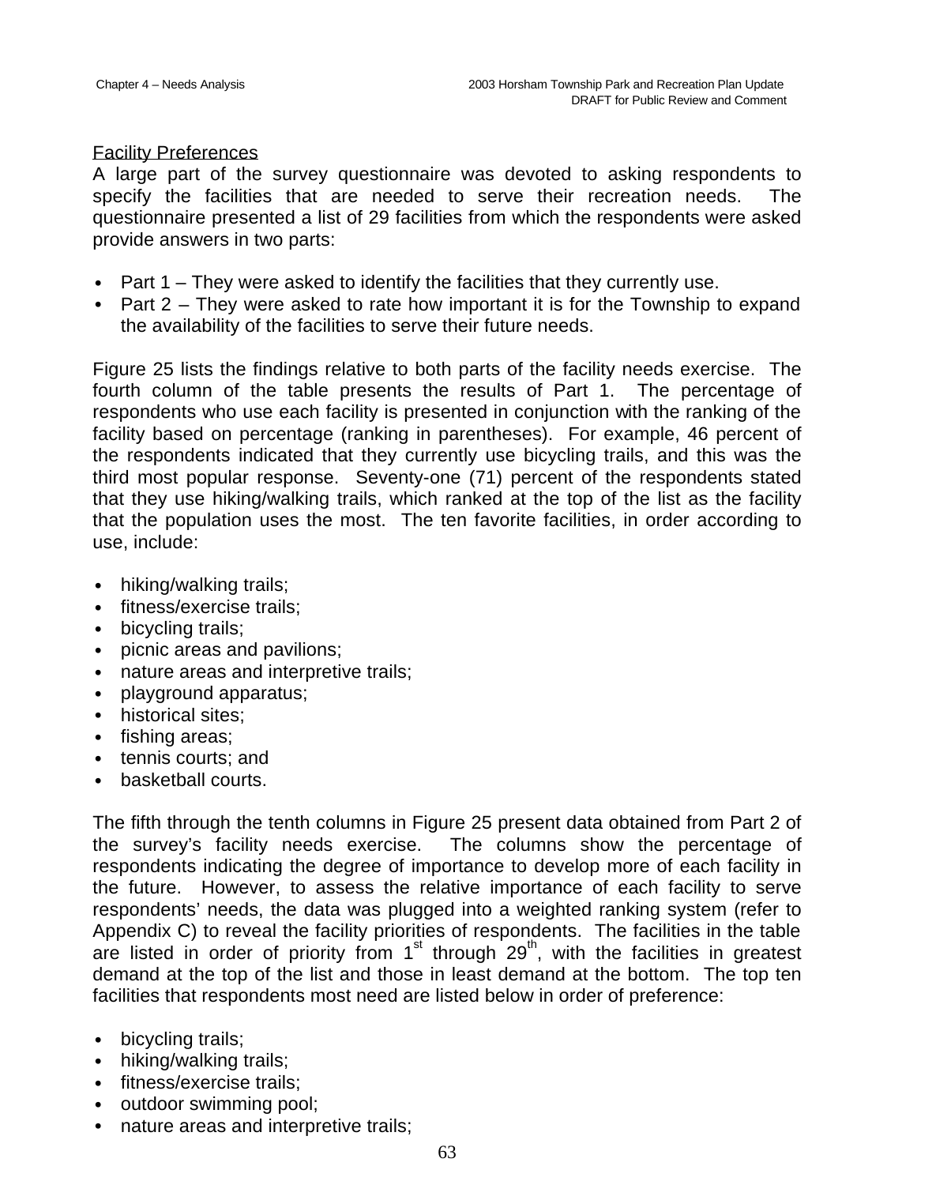### Facility Preferences

A large part of the survey questionnaire was devoted to asking respondents to specify the facilities that are needed to serve their recreation needs. The questionnaire presented a list of 29 facilities from which the respondents were asked provide answers in two parts:

- Part 1 – They were asked to identify the facilities that they currently use.
- Part 2 – They were asked to rate how important it is for the Township to expand the availability of the facilities to serve their future needs.

Figure 25 lists the findings relative to both parts of the facility needs exercise. The fourth column of the table presents the results of Part 1. The percentage of respondents who use each facility is presented in conjunction with the ranking of the facility based on percentage (ranking in parentheses). For example, 46 percent of the respondents indicated that they currently use bicycling trails, and this was the third most popular response. Seventy-one (71) percent of the respondents stated that they use hiking/walking trails, which ranked at the top of the list as the facility that the population uses the most. The ten favorite facilities, in order according to use, include:

- hiking/walking trails;
- fitness/exercise trails;
- bicycling trails;
- picnic areas and pavilions;
- nature areas and interpretive trails;
- playground apparatus;
- historical sites;
- fishing areas;
- tennis courts; and
- basketball courts.

The fifth through the tenth columns in Figure 25 present data obtained from Part 2 of the survey's facility needs exercise. The columns show the percentage of respondents indicating the degree of importance to develop more of each facility in the future. However, to assess the relative importance of each facility to serve respondents' needs, the data was plugged into a weighted ranking system (refer to Appendix C) to reveal the facility priorities of respondents. The facilities in the table are listed in order of priority from 1st through 29th, with the facilities in greatest demand at the top of the list and those in least demand at the bottom. The top ten facilities that respondents most need are listed below in order of preference:

- bicycling trails;
- hiking/walking trails;
- fitness/exercise trails;
- outdoor swimming pool;
- nature areas and interpretive trails;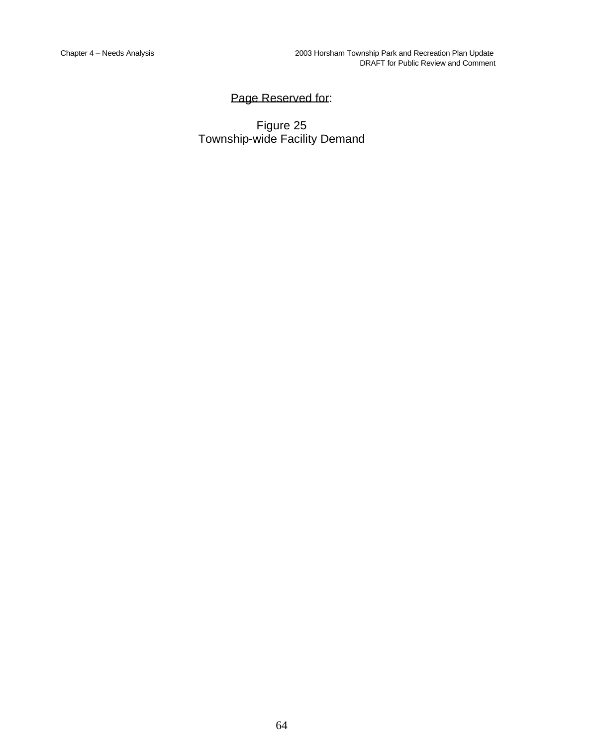Page Reserved for:

Figure 25
Township-wide Facility Demand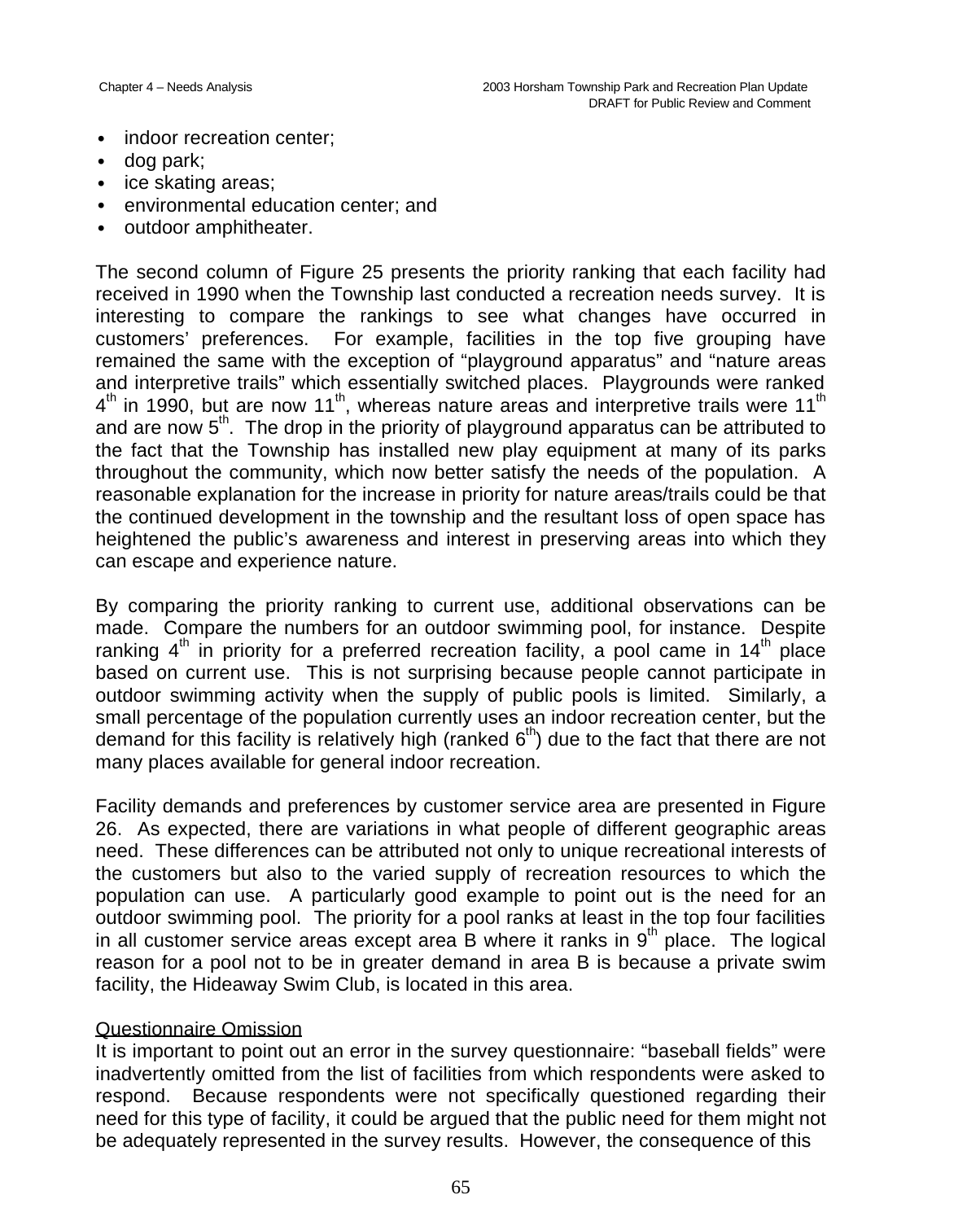- indoor recreation center;
- dog park;
- ice skating areas;
- environmental education center; and
- outdoor amphitheater.

The second column of Figure 25 presents the priority ranking that each facility had received in 1990 when the Township last conducted a recreation needs survey. It is interesting to compare the rankings to see what changes have occurred in customers' preferences. For example, facilities in the top five grouping have remained the same with the exception of "playground apparatus" and "nature areas and interpretive trails" which essentially switched places. Playgrounds were ranked 4th in 1990, but are now 11th, whereas nature areas and interpretive trails were 11th and are now 5th. The drop in the priority of playground apparatus can be attributed to the fact that the Township has installed new play equipment at many of its parks throughout the community, which now better satisfy the needs of the population. A reasonable explanation for the increase in priority for nature areas/trails could be that the continued development in the township and the resultant loss of open space has heightened the public's awareness and interest in preserving areas into which they can escape and experience nature.

By comparing the priority ranking to current use, additional observations can be made. Compare the numbers for an outdoor swimming pool, for instance. Despite ranking 4th in priority for a preferred recreation facility, a pool came in 14th place based on current use. This is not surprising because people cannot participate in outdoor swimming activity when the supply of public pools is limited. Similarly, a small percentage of the population currently uses an indoor recreation center, but the demand for this facility is relatively high (ranked 6th) due to the fact that there are not many places available for general indoor recreation.

Facility demands and preferences by customer service area are presented in Figure 26. As expected, there are variations in what people of different geographic areas need. These differences can be attributed not only to unique recreational interests of the customers but also to the varied supply of recreation resources to which the population can use. A particularly good example to point out is the need for an outdoor swimming pool. The priority for a pool ranks at least in the top four facilities in all customer service areas except area B where it ranks in 9th place. The logical reason for a pool not to be in greater demand in area B is because a private swim facility, the Hideaway Swim Club, is located in this area.

<u>Questionnaire Omission</u>

It is important to point out an error in the survey questionnaire: "baseball fields" were inadvertently omitted from the list of facilities from which respondents were asked to respond. Because respondents were not specifically questioned regarding their need for this type of facility, it could be argued that the public need for them might not be adequately represented in the survey results. However, the consequence of this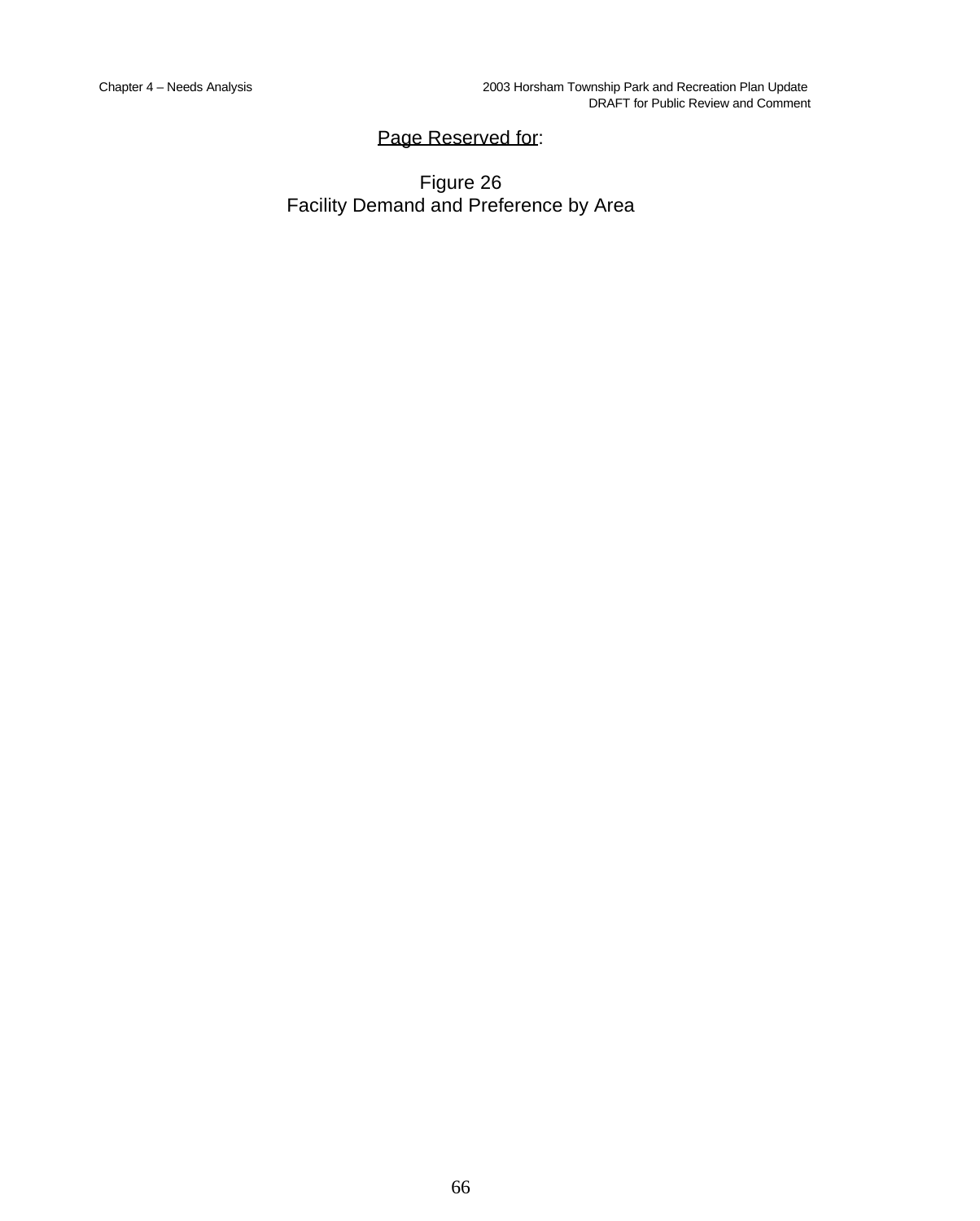Page Reserved for:

Figure 26
Facility Demand and Preference by Area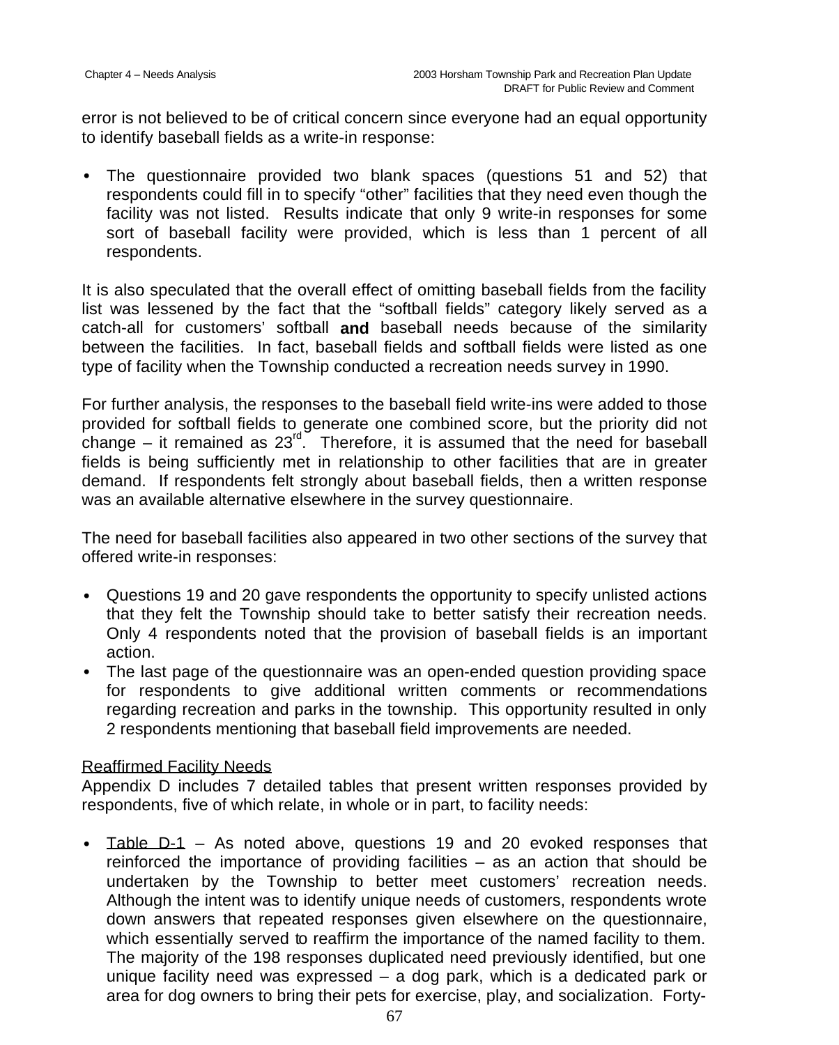error is not believed to be of critical concern since everyone had an equal opportunity to identify baseball fields as a write-in response:

- The questionnaire provided two blank spaces (questions 51 and 52) that respondents could fill in to specify “other” facilities that they need even though the facility was not listed. Results indicate that only 9 write-in responses for some sort of baseball facility were provided, which is less than 1 percent of all respondents.

It is also speculated that the overall effect of omitting baseball fields from the facility list was lessened by the fact that the “softball fields” category likely served as a catch-all for customers’ softball **and** baseball needs because of the similarity between the facilities. In fact, baseball fields and softball fields were listed as one type of facility when the Township conducted a recreation needs survey in 1990.

For further analysis, the responses to the baseball field write-ins were added to those provided for softball fields to generate one combined score, but the priority did not change – it remained as 23rd. Therefore, it is assumed that the need for baseball fields is being sufficiently met in relationship to other facilities that are in greater demand. If respondents felt strongly about baseball fields, then a written response was an available alternative elsewhere in the survey questionnaire.

The need for baseball facilities also appeared in two other sections of the survey that offered write-in responses:

- Questions 19 and 20 gave respondents the opportunity to specify unlisted actions that they felt the Township should take to better satisfy their recreation needs. Only 4 respondents noted that the provision of baseball fields is an important action.
- The last page of the questionnaire was an open-ended question providing space for respondents to give additional written comments or recommendations regarding recreation and parks in the township. This opportunity resulted in only 2 respondents mentioning that baseball field improvements are needed.

Reaffirmed Facility Needs

Appendix D includes 7 detailed tables that present written responses provided by respondents, five of which relate, in whole or in part, to facility needs:

- Table D-1 – As noted above, questions 19 and 20 evoked responses that reinforced the importance of providing facilities – as an action that should be undertaken by the Township to better meet customers’ recreation needs. Although the intent was to identify unique needs of customers, respondents wrote down answers that repeated responses given elsewhere on the questionnaire, which essentially served to reaffirm the importance of the named facility to them. The majority of the 198 responses duplicated need previously identified, but one unique facility need was expressed – a dog park, which is a dedicated park or area for dog owners to bring their pets for exercise, play, and socialization. Forty-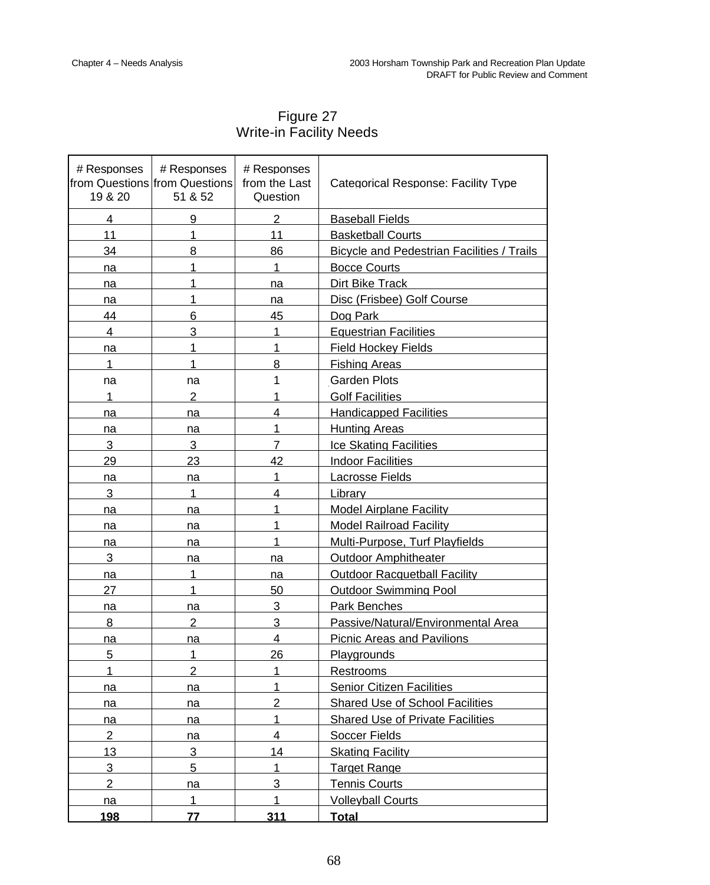## Figure 27
## Write-in Facility Needs

| # Responses from Questions 19 & 20 | # Responses from Questions 51 & 52 | # Responses from the Last Question | Categorical Response: Facility Type |
|---|---|---|---|
| 4 | 9 | 2 | Baseball Fields |
| 11 | 1 | 11 | Basketball Courts |
| 34 | 8 | 86 | Bicycle and Pedestrian Facilities / Trails |
| na | 1 | 1 | Bocce Courts |
| na | 1 | na | Dirt Bike Track |
| na | 1 | na | Disc (Frisbee) Golf Course |
| 44 | 6 | 45 | Dog Park |
| 4 | 3 | 1 | Equestrian Facilities |
| na | 1 | 1 | Field Hockey Fields |
| 1 | 1 | 8 | Fishing Areas |
| na | na | 1 | Garden Plots |
| 1 | 2 | 1 | Golf Facilities |
| na | na | 4 | Handicapped Facilities |
| na | na | 1 | Hunting Areas |
| 3 | 3 | 7 | Ice Skating Facilities |
| 29 | 23 | 42 | Indoor Facilities |
| na | na | 1 | Lacrosse Fields |
| 3 | 1 | 4 | Library |
| na | na | 1 | Model Airplane Facility |
| na | na | 1 | Model Railroad Facility |
| na | na | 1 | Multi-Purpose, Turf Playfields |
| 3 | na | na | Outdoor Amphitheater |
| na | 1 | na | Outdoor Racquetball Facility |
| 27 | 1 | 50 | Outdoor Swimming Pool |
| na | na | 3 | Park Benches |
| 8 | 2 | 3 | Passive/Natural/Environmental Area |
| na | na | 4 | Picnic Areas and Pavilions |
| 5 | 1 | 26 | Playgrounds |
| 1 | 2 | 1 | Restrooms |
| na | na | 1 | Senior Citizen Facilities |
| na | na | 2 | Shared Use of School Facilities |
| na | na | 1 | Shared Use of Private Facilities |
| 2 | na | 4 | Soccer Fields |
| 13 | 3 | 14 | Skating Facility |
| 3 | 5 | 1 | Target Range |
| 2 | na | 3 | Tennis Courts |
| na | 1 | 1 | Volleyball Courts |
| **198** | **77** | **311** | **Total** |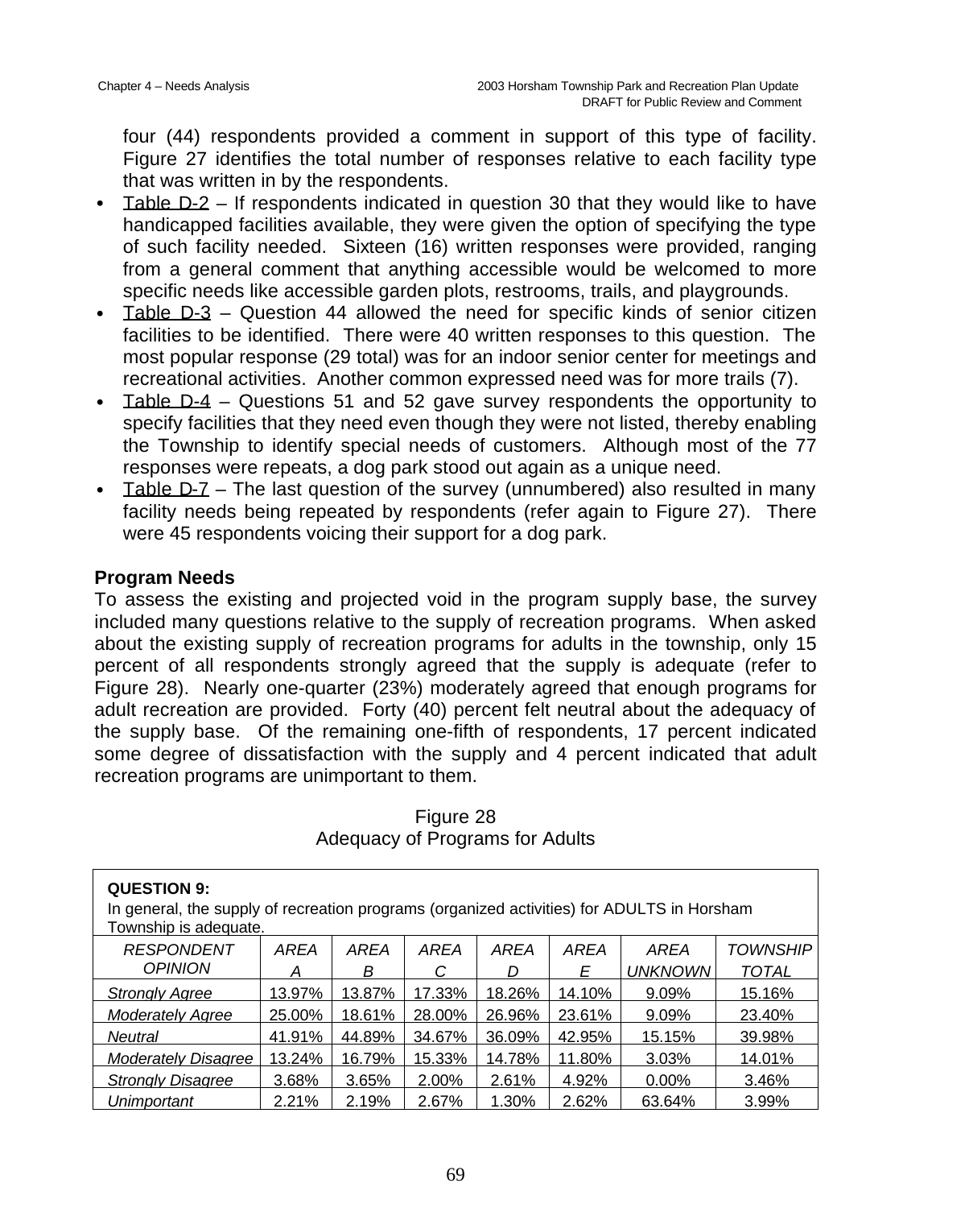four (44) respondents provided a comment in support of this type of facility. Figure 27 identifies the total number of responses relative to each facility type that was written in by the respondents.

- Table D-2 – If respondents indicated in question 30 that they would like to have handicapped facilities available, they were given the option of specifying the type of such facility needed. Sixteen (16) written responses were provided, ranging from a general comment that anything accessible would be welcomed to more specific needs like accessible garden plots, restrooms, trails, and playgrounds.
- Table D-3 – Question 44 allowed the need for specific kinds of senior citizen facilities to be identified. There were 40 written responses to this question. The most popular response (29 total) was for an indoor senior center for meetings and recreational activities. Another common expressed need was for more trails (7).
- Table D-4 – Questions 51 and 52 gave survey respondents the opportunity to specify facilities that they need even though they were not listed, thereby enabling the Township to identify special needs of customers. Although most of the 77 responses were repeats, a dog park stood out again as a unique need.
- Table D-7 – The last question of the survey (unnumbered) also resulted in many facility needs being repeated by respondents (refer again to Figure 27). There were 45 respondents voicing their support for a dog park.

### Program Needs

To assess the existing and projected void in the program supply base, the survey included many questions relative to the supply of recreation programs. When asked about the existing supply of recreation programs for adults in the township, only 15 percent of all respondents strongly agreed that the supply is adequate (refer to Figure 28). Nearly one-quarter (23%) moderately agreed that enough programs for adult recreation are provided. Forty (40) percent felt neutral about the adequacy of the supply base. Of the remaining one-fifth of respondents, 17 percent indicated some degree of dissatisfaction with the supply and 4 percent indicated that adult recreation programs are unimportant to them.

Figure 28
Adequacy of Programs for Adults

**QUESTION 9:**
In general, the supply of recreation programs (organized activities) for ADULTS in Horsham Township is adequate.

| *RESPONDENT OPINION* | *AREA A* | *AREA B* | *AREA C* | *AREA D* | *AREA E* | *AREA UNKNOWN* | *TOWNSHIP TOTAL* |
|---|---|---|---|---|---|---|---|
| *Strongly Agree* | 13.97% | 13.87% | 17.33% | 18.26% | 14.10% | 9.09% | 15.16% |
| *Moderately Agree* | 25.00% | 18.61% | 28.00% | 26.96% | 23.61% | 9.09% | 23.40% |
| *Neutral* | 41.91% | 44.89% | 34.67% | 36.09% | 42.95% | 15.15% | 39.98% |
| *Moderately Disagree* | 13.24% | 16.79% | 15.33% | 14.78% | 11.80% | 3.03% | 14.01% |
| *Strongly Disagree* | 3.68% | 3.65% | 2.00% | 2.61% | 4.92% | 0.00% | 3.46% |
| *Unimportant* | 2.21% | 2.19% | 2.67% | 1.30% | 2.62% | 63.64% | 3.99% |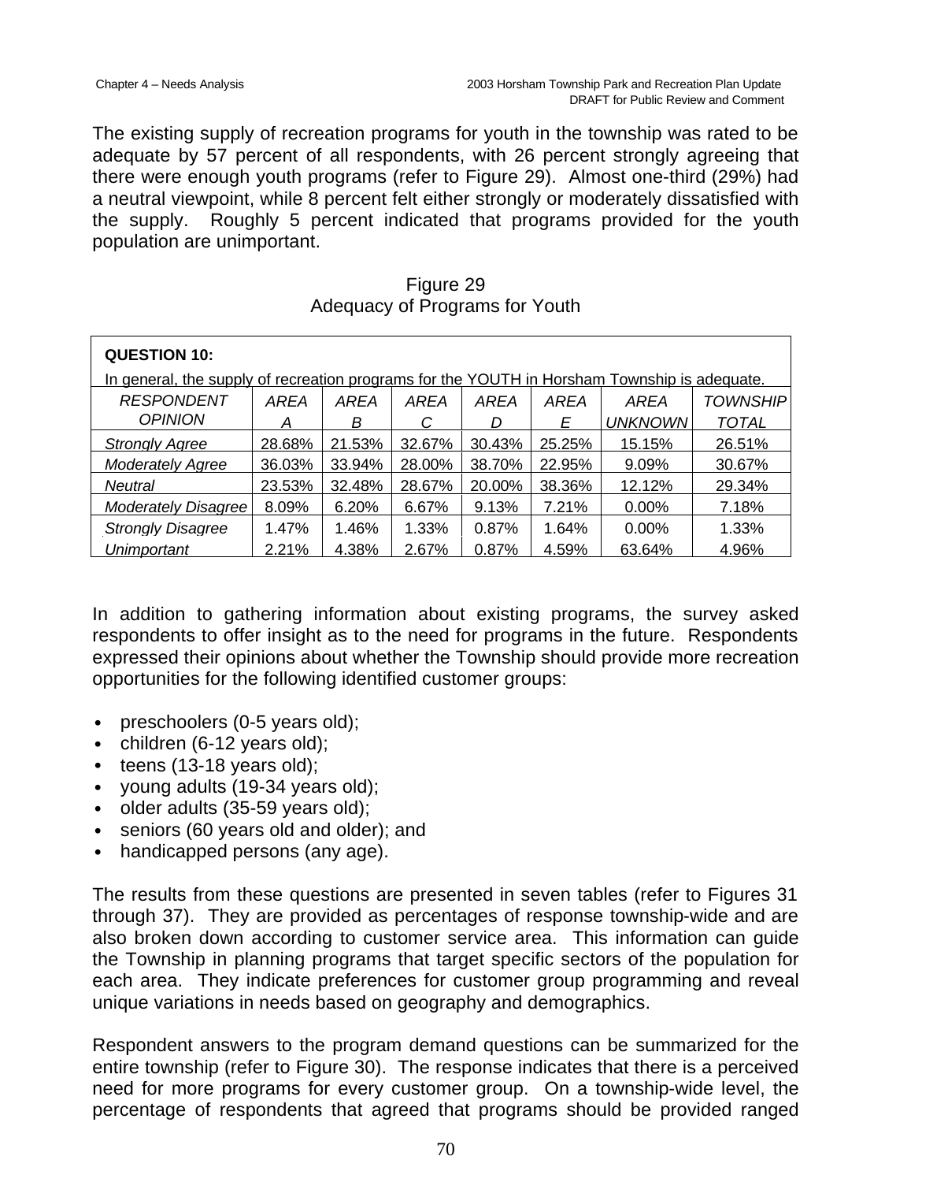The existing supply of recreation programs for youth in the township was rated to be adequate by 57 percent of all respondents, with 26 percent strongly agreeing that there were enough youth programs (refer to Figure 29). Almost one-third (29%) had a neutral viewpoint, while 8 percent felt either strongly or moderately dissatisfied with the supply. Roughly 5 percent indicated that programs provided for the youth population are unimportant.

Figure 29
Adequacy of Programs for Youth

**QUESTION 10:**

In general, the supply of recreation programs for the YOUTH in Horsham Township is adequate.

| *RESPONDENT OPINION* | *AREA A* | *AREA B* | *AREA C* | *AREA D* | *AREA E* | *AREA UNKNOWN* | *TOWNSHIP TOTAL* |
|---|---|---|---|---|---|---|---|
| *Strongly Agree* | 28.68% | 21.53% | 32.67% | 30.43% | 25.25% | 15.15% | 26.51% |
| *Moderately Agree* | 36.03% | 33.94% | 28.00% | 38.70% | 22.95% | 9.09% | 30.67% |
| *Neutral* | 23.53% | 32.48% | 28.67% | 20.00% | 38.36% | 12.12% | 29.34% |
| *Moderately Disagree* | 8.09% | 6.20% | 6.67% | 9.13% | 7.21% | 0.00% | 7.18% |
| *Strongly Disagree* | 1.47% | 1.46% | 1.33% | 0.87% | 1.64% | 0.00% | 1.33% |
| *Unimportant* | 2.21% | 4.38% | 2.67% | 0.87% | 4.59% | 63.64% | 4.96% |

In addition to gathering information about existing programs, the survey asked respondents to offer insight as to the need for programs in the future. Respondents expressed their opinions about whether the Township should provide more recreation opportunities for the following identified customer groups:

- preschoolers (0-5 years old);
- children (6-12 years old);
- teens (13-18 years old);
- young adults (19-34 years old);
- older adults (35-59 years old);
- seniors (60 years old and older); and
- handicapped persons (any age).

The results from these questions are presented in seven tables (refer to Figures 31 through 37). They are provided as percentages of response township-wide and are also broken down according to customer service area. This information can guide the Township in planning programs that target specific sectors of the population for each area. They indicate preferences for customer group programming and reveal unique variations in needs based on geography and demographics.

Respondent answers to the program demand questions can be summarized for the entire township (refer to Figure 30). The response indicates that there is a perceived need for more programs for every customer group. On a township-wide level, the percentage of respondents that agreed that programs should be provided ranged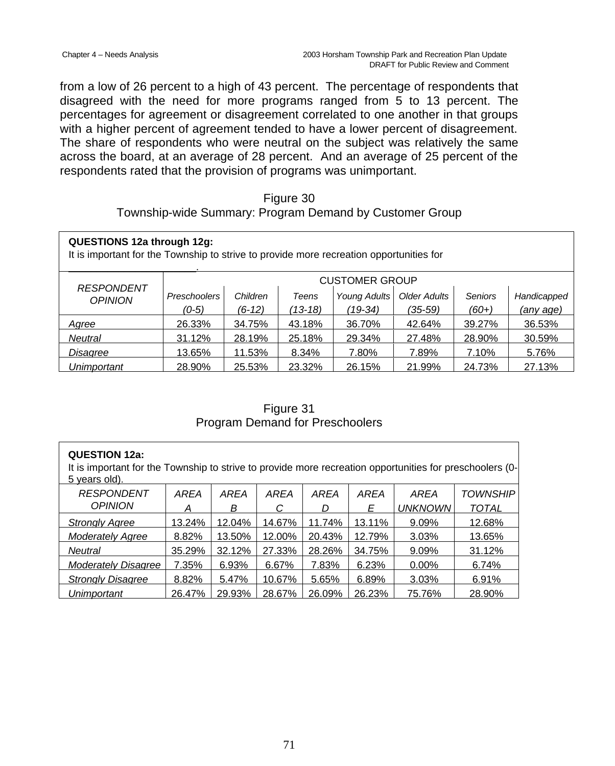from a low of 26 percent to a high of 43 percent. The percentage of respondents that disagreed with the need for more programs ranged from 5 to 13 percent. The percentages for agreement or disagreement correlated to one another in that groups with a higher percent of agreement tended to have a lower percent of disagreement. The share of respondents who were neutral on the subject was relatively the same across the board, at an average of 28 percent. And an average of 25 percent of the respondents rated that the provision of programs was unimportant.

Figure 30
Township-wide Summary: Program Demand by Customer Group

**QUESTIONS 12a through 12g:**
It is important for the Township to strive to provide more recreation opportunities for _______________________.

| RESPONDENT OPINION | CUSTOMER GROUP | | | | | | |
|---|---|---|---|---|---|---|---|
| | *Preschoolers (0-5)* | *Children (6-12)* | *Teens (13-18)* | *Young Adults (19-34)* | *Older Adults (35-59)* | *Seniors (60+)* | *Handicapped (any age)* |
| *Agree* | 26.33% | 34.75% | 43.18% | 36.70% | 42.64% | 39.27% | 36.53% |
| *Neutral* | 31.12% | 28.19% | 25.18% | 29.34% | 27.48% | 28.90% | 30.59% |
| *Disagree* | 13.65% | 11.53% | 8.34% | 7.80% | 7.89% | 7.10% | 5.76% |
| *Unimportant* | 28.90% | 25.53% | 23.32% | 26.15% | 21.99% | 24.73% | 27.13% |

Figure 31
Program Demand for Preschoolers

**QUESTION 12a:**
It is important for the Township to strive to provide more recreation opportunities for preschoolers (0-5 years old).

| *RESPONDENT OPINION* | *AREA A* | *AREA B* | *AREA C* | *AREA D* | *AREA E* | *AREA UNKNOWN* | *TOWNSHIP TOTAL* |
|---|---|---|---|---|---|---|---|
| *Strongly Agree* | 13.24% | 12.04% | 14.67% | 11.74% | 13.11% | 9.09% | 12.68% |
| *Moderately Agree* | 8.82% | 13.50% | 12.00% | 20.43% | 12.79% | 3.03% | 13.65% |
| *Neutral* | 35.29% | 32.12% | 27.33% | 28.26% | 34.75% | 9.09% | 31.12% |
| *Moderately Disagree* | 7.35% | 6.93% | 6.67% | 7.83% | 6.23% | 0.00% | 6.74% |
| *Strongly Disagree* | 8.82% | 5.47% | 10.67% | 5.65% | 6.89% | 3.03% | 6.91% |
| *Unimportant* | 26.47% | 29.93% | 28.67% | 26.09% | 26.23% | 75.76% | 28.90% |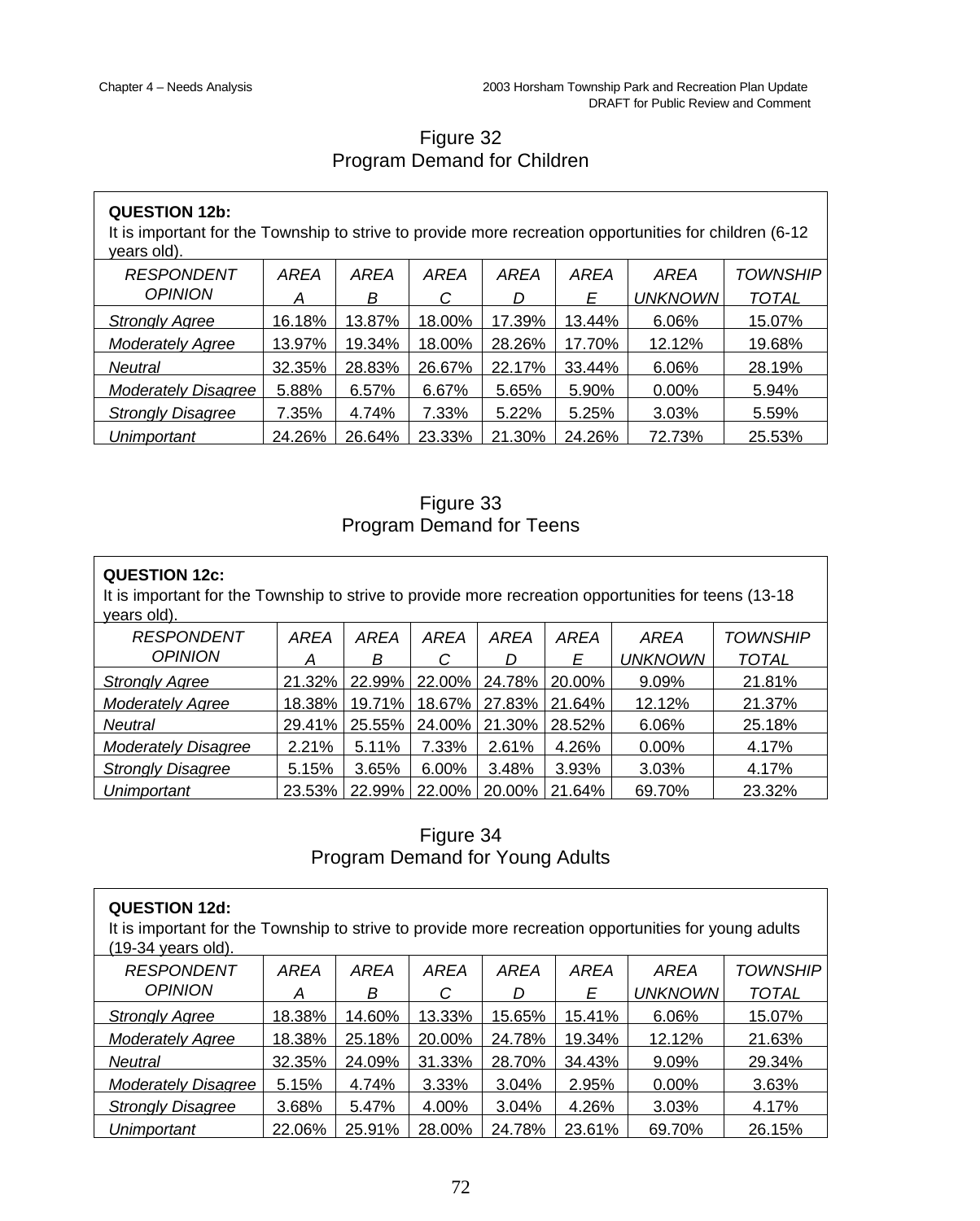## Figure 32
## Program Demand for Children

**QUESTION 12b:**
It is important for the Township to strive to provide more recreation opportunities for children (6-12 years old).

| *RESPONDENT OPINION* | *AREA A* | *AREA B* | *AREA C* | *AREA D* | *AREA E* | *AREA UNKNOWN* | *TOWNSHIP TOTAL* |
|---|---|---|---|---|---|---|---|
| *Strongly Agree* | 16.18% | 13.87% | 18.00% | 17.39% | 13.44% | 6.06% | 15.07% |
| *Moderately Agree* | 13.97% | 19.34% | 18.00% | 28.26% | 17.70% | 12.12% | 19.68% |
| *Neutral* | 32.35% | 28.83% | 26.67% | 22.17% | 33.44% | 6.06% | 28.19% |
| *Moderately Disagree* | 5.88% | 6.57% | 6.67% | 5.65% | 5.90% | 0.00% | 5.94% |
| *Strongly Disagree* | 7.35% | 4.74% | 7.33% | 5.22% | 5.25% | 3.03% | 5.59% |
| *Unimportant* | 24.26% | 26.64% | 23.33% | 21.30% | 24.26% | 72.73% | 25.53% |

## Figure 33
## Program Demand for Teens

**QUESTION 12c:**
It is important for the Township to strive to provide more recreation opportunities for teens (13-18 years old).

| *RESPONDENT OPINION* | *AREA A* | *AREA B* | *AREA C* | *AREA D* | *AREA E* | *AREA UNKNOWN* | *TOWNSHIP TOTAL* |
|---|---|---|---|---|---|---|---|
| *Strongly Agree* | 21.32% | 22.99% | 22.00% | 24.78% | 20.00% | 9.09% | 21.81% |
| *Moderately Agree* | 18.38% | 19.71% | 18.67% | 27.83% | 21.64% | 12.12% | 21.37% |
| *Neutral* | 29.41% | 25.55% | 24.00% | 21.30% | 28.52% | 6.06% | 25.18% |
| *Moderately Disagree* | 2.21% | 5.11% | 7.33% | 2.61% | 4.26% | 0.00% | 4.17% |
| *Strongly Disagree* | 5.15% | 3.65% | 6.00% | 3.48% | 3.93% | 3.03% | 4.17% |
| *Unimportant* | 23.53% | 22.99% | 22.00% | 20.00% | 21.64% | 69.70% | 23.32% |

## Figure 34
## Program Demand for Young Adults

**QUESTION 12d:**
It is important for the Township to strive to provide more recreation opportunities for young adults (19-34 years old).

| *RESPONDENT OPINION* | *AREA A* | *AREA B* | *AREA C* | *AREA D* | *AREA E* | *AREA UNKNOWN* | *TOWNSHIP TOTAL* |
|---|---|---|---|---|---|---|---|
| *Strongly Agree* | 18.38% | 14.60% | 13.33% | 15.65% | 15.41% | 6.06% | 15.07% |
| *Moderately Agree* | 18.38% | 25.18% | 20.00% | 24.78% | 19.34% | 12.12% | 21.63% |
| *Neutral* | 32.35% | 24.09% | 31.33% | 28.70% | 34.43% | 9.09% | 29.34% |
| *Moderately Disagree* | 5.15% | 4.74% | 3.33% | 3.04% | 2.95% | 0.00% | 3.63% |
| *Strongly Disagree* | 3.68% | 5.47% | 4.00% | 3.04% | 4.26% | 3.03% | 4.17% |
| *Unimportant* | 22.06% | 25.91% | 28.00% | 24.78% | 23.61% | 69.70% | 26.15% |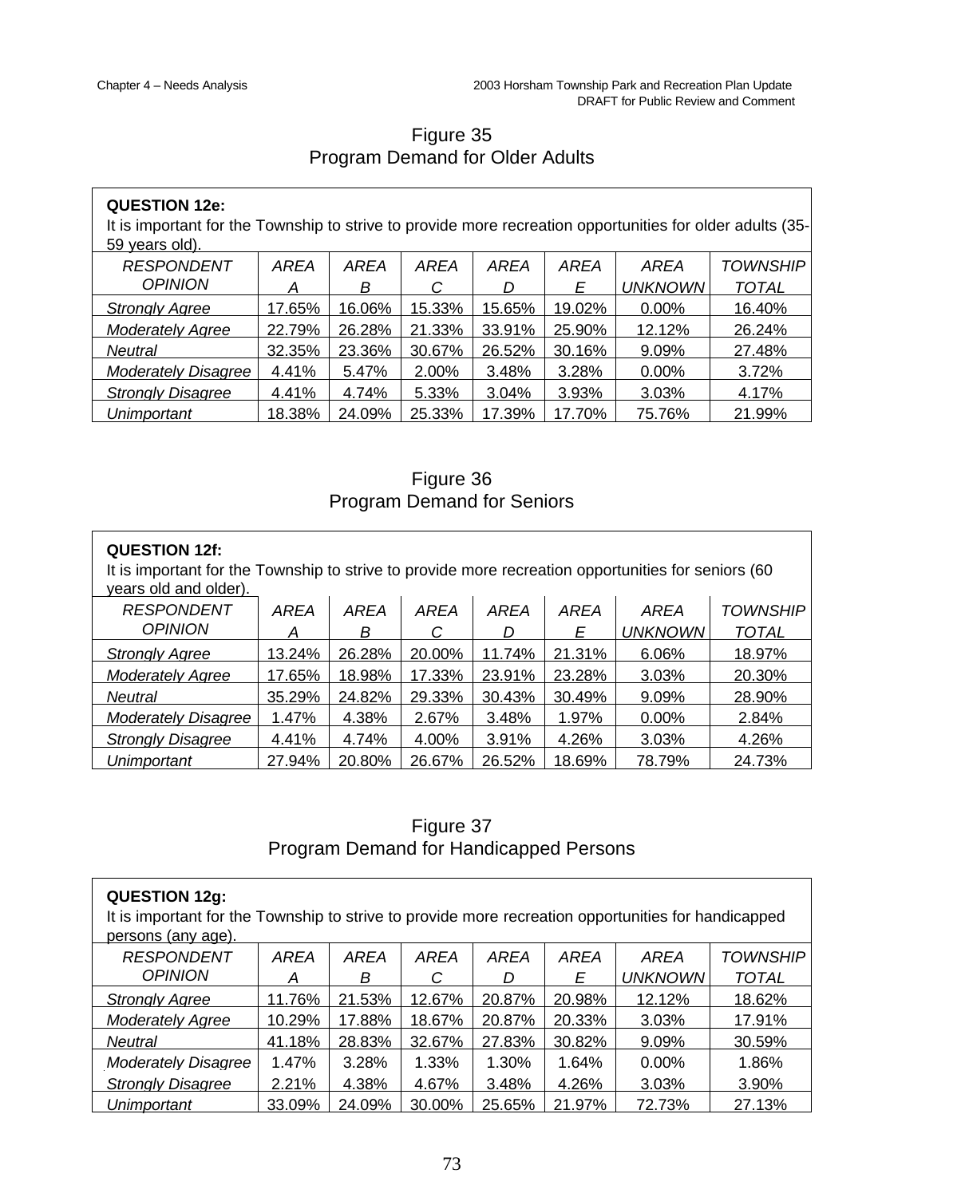## Figure 35
## Program Demand for Older Adults

**QUESTION 12e:**
It is important for the Township to strive to provide more recreation opportunities for older adults (35-59 years old).

| *RESPONDENT OPINION* | *AREA A* | *AREA B* | *AREA C* | *AREA D* | *AREA E* | *AREA UNKNOWN* | *TOWNSHIP TOTAL* |
|---|---|---|---|---|---|---|---|
| *Strongly Agree* | 17.65% | 16.06% | 15.33% | 15.65% | 19.02% | 0.00% | 16.40% |
| *Moderately Agree* | 22.79% | 26.28% | 21.33% | 33.91% | 25.90% | 12.12% | 26.24% |
| *Neutral* | 32.35% | 23.36% | 30.67% | 26.52% | 30.16% | 9.09% | 27.48% |
| *Moderately Disagree* | 4.41% | 5.47% | 2.00% | 3.48% | 3.28% | 0.00% | 3.72% |
| *Strongly Disagree* | 4.41% | 4.74% | 5.33% | 3.04% | 3.93% | 3.03% | 4.17% |
| *Unimportant* | 18.38% | 24.09% | 25.33% | 17.39% | 17.70% | 75.76% | 21.99% |

## Figure 36
## Program Demand for Seniors

**QUESTION 12f:**
It is important for the Township to strive to provide more recreation opportunities for seniors (60 years old and older).

| *RESPONDENT OPINION* | *AREA A* | *AREA B* | *AREA C* | *AREA D* | *AREA E* | *AREA UNKNOWN* | *TOWNSHIP TOTAL* |
|---|---|---|---|---|---|---|---|
| *Strongly Agree* | 13.24% | 26.28% | 20.00% | 11.74% | 21.31% | 6.06% | 18.97% |
| *Moderately Agree* | 17.65% | 18.98% | 17.33% | 23.91% | 23.28% | 3.03% | 20.30% |
| *Neutral* | 35.29% | 24.82% | 29.33% | 30.43% | 30.49% | 9.09% | 28.90% |
| *Moderately Disagree* | 1.47% | 4.38% | 2.67% | 3.48% | 1.97% | 0.00% | 2.84% |
| *Strongly Disagree* | 4.41% | 4.74% | 4.00% | 3.91% | 4.26% | 3.03% | 4.26% |
| *Unimportant* | 27.94% | 20.80% | 26.67% | 26.52% | 18.69% | 78.79% | 24.73% |

## Figure 37
## Program Demand for Handicapped Persons

**QUESTION 12g:**
It is important for the Township to strive to provide more recreation opportunities for handicapped persons (any age).

| *RESPONDENT OPINION* | *AREA A* | *AREA B* | *AREA C* | *AREA D* | *AREA E* | *AREA UNKNOWN* | *TOWNSHIP TOTAL* |
|---|---|---|---|---|---|---|---|
| *Strongly Agree* | 11.76% | 21.53% | 12.67% | 20.87% | 20.98% | 12.12% | 18.62% |
| *Moderately Agree* | 10.29% | 17.88% | 18.67% | 20.87% | 20.33% | 3.03% | 17.91% |
| *Neutral* | 41.18% | 28.83% | 32.67% | 27.83% | 30.82% | 9.09% | 30.59% |
| *Moderately Disagree* | 1.47% | 3.28% | 1.33% | 1.30% | 1.64% | 0.00% | 1.86% |
| *Strongly Disagree* | 2.21% | 4.38% | 4.67% | 3.48% | 4.26% | 3.03% | 3.90% |
| *Unimportant* | 33.09% | 24.09% | 30.00% | 25.65% | 21.97% | 72.73% | 27.13% |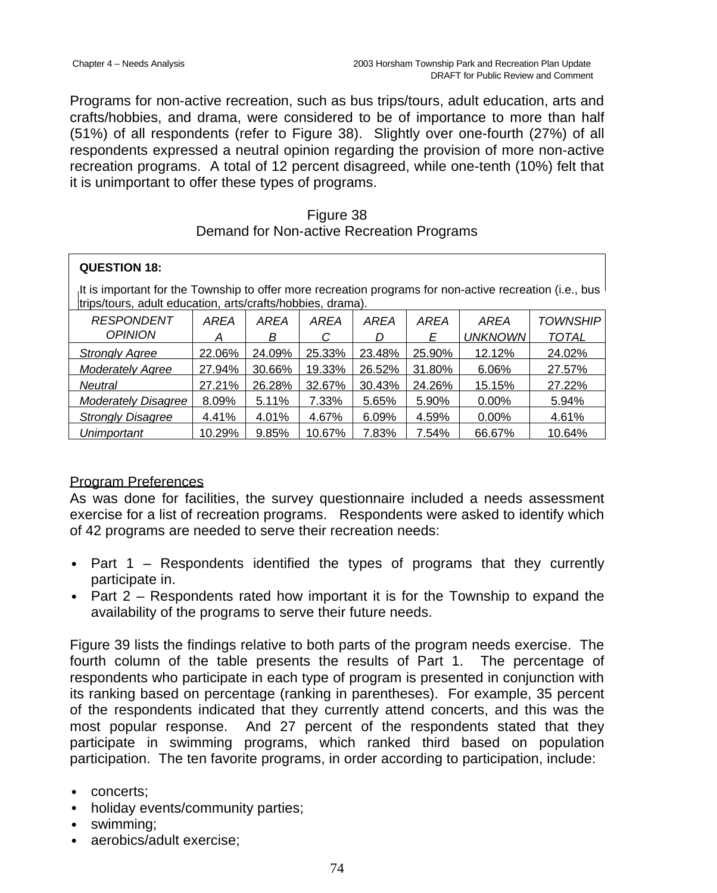Programs for non-active recreation, such as bus trips/tours, adult education, arts and crafts/hobbies, and drama, were considered to be of importance to more than half (51%) of all respondents (refer to Figure 38). Slightly over one-fourth (27%) of all respondents expressed a neutral opinion regarding the provision of more non-active recreation programs. A total of 12 percent disagreed, while one-tenth (10%) felt that it is unimportant to offer these types of programs.

Figure 38
Demand for Non-active Recreation Programs

**QUESTION 18:**

It is important for the Township to offer more recreation programs for non-active recreation (i.e., bus trips/tours, adult education, arts/crafts/hobbies, drama).

| *RESPONDENT OPINION* | *AREA A* | *AREA B* | *AREA C* | *AREA D* | *AREA E* | *AREA UNKNOWN* | *TOWNSHIP TOTAL* |
|---|---|---|---|---|---|---|---|
| *Strongly Agree* | 22.06% | 24.09% | 25.33% | 23.48% | 25.90% | 12.12% | 24.02% |
| *Moderately Agree* | 27.94% | 30.66% | 19.33% | 26.52% | 31.80% | 6.06% | 27.57% |
| *Neutral* | 27.21% | 26.28% | 32.67% | 30.43% | 24.26% | 15.15% | 27.22% |
| *Moderately Disagree* | 8.09% | 5.11% | 7.33% | 5.65% | 5.90% | 0.00% | 5.94% |
| *Strongly Disagree* | 4.41% | 4.01% | 4.67% | 6.09% | 4.59% | 0.00% | 4.61% |
| *Unimportant* | 10.29% | 9.85% | 10.67% | 7.83% | 7.54% | 66.67% | 10.64% |

Program Preferences

As was done for facilities, the survey questionnaire included a needs assessment exercise for a list of recreation programs. Respondents were asked to identify which of 42 programs are needed to serve their recreation needs:

- Part 1 – Respondents identified the types of programs that they currently participate in.
- Part 2 – Respondents rated how important it is for the Township to expand the availability of the programs to serve their future needs.

Figure 39 lists the findings relative to both parts of the program needs exercise. The fourth column of the table presents the results of Part 1. The percentage of respondents who participate in each type of program is presented in conjunction with its ranking based on percentage (ranking in parentheses). For example, 35 percent of the respondents indicated that they currently attend concerts, and this was the most popular response. And 27 percent of the respondents stated that they participate in swimming programs, which ranked third based on population participation. The ten favorite programs, in order according to participation, include:

- concerts;
- holiday events/community parties;
- swimming;
- aerobics/adult exercise;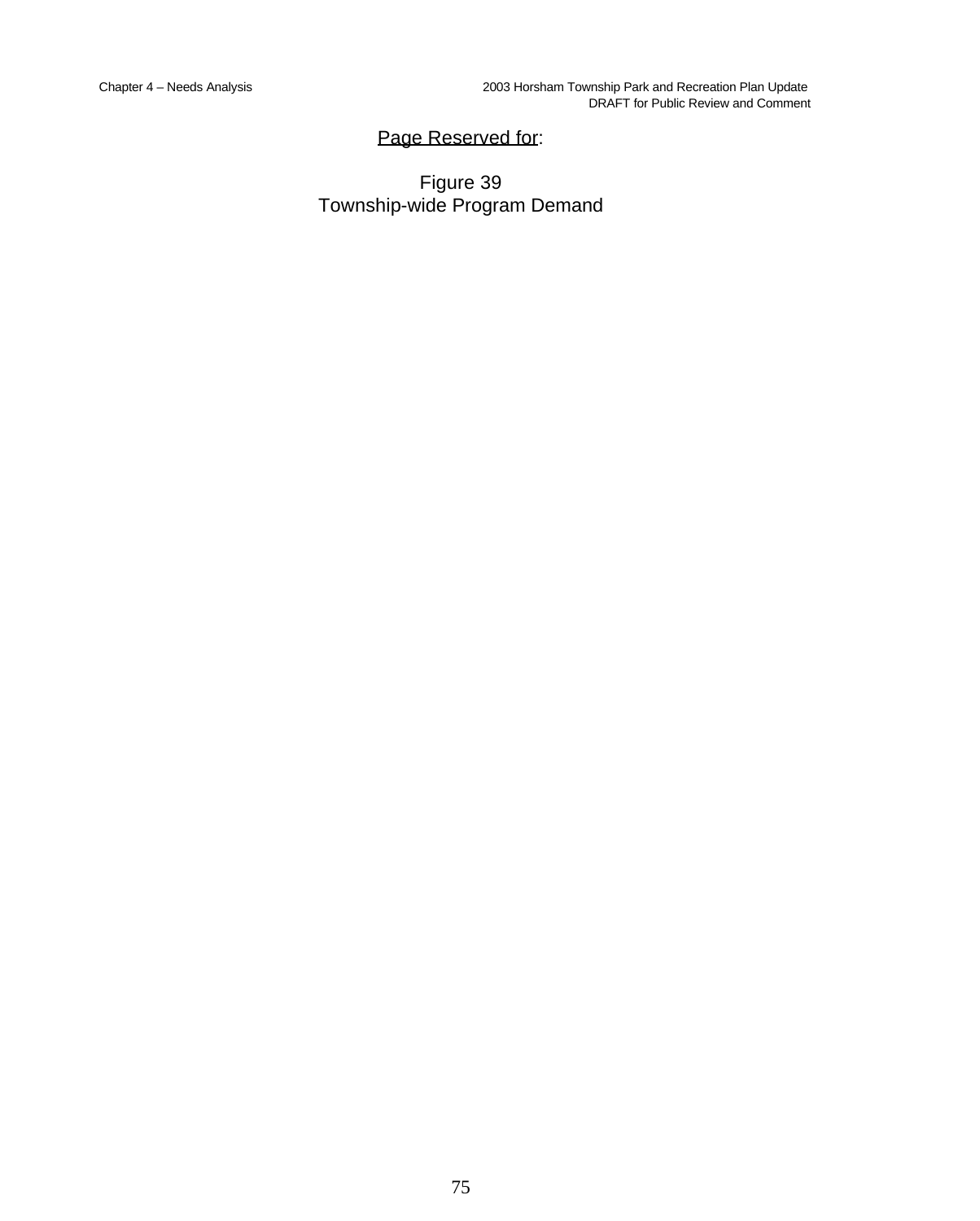Page Reserved for:

Figure 39
Township-wide Program Demand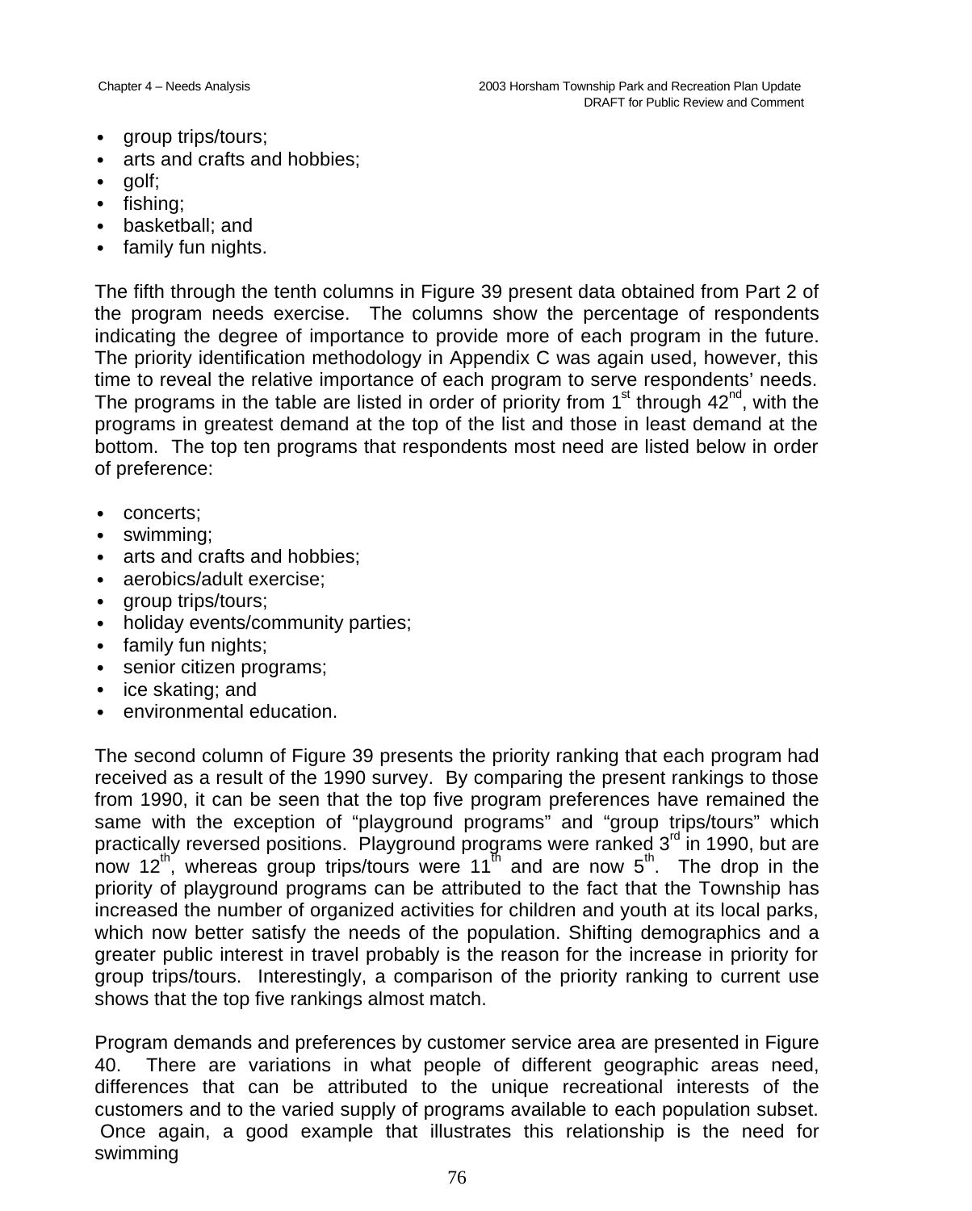- group trips/tours;
- arts and crafts and hobbies;
- golf;
- fishing;
- basketball; and
- family fun nights.

The fifth through the tenth columns in Figure 39 present data obtained from Part 2 of the program needs exercise. The columns show the percentage of respondents indicating the degree of importance to provide more of each program in the future. The priority identification methodology in Appendix C was again used, however, this time to reveal the relative importance of each program to serve respondents' needs. The programs in the table are listed in order of priority from 1st through 42nd, with the programs in greatest demand at the top of the list and those in least demand at the bottom. The top ten programs that respondents most need are listed below in order of preference:

- concerts;
- swimming;
- arts and crafts and hobbies;
- aerobics/adult exercise;
- group trips/tours;
- holiday events/community parties;
- family fun nights;
- senior citizen programs;
- ice skating; and
- environmental education.

The second column of Figure 39 presents the priority ranking that each program had received as a result of the 1990 survey. By comparing the present rankings to those from 1990, it can be seen that the top five program preferences have remained the same with the exception of "playground programs" and "group trips/tours" which practically reversed positions. Playground programs were ranked 3rd in 1990, but are now 12th, whereas group trips/tours were 11th and are now 5th. The drop in the priority of playground programs can be attributed to the fact that the Township has increased the number of organized activities for children and youth at its local parks, which now better satisfy the needs of the population. Shifting demographics and a greater public interest in travel probably is the reason for the increase in priority for group trips/tours. Interestingly, a comparison of the priority ranking to current use shows that the top five rankings almost match.

Program demands and preferences by customer service area are presented in Figure 40. There are variations in what people of different geographic areas need, differences that can be attributed to the unique recreational interests of the customers and to the varied supply of programs available to each population subset. Once again, a good example that illustrates this relationship is the need for swimming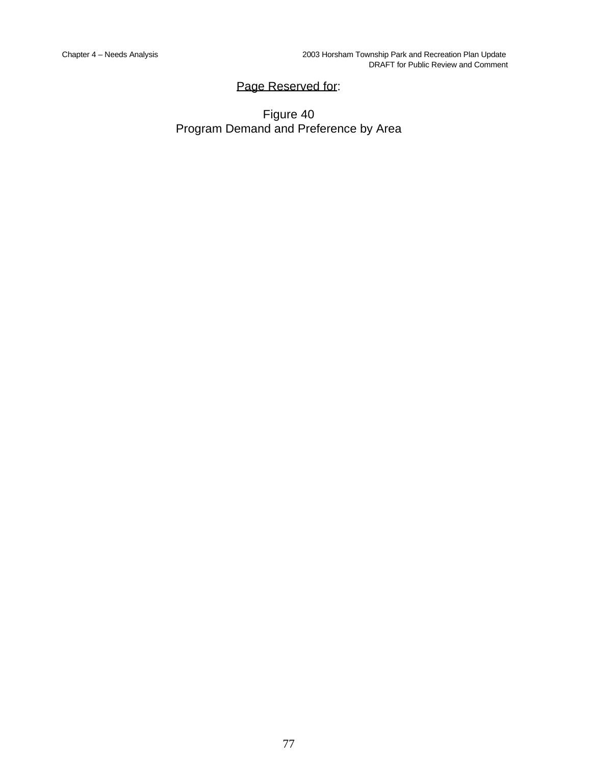<u>Page Reserved for</u>:

Figure 40
Program Demand and Preference by Area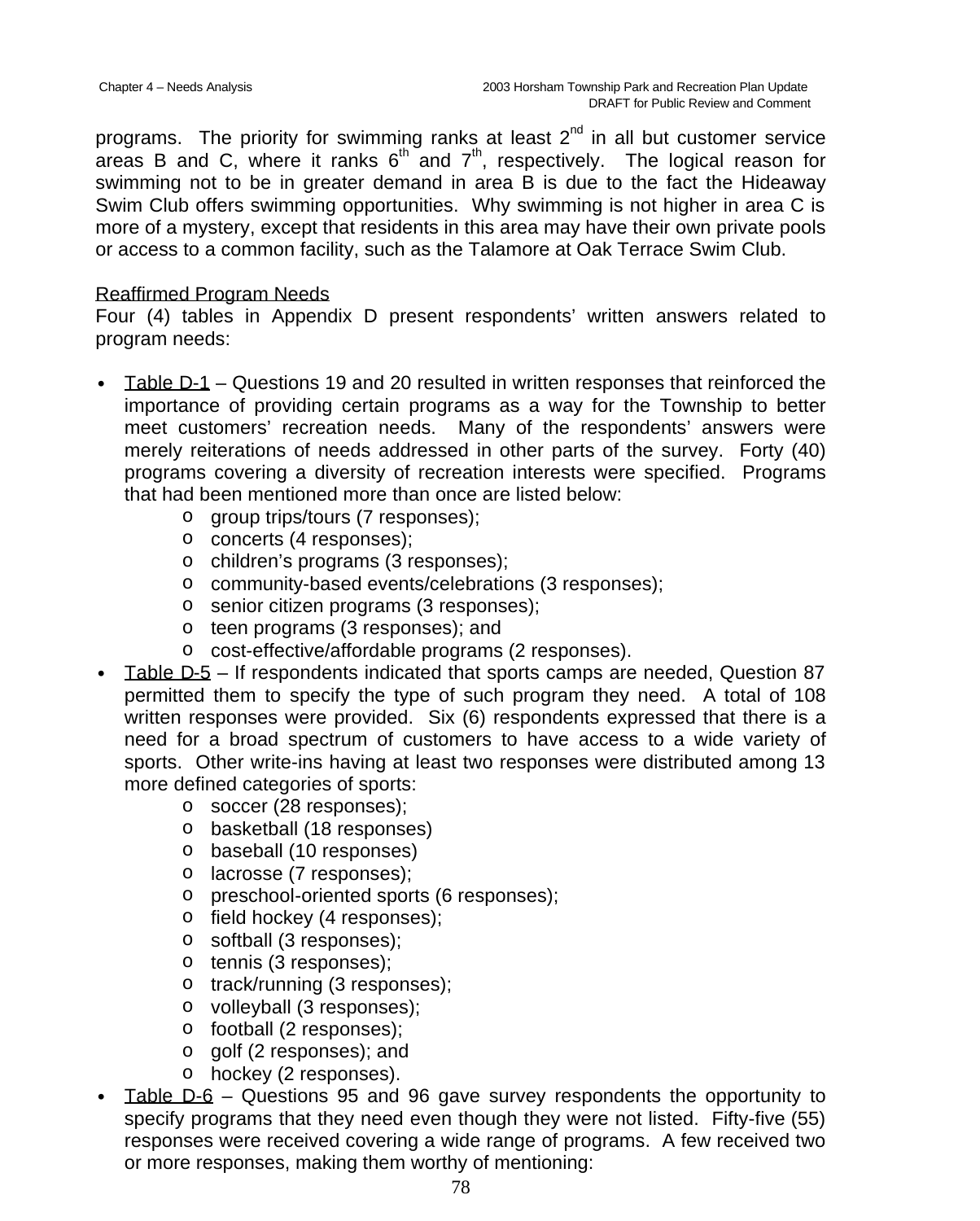programs. The priority for swimming ranks at least 2nd in all but customer service areas B and C, where it ranks 6th and 7th, respectively. The logical reason for swimming not to be in greater demand in area B is due to the fact the Hideaway Swim Club offers swimming opportunities. Why swimming is not higher in area C is more of a mystery, except that residents in this area may have their own private pools or access to a common facility, such as the Talamore at Oak Terrace Swim Club.

Reaffirmed Program Needs

Four (4) tables in Appendix D present respondents' written answers related to program needs:

- Table D-1 – Questions 19 and 20 resulted in written responses that reinforced the importance of providing certain programs as a way for the Township to better meet customers' recreation needs. Many of the respondents' answers were merely reiterations of needs addressed in other parts of the survey. Forty (40) programs covering a diversity of recreation interests were specified. Programs that had been mentioned more than once are listed below:
  - group trips/tours (7 responses);
  - concerts (4 responses);
  - children's programs (3 responses);
  - community-based events/celebrations (3 responses);
  - senior citizen programs (3 responses);
  - teen programs (3 responses); and
  - cost-effective/affordable programs (2 responses).
- Table D-5 – If respondents indicated that sports camps are needed, Question 87 permitted them to specify the type of such program they need. A total of 108 written responses were provided. Six (6) respondents expressed that there is a need for a broad spectrum of customers to have access to a wide variety of sports. Other write-ins having at least two responses were distributed among 13 more defined categories of sports:
  - soccer (28 responses);
  - basketball (18 responses)
  - baseball (10 responses)
  - lacrosse (7 responses);
  - preschool-oriented sports (6 responses);
  - field hockey (4 responses);
  - softball (3 responses);
  - tennis (3 responses);
  - track/running (3 responses);
  - volleyball (3 responses);
  - football (2 responses);
  - golf (2 responses); and
  - hockey (2 responses).
- Table D-6 – Questions 95 and 96 gave survey respondents the opportunity to specify programs that they need even though they were not listed. Fifty-five (55) responses were received covering a wide range of programs. A few received two or more responses, making them worthy of mentioning: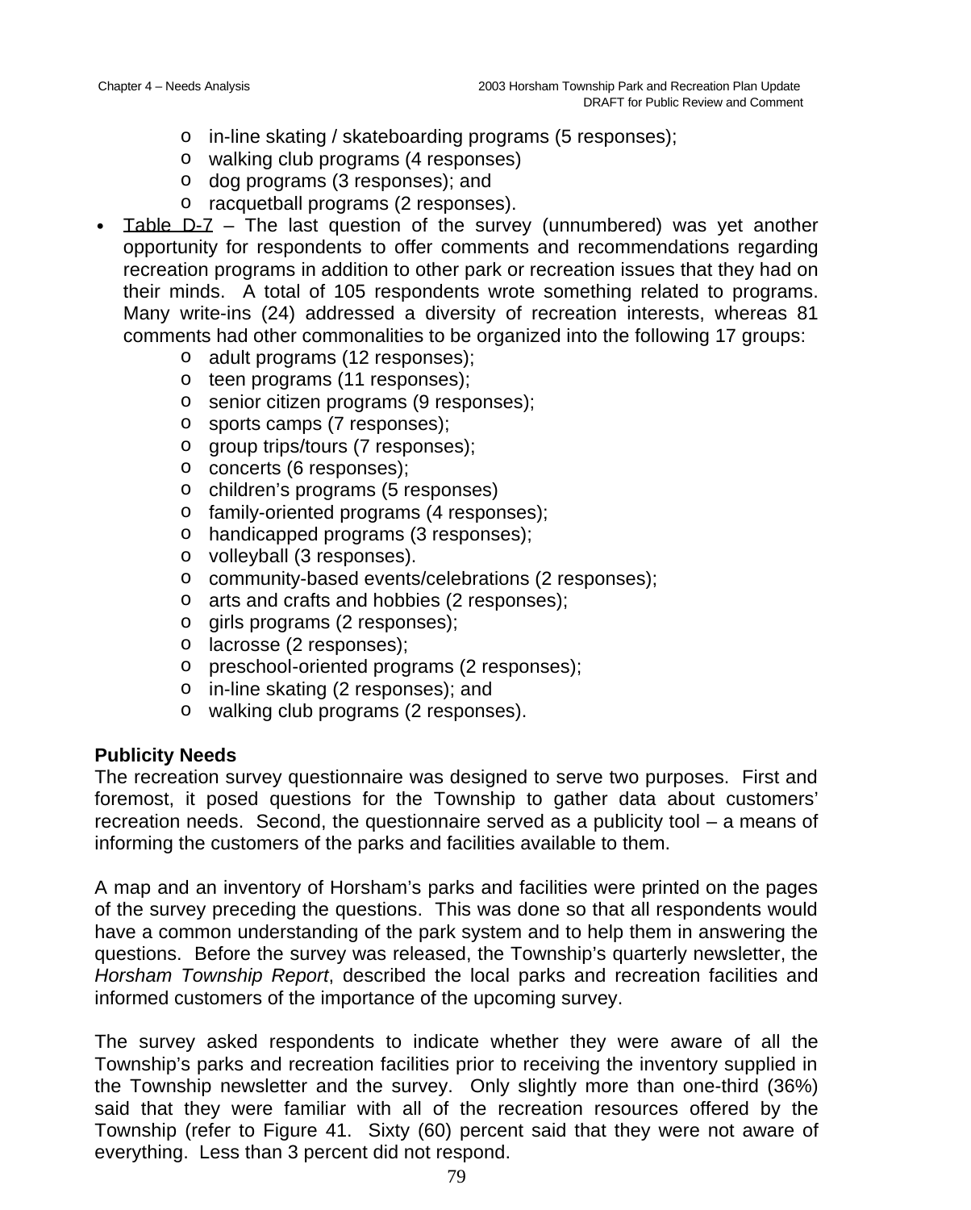- in-line skating / skateboarding programs (5 responses);
- walking club programs (4 responses)
- dog programs (3 responses); and
- racquetball programs (2 responses).

- Table D-7 – The last question of the survey (unnumbered) was yet another opportunity for respondents to offer comments and recommendations regarding recreation programs in addition to other park or recreation issues that they had on their minds. A total of 105 respondents wrote something related to programs. Many write-ins (24) addressed a diversity of recreation interests, whereas 81 comments had other commonalities to be organized into the following 17 groups:
  - adult programs (12 responses);
  - teen programs (11 responses);
  - senior citizen programs (9 responses);
  - sports camps (7 responses);
  - group trips/tours (7 responses);
  - concerts (6 responses);
  - children's programs (5 responses)
  - family-oriented programs (4 responses);
  - handicapped programs (3 responses);
  - volleyball (3 responses).
  - community-based events/celebrations (2 responses);
  - arts and crafts and hobbies (2 responses);
  - girls programs (2 responses);
  - lacrosse (2 responses);
  - preschool-oriented programs (2 responses);
  - in-line skating (2 responses); and
  - walking club programs (2 responses).

**Publicity Needs**

The recreation survey questionnaire was designed to serve two purposes. First and foremost, it posed questions for the Township to gather data about customers' recreation needs. Second, the questionnaire served as a publicity tool – a means of informing the customers of the parks and facilities available to them.

A map and an inventory of Horsham's parks and facilities were printed on the pages of the survey preceding the questions. This was done so that all respondents would have a common understanding of the park system and to help them in answering the questions. Before the survey was released, the Township's quarterly newsletter, the *Horsham Township Report*, described the local parks and recreation facilities and informed customers of the importance of the upcoming survey.

The survey asked respondents to indicate whether they were aware of all the Township's parks and recreation facilities prior to receiving the inventory supplied in the Township newsletter and the survey. Only slightly more than one-third (36%) said that they were familiar with all of the recreation resources offered by the Township (refer to Figure 41. Sixty (60) percent said that they were not aware of everything. Less than 3 percent did not respond.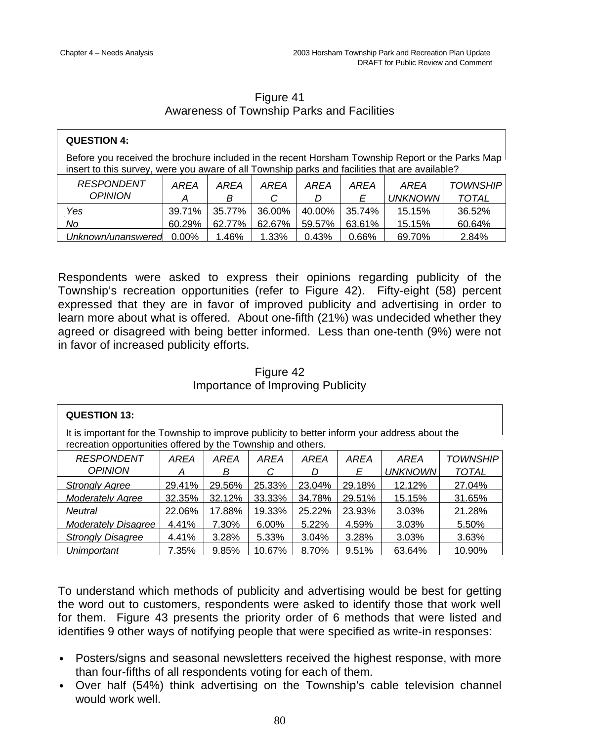Figure 41
Awareness of Township Parks and Facilities

**QUESTION 4:**

Before you received the brochure included in the recent Horsham Township Report or the Parks Map insert to this survey, were you aware of all Township parks and facilities that are available?

| *RESPONDENT OPINION* | *AREA A* | *AREA B* | *AREA C* | *AREA D* | *AREA E* | *AREA UNKNOWN* | *TOWNSHIP TOTAL* |
|---|---|---|---|---|---|---|---|
| *Yes* | 39.71% | 35.77% | 36.00% | 40.00% | 35.74% | 15.15% | 36.52% |
| *No* | 60.29% | 62.77% | 62.67% | 59.57% | 63.61% | 15.15% | 60.64% |
| *Unknown/unanswered* | 0.00% | 1.46% | 1.33% | 0.43% | 0.66% | 69.70% | 2.84% |

Respondents were asked to express their opinions regarding publicity of the Township's recreation opportunities (refer to Figure 42). Fifty-eight (58) percent expressed that they are in favor of improved publicity and advertising in order to learn more about what is offered. About one-fifth (21%) was undecided whether they agreed or disagreed with being better informed. Less than one-tenth (9%) were not in favor of increased publicity efforts.

Figure 42
Importance of Improving Publicity

**QUESTION 13:**

It is important for the Township to improve publicity to better inform your address about the recreation opportunities offered by the Township and others.

| *RESPONDENT OPINION* | *AREA A* | *AREA B* | *AREA C* | *AREA D* | *AREA E* | *AREA UNKNOWN* | *TOWNSHIP TOTAL* |
|---|---|---|---|---|---|---|---|
| *Strongly Agree* | 29.41% | 29.56% | 25.33% | 23.04% | 29.18% | 12.12% | 27.04% |
| *Moderately Agree* | 32.35% | 32.12% | 33.33% | 34.78% | 29.51% | 15.15% | 31.65% |
| *Neutral* | 22.06% | 17.88% | 19.33% | 25.22% | 23.93% | 3.03% | 21.28% |
| *Moderately Disagree* | 4.41% | 7.30% | 6.00% | 5.22% | 4.59% | 3.03% | 5.50% |
| *Strongly Disagree* | 4.41% | 3.28% | 5.33% | 3.04% | 3.28% | 3.03% | 3.63% |
| *Unimportant* | 7.35% | 9.85% | 10.67% | 8.70% | 9.51% | 63.64% | 10.90% |

To understand which methods of publicity and advertising would be best for getting the word out to customers, respondents were asked to identify those that work well for them. Figure 43 presents the priority order of 6 methods that were listed and identifies 9 other ways of notifying people that were specified as write-in responses:

- Posters/signs and seasonal newsletters received the highest response, with more than four-fifths of all respondents voting for each of them.
- Over half (54%) think advertising on the Township's cable television channel would work well.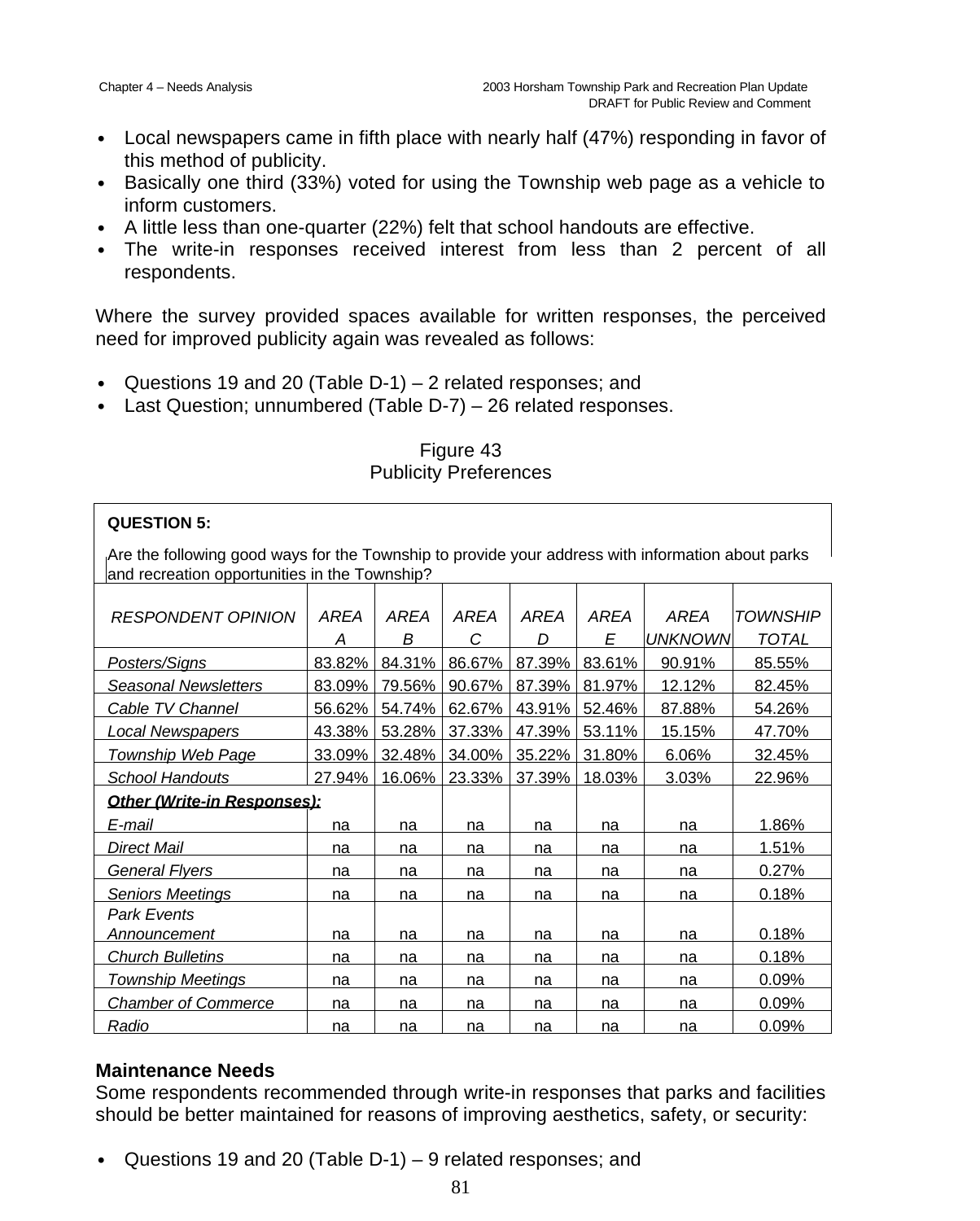- Local newspapers came in fifth place with nearly half (47%) responding in favor of this method of publicity.
- Basically one third (33%) voted for using the Township web page as a vehicle to inform customers.
- A little less than one-quarter (22%) felt that school handouts are effective.
- The write-in responses received interest from less than 2 percent of all respondents.

Where the survey provided spaces available for written responses, the perceived need for improved publicity again was revealed as follows:

- Questions 19 and 20 (Table D-1) – 2 related responses; and
- Last Question; unnumbered (Table D-7) – 26 related responses.

Figure 43
Publicity Preferences

**QUESTION 5:**

Are the following good ways for the Township to provide your address with information about parks and recreation opportunities in the Township?

| *RESPONDENT OPINION* | *AREA A* | *AREA B* | *AREA C* | *AREA D* | *AREA E* | *AREA UNKNOWN* | *TOWNSHIP TOTAL* |
|---|---|---|---|---|---|---|---|
| *Posters/Signs* | 83.82% | 84.31% | 86.67% | 87.39% | 83.61% | 90.91% | 85.55% |
| *Seasonal Newsletters* | 83.09% | 79.56% | 90.67% | 87.39% | 81.97% | 12.12% | 82.45% |
| *Cable TV Channel* | 56.62% | 54.74% | 62.67% | 43.91% | 52.46% | 87.88% | 54.26% |
| *Local Newspapers* | 43.38% | 53.28% | 37.33% | 47.39% | 53.11% | 15.15% | 47.70% |
| *Township Web Page* | 33.09% | 32.48% | 34.00% | 35.22% | 31.80% | 6.06% | 32.45% |
| *School Handouts* | 27.94% | 16.06% | 23.33% | 37.39% | 18.03% | 3.03% | 22.96% |
| ***Other (Write-in Responses):*** | | | | | | | |
| *E-mail* | na | na | na | na | na | na | 1.86% |
| *Direct Mail* | na | na | na | na | na | na | 1.51% |
| *General Flyers* | na | na | na | na | na | na | 0.27% |
| *Seniors Meetings* | na | na | na | na | na | na | 0.18% |
| *Park Events Announcement* | na | na | na | na | na | na | 0.18% |
| *Church Bulletins* | na | na | na | na | na | na | 0.18% |
| *Township Meetings* | na | na | na | na | na | na | 0.09% |
| *Chamber of Commerce* | na | na | na | na | na | na | 0.09% |
| *Radio* | na | na | na | na | na | na | 0.09% |

### Maintenance Needs

Some respondents recommended through write-in responses that parks and facilities should be better maintained for reasons of improving aesthetics, safety, or security:

- Questions 19 and 20 (Table D-1) – 9 related responses; and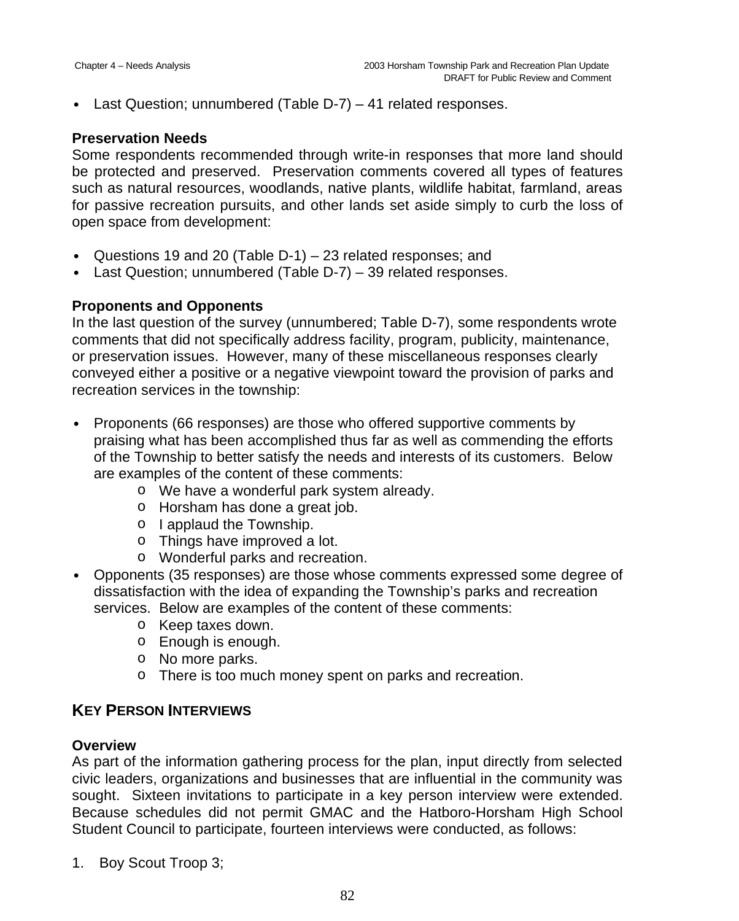- Last Question; unnumbered (Table D-7) – 41 related responses.

**Preservation Needs**
Some respondents recommended through write-in responses that more land should be protected and preserved. Preservation comments covered all types of features such as natural resources, woodlands, native plants, wildlife habitat, farmland, areas for passive recreation pursuits, and other lands set aside simply to curb the loss of open space from development:

- Questions 19 and 20 (Table D-1) – 23 related responses; and
- Last Question; unnumbered (Table D-7) – 39 related responses.

**Proponents and Opponents**
In the last question of the survey (unnumbered; Table D-7), some respondents wrote comments that did not specifically address facility, program, publicity, maintenance, or preservation issues. However, many of these miscellaneous responses clearly conveyed either a positive or a negative viewpoint toward the provision of parks and recreation services in the township:

- Proponents (66 responses) are those who offered supportive comments by praising what has been accomplished thus far as well as commending the efforts of the Township to better satisfy the needs and interests of its customers. Below are examples of the content of these comments:
    - We have a wonderful park system already.
    - Horsham has done a great job.
    - I applaud the Township.
    - Things have improved a lot.
    - Wonderful parks and recreation.
- Opponents (35 responses) are those whose comments expressed some degree of dissatisfaction with the idea of expanding the Township's parks and recreation services. Below are examples of the content of these comments:
    - Keep taxes down.
    - Enough is enough.
    - No more parks.
    - There is too much money spent on parks and recreation.

## KEY PERSON INTERVIEWS

**Overview**
As part of the information gathering process for the plan, input directly from selected civic leaders, organizations and businesses that are influential in the community was sought. Sixteen invitations to participate in a key person interview were extended. Because schedules did not permit GMAC and the Hatboro-Horsham High School Student Council to participate, fourteen interviews were conducted, as follows:

1. Boy Scout Troop 3;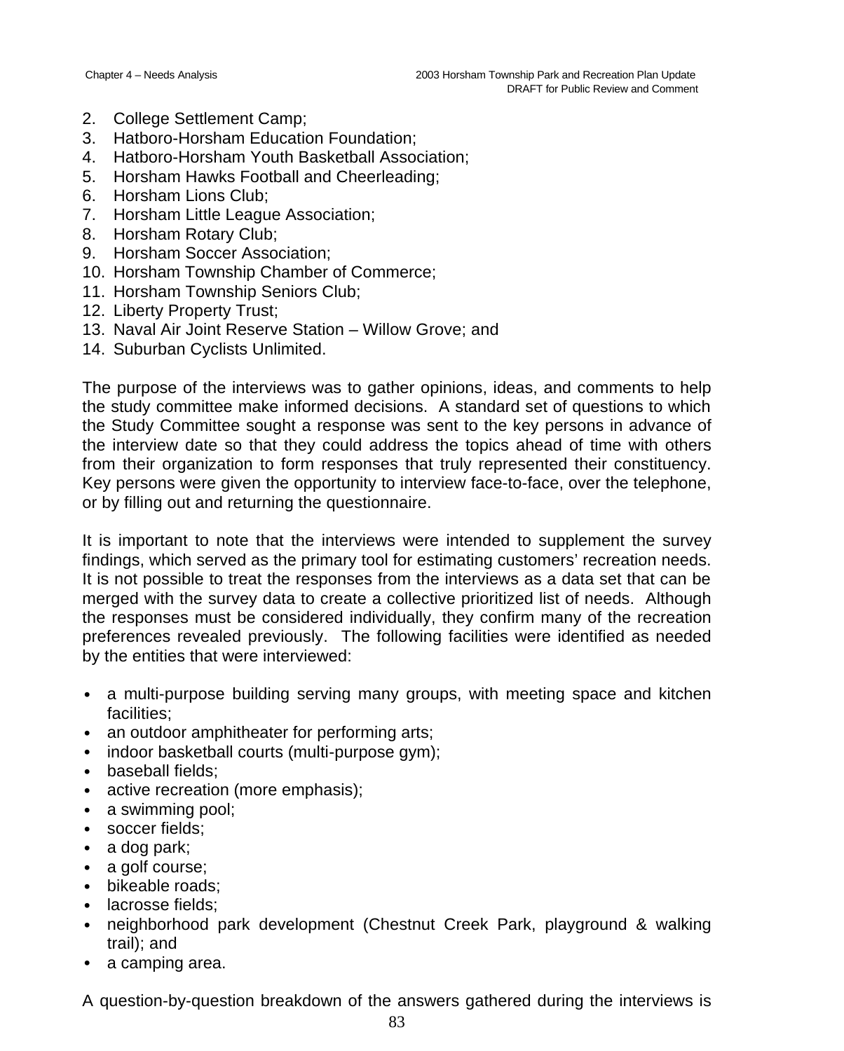2. College Settlement Camp;
3. Hatboro-Horsham Education Foundation;
4. Hatboro-Horsham Youth Basketball Association;
5. Horsham Hawks Football and Cheerleading;
6. Horsham Lions Club;
7. Horsham Little League Association;
8. Horsham Rotary Club;
9. Horsham Soccer Association;
10. Horsham Township Chamber of Commerce;
11. Horsham Township Seniors Club;
12. Liberty Property Trust;
13. Naval Air Joint Reserve Station – Willow Grove; and
14. Suburban Cyclists Unlimited.

The purpose of the interviews was to gather opinions, ideas, and comments to help the study committee make informed decisions. A standard set of questions to which the Study Committee sought a response was sent to the key persons in advance of the interview date so that they could address the topics ahead of time with others from their organization to form responses that truly represented their constituency. Key persons were given the opportunity to interview face-to-face, over the telephone, or by filling out and returning the questionnaire.

It is important to note that the interviews were intended to supplement the survey findings, which served as the primary tool for estimating customers' recreation needs. It is not possible to treat the responses from the interviews as a data set that can be merged with the survey data to create a collective prioritized list of needs. Although the responses must be considered individually, they confirm many of the recreation preferences revealed previously. The following facilities were identified as needed by the entities that were interviewed:

- a multi-purpose building serving many groups, with meeting space and kitchen facilities;
- an outdoor amphitheater for performing arts;
- indoor basketball courts (multi-purpose gym);
- baseball fields;
- active recreation (more emphasis);
- a swimming pool;
- soccer fields;
- a dog park;
- a golf course;
- bikeable roads;
- lacrosse fields;
- neighborhood park development (Chestnut Creek Park, playground & walking trail); and
- a camping area.

A question-by-question breakdown of the answers gathered during the interviews is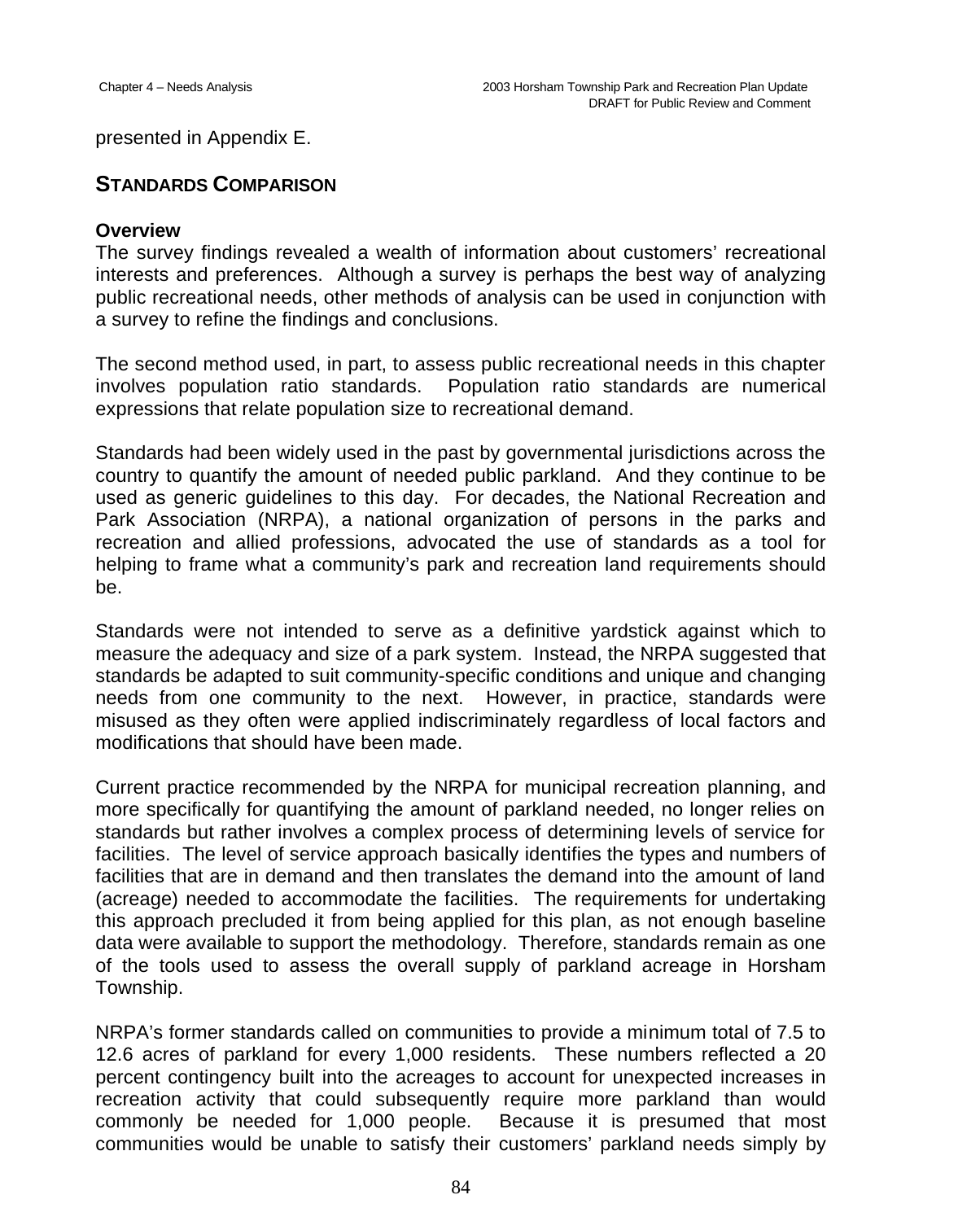presented in Appendix E.

## STANDARDS COMPARISON

### Overview

The survey findings revealed a wealth of information about customers' recreational interests and preferences. Although a survey is perhaps the best way of analyzing public recreational needs, other methods of analysis can be used in conjunction with a survey to refine the findings and conclusions.

The second method used, in part, to assess public recreational needs in this chapter involves population ratio standards. Population ratio standards are numerical expressions that relate population size to recreational demand.

Standards had been widely used in the past by governmental jurisdictions across the country to quantify the amount of needed public parkland. And they continue to be used as generic guidelines to this day. For decades, the National Recreation and Park Association (NRPA), a national organization of persons in the parks and recreation and allied professions, advocated the use of standards as a tool for helping to frame what a community's park and recreation land requirements should be.

Standards were not intended to serve as a definitive yardstick against which to measure the adequacy and size of a park system. Instead, the NRPA suggested that standards be adapted to suit community-specific conditions and unique and changing needs from one community to the next. However, in practice, standards were misused as they often were applied indiscriminately regardless of local factors and modifications that should have been made.

Current practice recommended by the NRPA for municipal recreation planning, and more specifically for quantifying the amount of parkland needed, no longer relies on standards but rather involves a complex process of determining levels of service for facilities. The level of service approach basically identifies the types and numbers of facilities that are in demand and then translates the demand into the amount of land (acreage) needed to accommodate the facilities. The requirements for undertaking this approach precluded it from being applied for this plan, as not enough baseline data were available to support the methodology. Therefore, standards remain as one of the tools used to assess the overall supply of parkland acreage in Horsham Township.

NRPA's former standards called on communities to provide a minimum total of 7.5 to 12.6 acres of parkland for every 1,000 residents. These numbers reflected a 20 percent contingency built into the acreages to account for unexpected increases in recreation activity that could subsequently require more parkland than would commonly be needed for 1,000 people. Because it is presumed that most communities would be unable to satisfy their customers' parkland needs simply by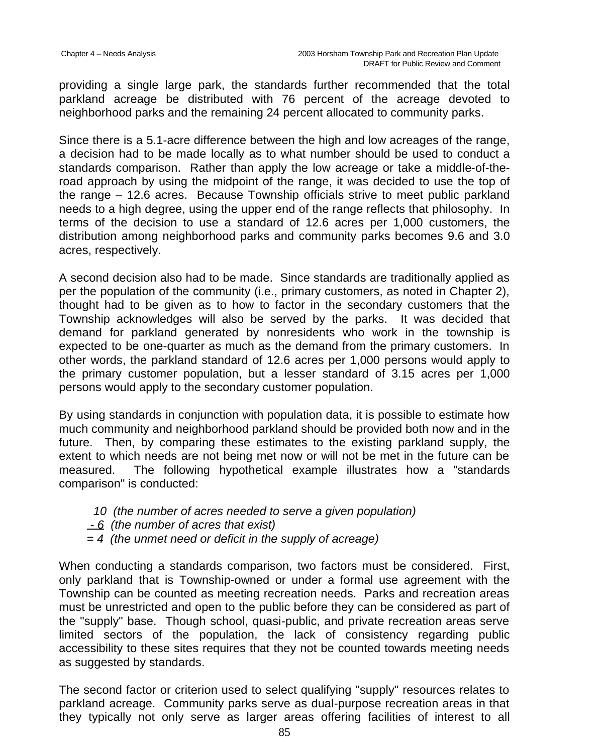providing a single large park, the standards further recommended that the total parkland acreage be distributed with 76 percent of the acreage devoted to neighborhood parks and the remaining 24 percent allocated to community parks.

Since there is a 5.1-acre difference between the high and low acreages of the range, a decision had to be made locally as to what number should be used to conduct a standards comparison. Rather than apply the low acreage or take a middle-of-the-road approach by using the midpoint of the range, it was decided to use the top of the range – 12.6 acres. Because Township officials strive to meet public parkland needs to a high degree, using the upper end of the range reflects that philosophy. In terms of the decision to use a standard of 12.6 acres per 1,000 customers, the distribution among neighborhood parks and community parks becomes 9.6 and 3.0 acres, respectively.

A second decision also had to be made. Since standards are traditionally applied as per the population of the community (i.e., primary customers, as noted in Chapter 2), thought had to be given as to how to factor in the secondary customers that the Township acknowledges will also be served by the parks. It was decided that demand for parkland generated by nonresidents who work in the township is expected to be one-quarter as much as the demand from the primary customers. In other words, the parkland standard of 12.6 acres per 1,000 persons would apply to the primary customer population, but a lesser standard of 3.15 acres per 1,000 persons would apply to the secondary customer population.

By using standards in conjunction with population data, it is possible to estimate how much community and neighborhood parkland should be provided both now and in the future. Then, by comparing these estimates to the existing parkland supply, the extent to which needs are not being met now or will not be met in the future can be measured. The following hypothetical example illustrates how a "standards comparison" is conducted:

*10 (the number of acres needed to serve a given population)*
*- 6 (the number of acres that exist)*
*= 4 (the unmet need or deficit in the supply of acreage)*

When conducting a standards comparison, two factors must be considered. First, only parkland that is Township-owned or under a formal use agreement with the Township can be counted as meeting recreation needs. Parks and recreation areas must be unrestricted and open to the public before they can be considered as part of the "supply" base. Though school, quasi-public, and private recreation areas serve limited sectors of the population, the lack of consistency regarding public accessibility to these sites requires that they not be counted towards meeting needs as suggested by standards.

The second factor or criterion used to select qualifying "supply" resources relates to parkland acreage. Community parks serve as dual-purpose recreation areas in that they typically not only serve as larger areas offering facilities of interest to all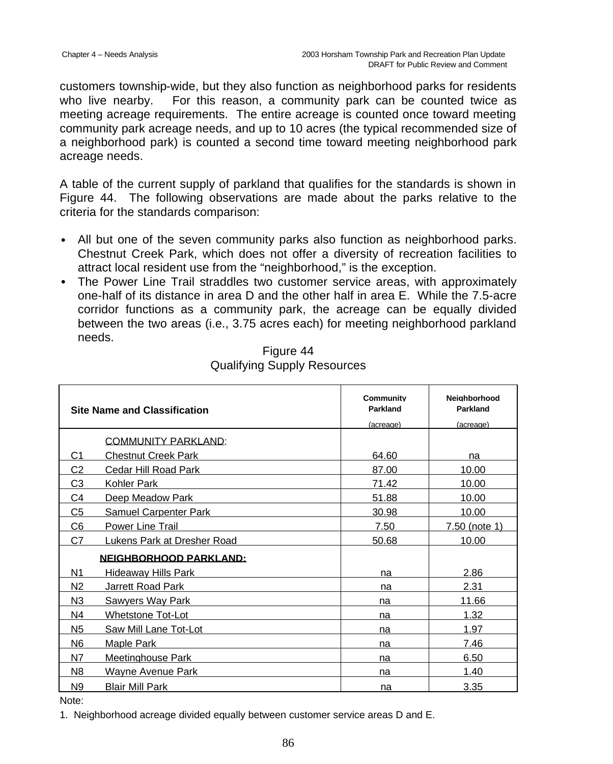customers township-wide, but they also function as neighborhood parks for residents who live nearby. For this reason, a community park can be counted twice as meeting acreage requirements. The entire acreage is counted once toward meeting community park acreage needs, and up to 10 acres (the typical recommended size of a neighborhood park) is counted a second time toward meeting neighborhood park acreage needs.

A table of the current supply of parkland that qualifies for the standards is shown in Figure 44. The following observations are made about the parks relative to the criteria for the standards comparison:

- All but one of the seven community parks also function as neighborhood parks. Chestnut Creek Park, which does not offer a diversity of recreation facilities to attract local resident use from the "neighborhood," is the exception.
- The Power Line Trail straddles two customer service areas, with approximately one-half of its distance in area D and the other half in area E. While the 7.5-acre corridor functions as a community park, the acreage can be equally divided between the two areas (i.e., 3.75 acres each) for meeting neighborhood parkland needs.

Figure 44
Qualifying Supply Resources

| | Site Name and Classification | Community Parkland (acreage) | Neighborhood Parkland (acreage) |
|---|---|---|---|
| | COMMUNITY PARKLAND: | | |
| C1 | Chestnut Creek Park | 64.60 | na |
| C2 | Cedar Hill Road Park | 87.00 | 10.00 |
| C3 | Kohler Park | 71.42 | 10.00 |
| C4 | Deep Meadow Park | 51.88 | 10.00 |
| C5 | Samuel Carpenter Park | 30.98 | 10.00 |
| C6 | Power Line Trail | 7.50 | 7.50 (note 1) |
| C7 | Lukens Park at Dresher Road | 50.68 | 10.00 |
| | **NEIGHBORHOOD PARKLAND:** | | |
| N1 | Hideaway Hills Park | na | 2.86 |
| N2 | Jarrett Road Park | na | 2.31 |
| N3 | Sawyers Way Park | na | 11.66 |
| N4 | Whetstone Tot-Lot | na | 1.32 |
| N5 | Saw Mill Lane Tot-Lot | na | 1.97 |
| N6 | Maple Park | na | 7.46 |
| N7 | Meetinghouse Park | na | 6.50 |
| N8 | Wayne Avenue Park | na | 1.40 |
| N9 | Blair Mill Park | na | 3.35 |

Note:

1. Neighborhood acreage divided equally between customer service areas D and E.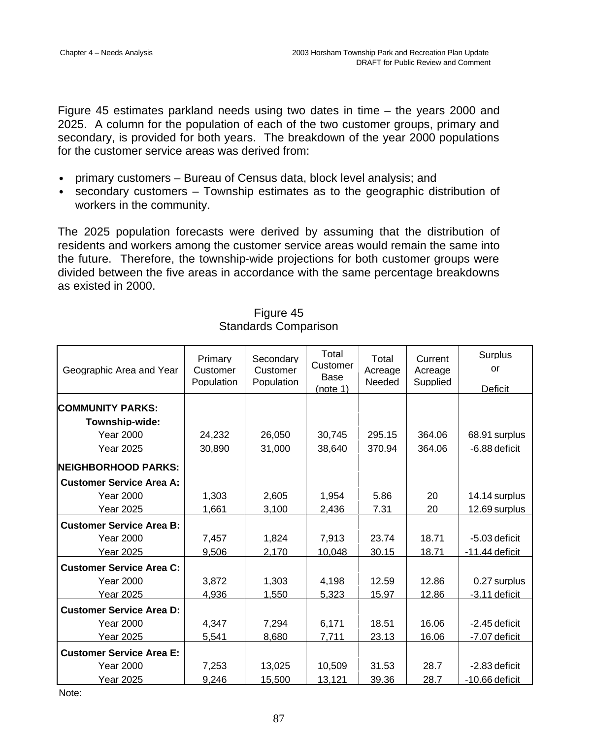Figure 45 estimates parkland needs using two dates in time – the years 2000 and 2025. A column for the population of each of the two customer groups, primary and secondary, is provided for both years. The breakdown of the year 2000 populations for the customer service areas was derived from:

- primary customers – Bureau of Census data, block level analysis; and
- secondary customers – Township estimates as to the geographic distribution of workers in the community.

The 2025 population forecasts were derived by assuming that the distribution of residents and workers among the customer service areas would remain the same into the future. Therefore, the township-wide projections for both customer groups were divided between the five areas in accordance with the same percentage breakdowns as existed in 2000.

Figure 45
Standards Comparison

| Geographic Area and Year | Primary Customer Population | Secondary Customer Population | Total Customer Base (note 1) | Total Acreage Needed | Current Acreage Supplied | Surplus or Deficit |
|---|---|---|---|---|---|---|
| **COMMUNITY PARKS:** | | | | | | |
| **Township-wide:** | | | | | | |
| Year 2000 | 24,232 | 26,050 | 30,745 | 295.15 | 364.06 | 68.91 surplus |
| Year 2025 | 30,890 | 31,000 | 38,640 | 370.94 | 364.06 | -6.88 deficit |
| **NEIGHBORHOOD PARKS:** | | | | | | |
| **Customer Service Area A:** | | | | | | |
| Year 2000 | 1,303 | 2,605 | 1,954 | 5.86 | 20 | 14.14 surplus |
| Year 2025 | 1,661 | 3,100 | 2,436 | 7.31 | 20 | 12.69 surplus |
| **Customer Service Area B:** | | | | | | |
| Year 2000 | 7,457 | 1,824 | 7,913 | 23.74 | 18.71 | -5.03 deficit |
| Year 2025 | 9,506 | 2,170 | 10,048 | 30.15 | 18.71 | -11.44 deficit |
| **Customer Service Area C:** | | | | | | |
| Year 2000 | 3,872 | 1,303 | 4,198 | 12.59 | 12.86 | 0.27 surplus |
| Year 2025 | 4,936 | 1,550 | 5,323 | 15.97 | 12.86 | -3.11 deficit |
| **Customer Service Area D:** | | | | | | |
| Year 2000 | 4,347 | 7,294 | 6,171 | 18.51 | 16.06 | -2.45 deficit |
| Year 2025 | 5,541 | 8,680 | 7,711 | 23.13 | 16.06 | -7.07 deficit |
| **Customer Service Area E:** | | | | | | |
| Year 2000 | 7,253 | 13,025 | 10,509 | 31.53 | 28.7 | -2.83 deficit |
| Year 2025 | 9,246 | 15,500 | 13,121 | 39.36 | 28.7 | -10.66 deficit |

Note: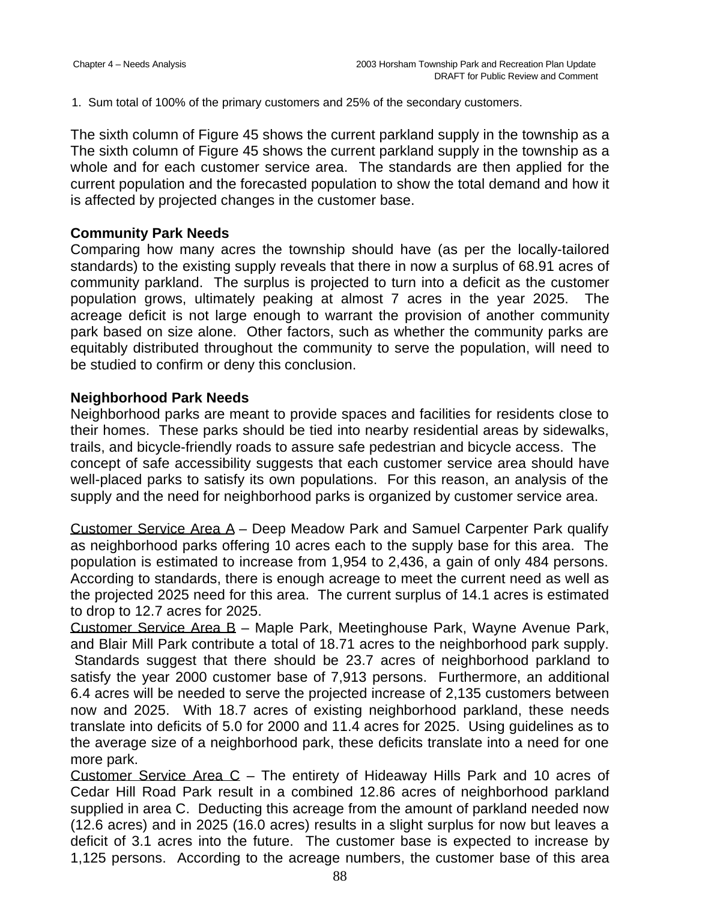1. Sum total of 100% of the primary customers and 25% of the secondary customers.

The sixth column of Figure 45 shows the current parkland supply in the township as a The sixth column of Figure 45 shows the current parkland supply in the township as a whole and for each customer service area. The standards are then applied for the current population and the forecasted population to show the total demand and how it is affected by projected changes in the customer base.

**Community Park Needs**

Comparing how many acres the township should have (as per the locally-tailored standards) to the existing supply reveals that there in now a surplus of 68.91 acres of community parkland. The surplus is projected to turn into a deficit as the customer population grows, ultimately peaking at almost 7 acres in the year 2025. The acreage deficit is not large enough to warrant the provision of another community park based on size alone. Other factors, such as whether the community parks are equitably distributed throughout the community to serve the population, will need to be studied to confirm or deny this conclusion.

**Neighborhood Park Needs**

Neighborhood parks are meant to provide spaces and facilities for residents close to their homes. These parks should be tied into nearby residential areas by sidewalks, trails, and bicycle-friendly roads to assure safe pedestrian and bicycle access. The concept of safe accessibility suggests that each customer service area should have well-placed parks to satisfy its own populations. For this reason, an analysis of the supply and the need for neighborhood parks is organized by customer service area.

<u>Customer Service Area A</u> – Deep Meadow Park and Samuel Carpenter Park qualify as neighborhood parks offering 10 acres each to the supply base for this area. The population is estimated to increase from 1,954 to 2,436, a gain of only 484 persons. According to standards, there is enough acreage to meet the current need as well as the projected 2025 need for this area. The current surplus of 14.1 acres is estimated to drop to 12.7 acres for 2025.

<u>Customer Service Area B</u> – Maple Park, Meetinghouse Park, Wayne Avenue Park, and Blair Mill Park contribute a total of 18.71 acres to the neighborhood park supply. Standards suggest that there should be 23.7 acres of neighborhood parkland to satisfy the year 2000 customer base of 7,913 persons. Furthermore, an additional 6.4 acres will be needed to serve the projected increase of 2,135 customers between now and 2025. With 18.7 acres of existing neighborhood parkland, these needs translate into deficits of 5.0 for 2000 and 11.4 acres for 2025. Using guidelines as to the average size of a neighborhood park, these deficits translate into a need for one more park.

<u>Customer Service Area C</u> – The entirety of Hideaway Hills Park and 10 acres of Cedar Hill Road Park result in a combined 12.86 acres of neighborhood parkland supplied in area C. Deducting this acreage from the amount of parkland needed now (12.6 acres) and in 2025 (16.0 acres) results in a slight surplus for now but leaves a deficit of 3.1 acres into the future. The customer base is expected to increase by 1,125 persons. According to the acreage numbers, the customer base of this area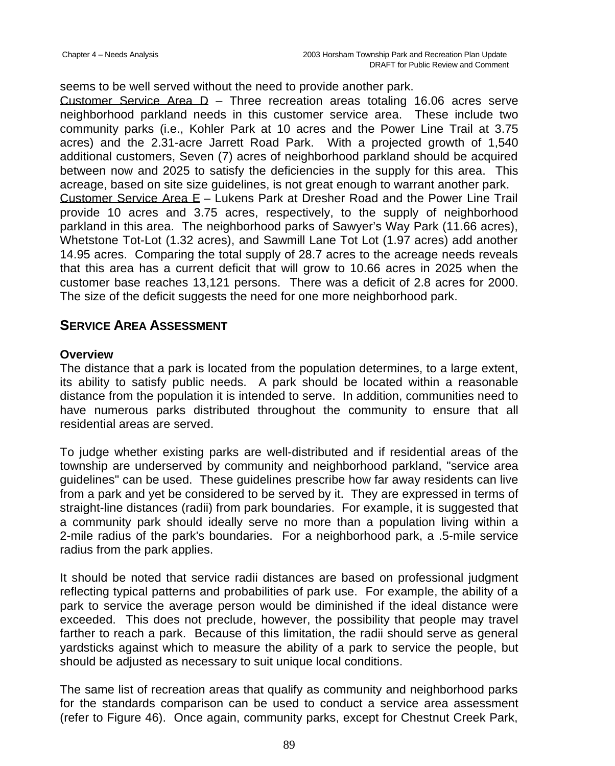seems to be well served without the need to provide another park.

Customer Service Area D – Three recreation areas totaling 16.06 acres serve neighborhood parkland needs in this customer service area. These include two community parks (i.e., Kohler Park at 10 acres and the Power Line Trail at 3.75 acres) and the 2.31-acre Jarrett Road Park. With a projected growth of 1,540 additional customers, Seven (7) acres of neighborhood parkland should be acquired between now and 2025 to satisfy the deficiencies in the supply for this area. This acreage, based on site size guidelines, is not great enough to warrant another park.

Customer Service Area E – Lukens Park at Dresher Road and the Power Line Trail provide 10 acres and 3.75 acres, respectively, to the supply of neighborhood parkland in this area. The neighborhood parks of Sawyer's Way Park (11.66 acres), Whetstone Tot-Lot (1.32 acres), and Sawmill Lane Tot Lot (1.97 acres) add another 14.95 acres. Comparing the total supply of 28.7 acres to the acreage needs reveals that this area has a current deficit that will grow to 10.66 acres in 2025 when the customer base reaches 13,121 persons. There was a deficit of 2.8 acres for 2000. The size of the deficit suggests the need for one more neighborhood park.

## SERVICE AREA ASSESSMENT

### Overview

The distance that a park is located from the population determines, to a large extent, its ability to satisfy public needs. A park should be located within a reasonable distance from the population it is intended to serve. In addition, communities need to have numerous parks distributed throughout the community to ensure that all residential areas are served.

To judge whether existing parks are well-distributed and if residential areas of the township are underserved by community and neighborhood parkland, "service area guidelines" can be used. These guidelines prescribe how far away residents can live from a park and yet be considered to be served by it. They are expressed in terms of straight-line distances (radii) from park boundaries. For example, it is suggested that a community park should ideally serve no more than a population living within a 2-mile radius of the park's boundaries. For a neighborhood park, a .5-mile service radius from the park applies.

It should be noted that service radii distances are based on professional judgment reflecting typical patterns and probabilities of park use. For example, the ability of a park to service the average person would be diminished if the ideal distance were exceeded. This does not preclude, however, the possibility that people may travel farther to reach a park. Because of this limitation, the radii should serve as general yardsticks against which to measure the ability of a park to service the people, but should be adjusted as necessary to suit unique local conditions.

The same list of recreation areas that qualify as community and neighborhood parks for the standards comparison can be used to conduct a service area assessment (refer to Figure 46). Once again, community parks, except for Chestnut Creek Park,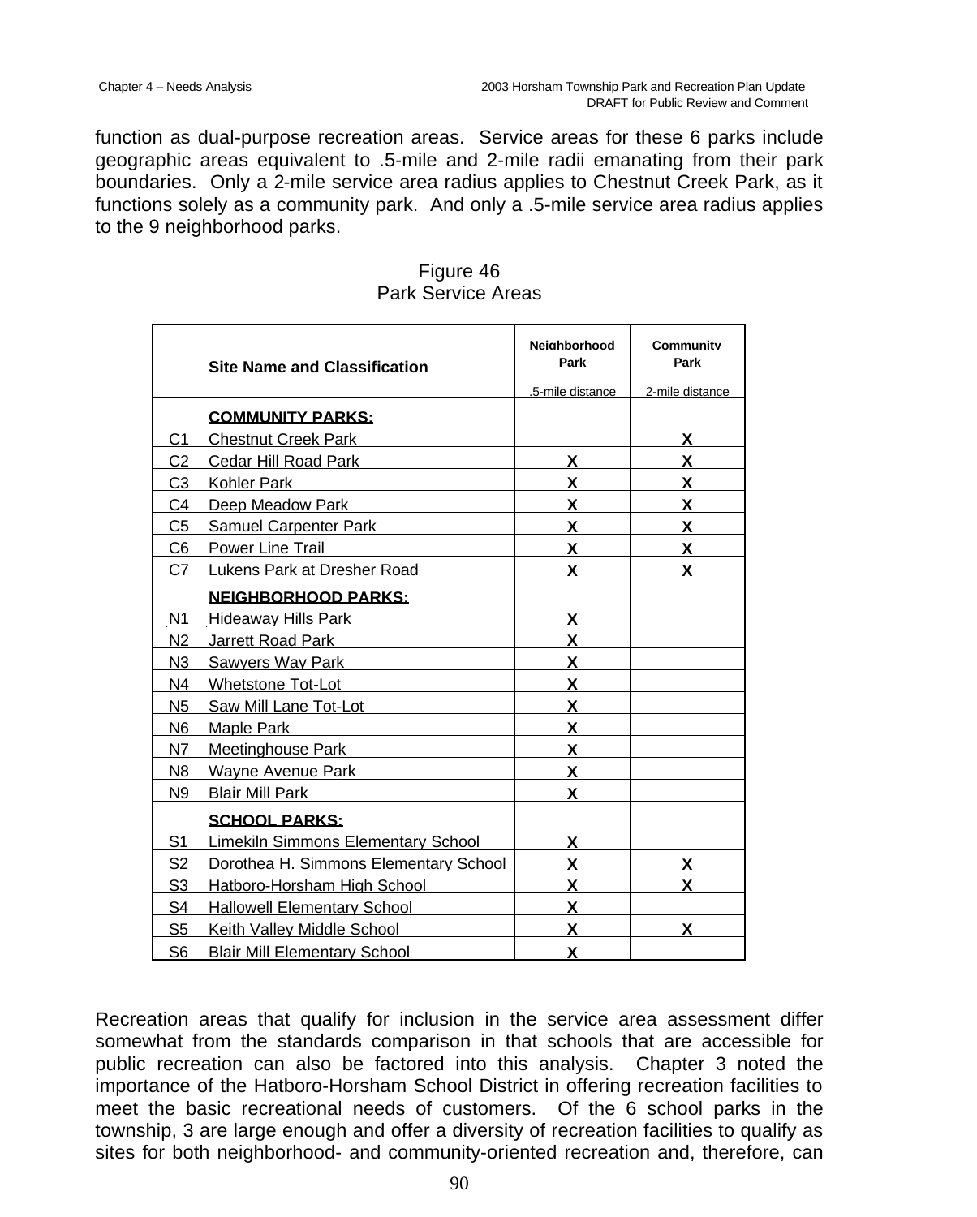function as dual-purpose recreation areas. Service areas for these 6 parks include geographic areas equivalent to .5-mile and 2-mile radii emanating from their park boundaries. Only a 2-mile service area radius applies to Chestnut Creek Park, as it functions solely as a community park. And only a .5-mile service area radius applies to the 9 neighborhood parks.

Figure 46
Park Service Areas

| | Site Name and Classification | Neighborhood Park<br>.5-mile distance | Community Park<br>2-mile distance |
|---|---|---|---|
| | **COMMUNITY PARKS:** | | |
| C1 | Chestnut Creek Park | | X |
| C2 | Cedar Hill Road Park | X | X |
| C3 | Kohler Park | X | X |
| C4 | Deep Meadow Park | X | X |
| C5 | Samuel Carpenter Park | X | X |
| C6 | Power Line Trail | X | X |
| C7 | Lukens Park at Dresher Road | X | X |
| | **NEIGHBORHOOD PARKS:** | | |
| N1 | Hideaway Hills Park | X | |
| N2 | Jarrett Road Park | X | |
| N3 | Sawyers Way Park | X | |
| N4 | Whetstone Tot-Lot | X | |
| N5 | Saw Mill Lane Tot-Lot | X | |
| N6 | Maple Park | X | |
| N7 | Meetinghouse Park | X | |
| N8 | Wayne Avenue Park | X | |
| N9 | Blair Mill Park | X | |
| | **SCHOOL PARKS:** | | |
| S1 | Limekiln Simmons Elementary School | X | |
| S2 | Dorothea H. Simmons Elementary School | X | X |
| S3 | Hatboro-Horsham High School | X | X |
| S4 | Hallowell Elementary School | X | |
| S5 | Keith Valley Middle School | X | X |
| S6 | Blair Mill Elementary School | X | |

Recreation areas that qualify for inclusion in the service area assessment differ somewhat from the standards comparison in that schools that are accessible for public recreation can also be factored into this analysis. Chapter 3 noted the importance of the Hatboro-Horsham School District in offering recreation facilities to meet the basic recreational needs of customers. Of the 6 school parks in the township, 3 are large enough and offer a diversity of recreation facilities to qualify as sites for both neighborhood- and community-oriented recreation and, therefore, can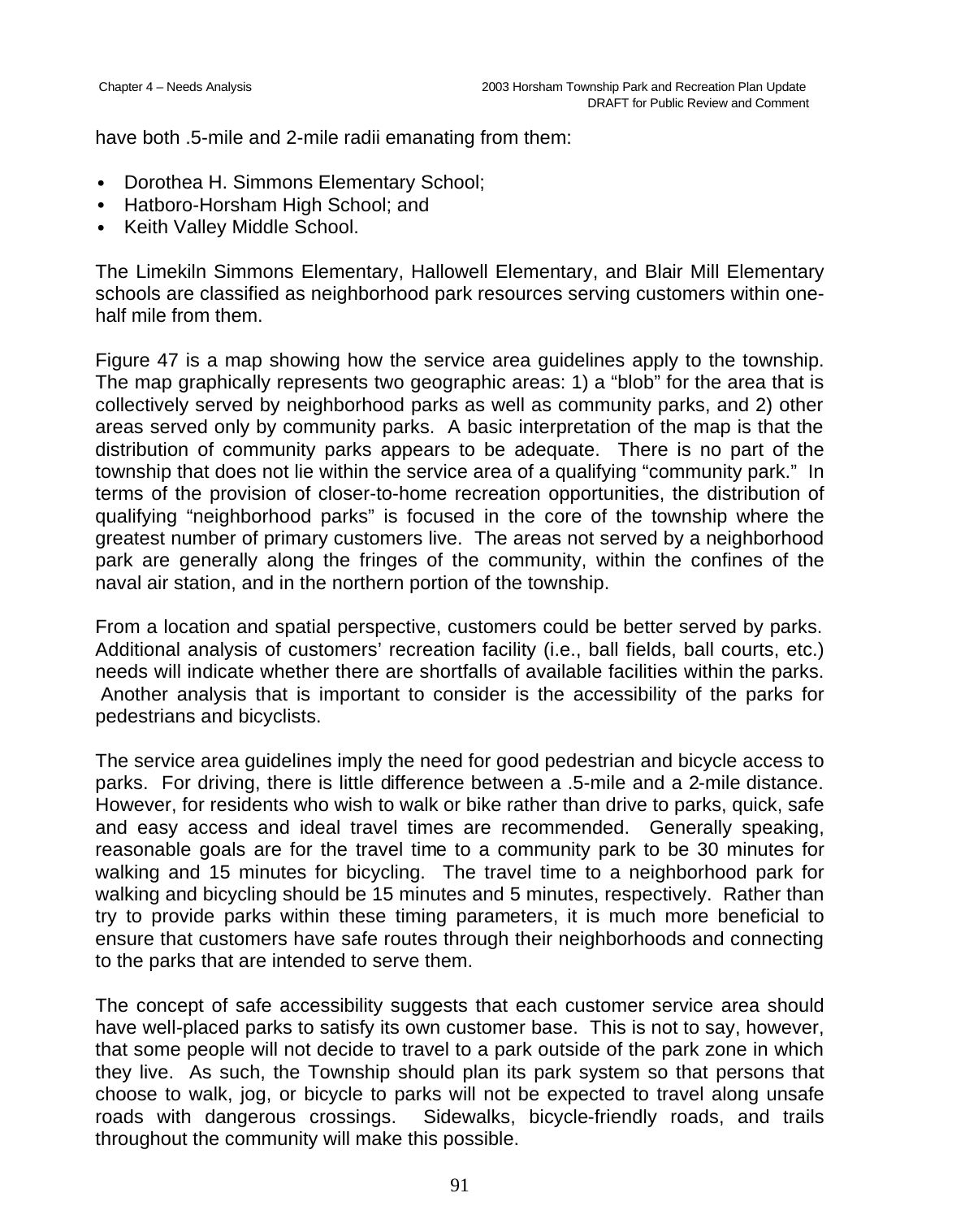have both .5-mile and 2-mile radii emanating from them:

- Dorothea H. Simmons Elementary School;
- Hatboro-Horsham High School; and
- Keith Valley Middle School.

The Limekiln Simmons Elementary, Hallowell Elementary, and Blair Mill Elementary schools are classified as neighborhood park resources serving customers within one-half mile from them.

Figure 47 is a map showing how the service area guidelines apply to the township. The map graphically represents two geographic areas: 1) a "blob" for the area that is collectively served by neighborhood parks as well as community parks, and 2) other areas served only by community parks. A basic interpretation of the map is that the distribution of community parks appears to be adequate. There is no part of the township that does not lie within the service area of a qualifying "community park." In terms of the provision of closer-to-home recreation opportunities, the distribution of qualifying "neighborhood parks" is focused in the core of the township where the greatest number of primary customers live. The areas not served by a neighborhood park are generally along the fringes of the community, within the confines of the naval air station, and in the northern portion of the township.

From a location and spatial perspective, customers could be better served by parks. Additional analysis of customers' recreation facility (i.e., ball fields, ball courts, etc.) needs will indicate whether there are shortfalls of available facilities within the parks. Another analysis that is important to consider is the accessibility of the parks for pedestrians and bicyclists.

The service area guidelines imply the need for good pedestrian and bicycle access to parks. For driving, there is little difference between a .5-mile and a 2-mile distance. However, for residents who wish to walk or bike rather than drive to parks, quick, safe and easy access and ideal travel times are recommended. Generally speaking, reasonable goals are for the travel time to a community park to be 30 minutes for walking and 15 minutes for bicycling. The travel time to a neighborhood park for walking and bicycling should be 15 minutes and 5 minutes, respectively. Rather than try to provide parks within these timing parameters, it is much more beneficial to ensure that customers have safe routes through their neighborhoods and connecting to the parks that are intended to serve them.

The concept of safe accessibility suggests that each customer service area should have well-placed parks to satisfy its own customer base. This is not to say, however, that some people will not decide to travel to a park outside of the park zone in which they live. As such, the Township should plan its park system so that persons that choose to walk, jog, or bicycle to parks will not be expected to travel along unsafe roads with dangerous crossings. Sidewalks, bicycle-friendly roads, and trails throughout the community will make this possible.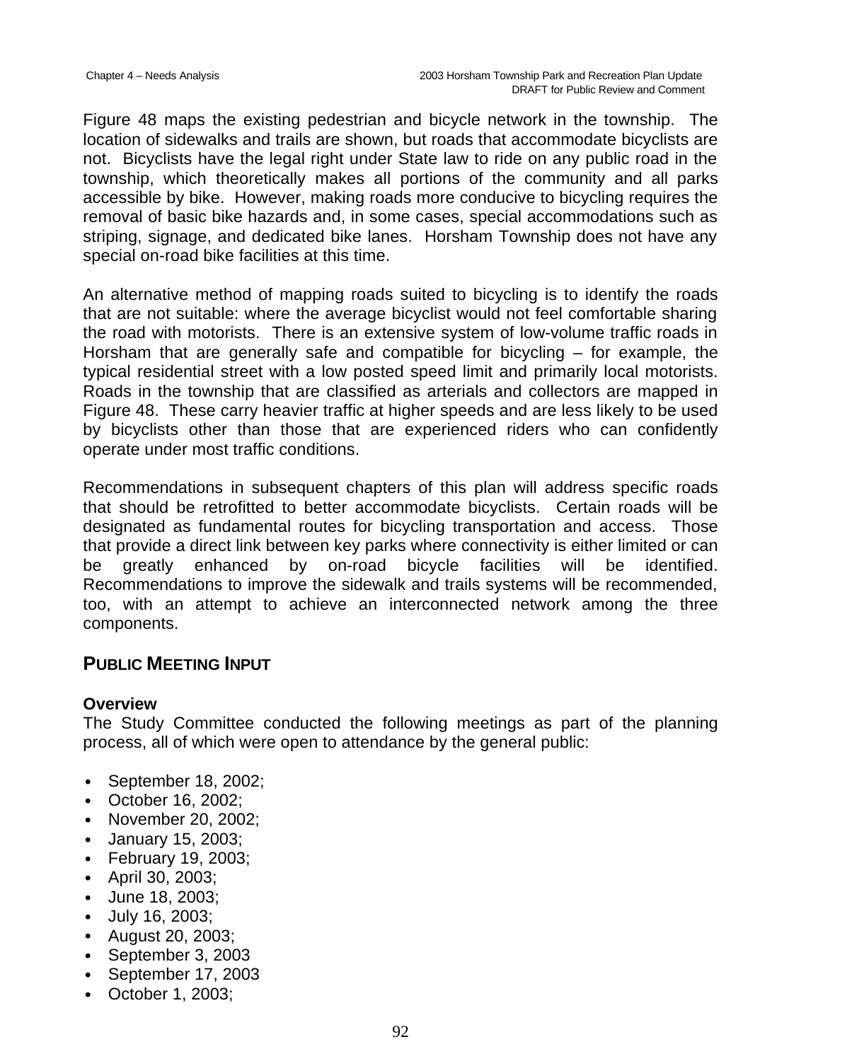Figure 48 maps the existing pedestrian and bicycle network in the township. The location of sidewalks and trails are shown, but roads that accommodate bicyclists are not. Bicyclists have the legal right under State law to ride on any public road in the township, which theoretically makes all portions of the community and all parks accessible by bike. However, making roads more conducive to bicycling requires the removal of basic bike hazards and, in some cases, special accommodations such as striping, signage, and dedicated bike lanes. Horsham Township does not have any special on-road bike facilities at this time.

An alternative method of mapping roads suited to bicycling is to identify the roads that are not suitable: where the average bicyclist would not feel comfortable sharing the road with motorists. There is an extensive system of low-volume traffic roads in Horsham that are generally safe and compatible for bicycling – for example, the typical residential street with a low posted speed limit and primarily local motorists. Roads in the township that are classified as arterials and collectors are mapped in Figure 48. These carry heavier traffic at higher speeds and are less likely to be used by bicyclists other than those that are experienced riders who can confidently operate under most traffic conditions.

Recommendations in subsequent chapters of this plan will address specific roads that should be retrofitted to better accommodate bicyclists. Certain roads will be designated as fundamental routes for bicycling transportation and access. Those that provide a direct link between key parks where connectivity is either limited or can be greatly enhanced by on-road bicycle facilities will be identified. Recommendations to improve the sidewalk and trails systems will be recommended, too, with an attempt to achieve an interconnected network among the three components.

## PUBLIC MEETING INPUT

### Overview

The Study Committee conducted the following meetings as part of the planning process, all of which were open to attendance by the general public:

- September 18, 2002;
- October 16, 2002;
- November 20, 2002;
- January 15, 2003;
- February 19, 2003;
- April 30, 2003;
- June 18, 2003;
- July 16, 2003;
- August 20, 2003;
- September 3, 2003
- September 17, 2003
- October 1, 2003;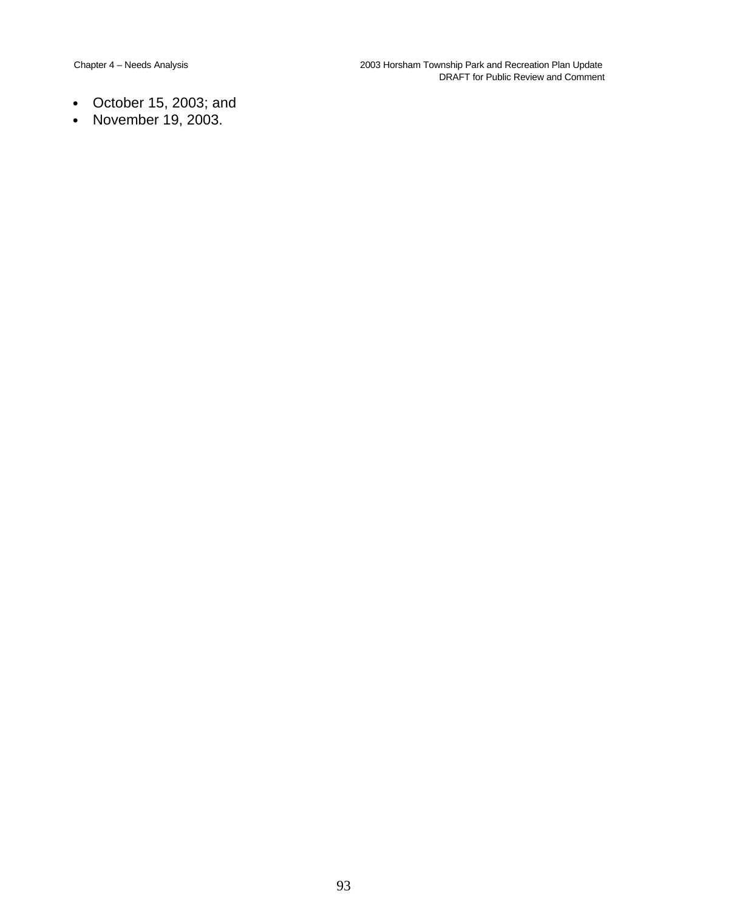- October 15, 2003; and
- November 19, 2003.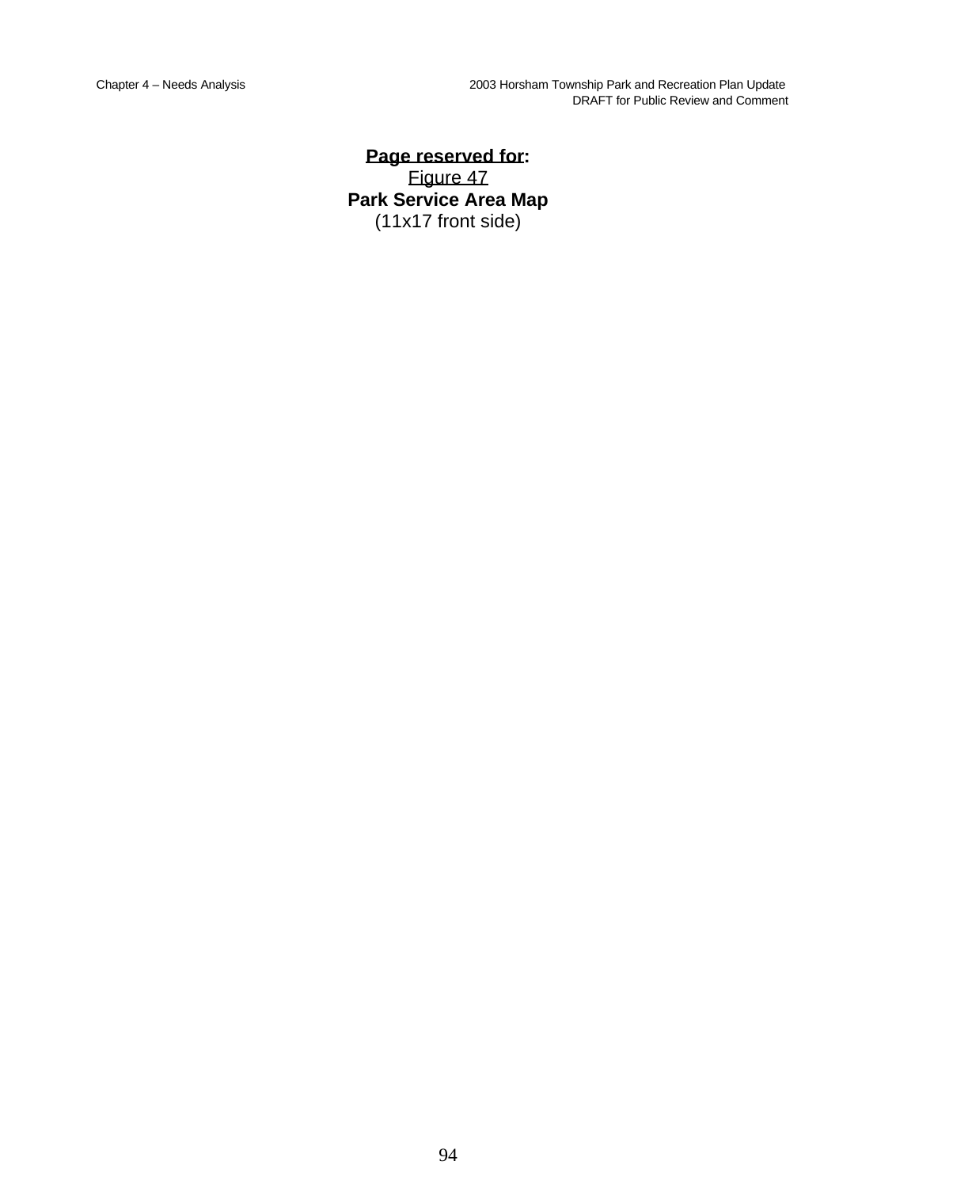**Page reserved for:**

Figure 47

**Park Service Area Map**

(11x17 front side)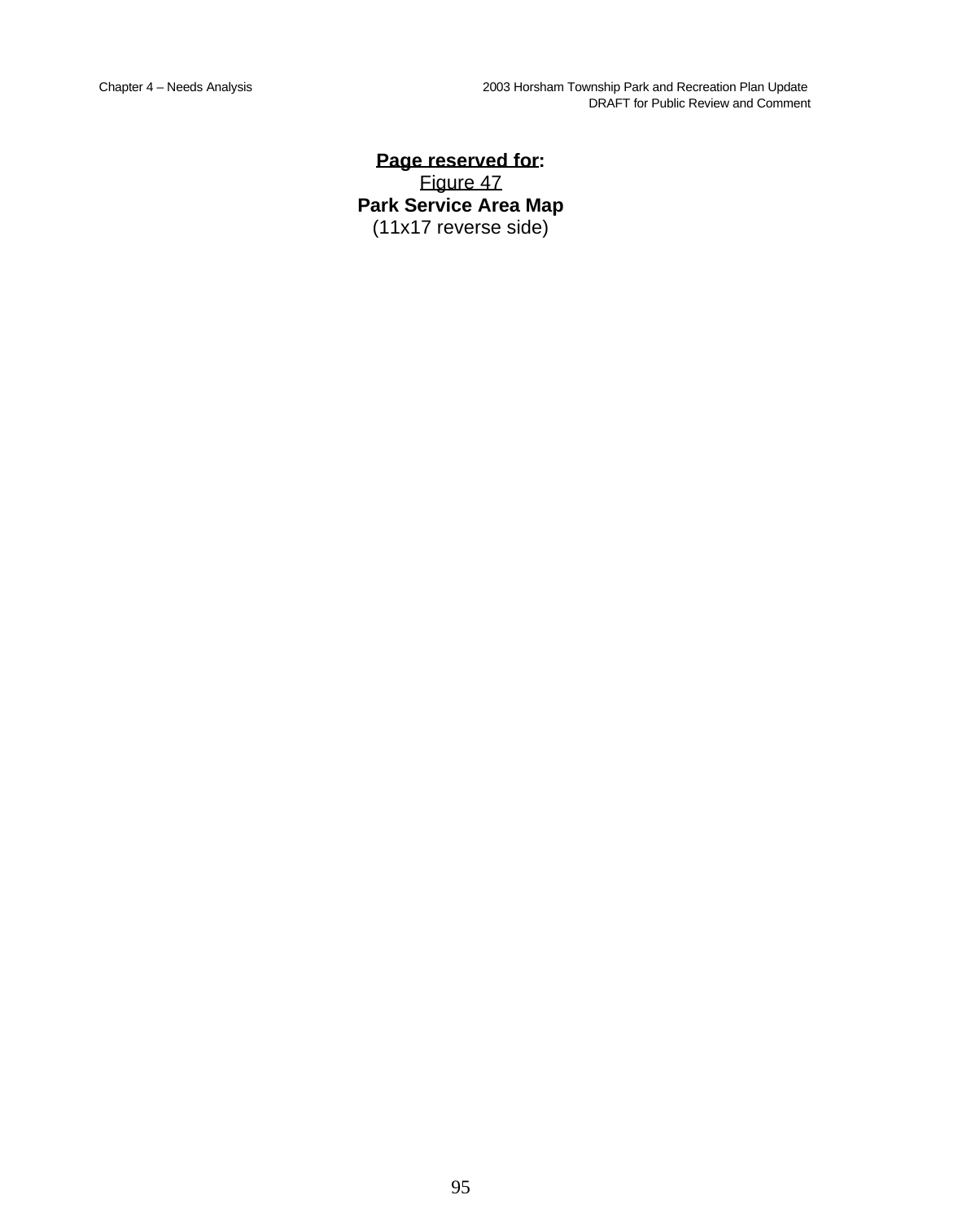**Page reserved for:**

Figure 47

**Park Service Area Map**

(11x17 reverse side)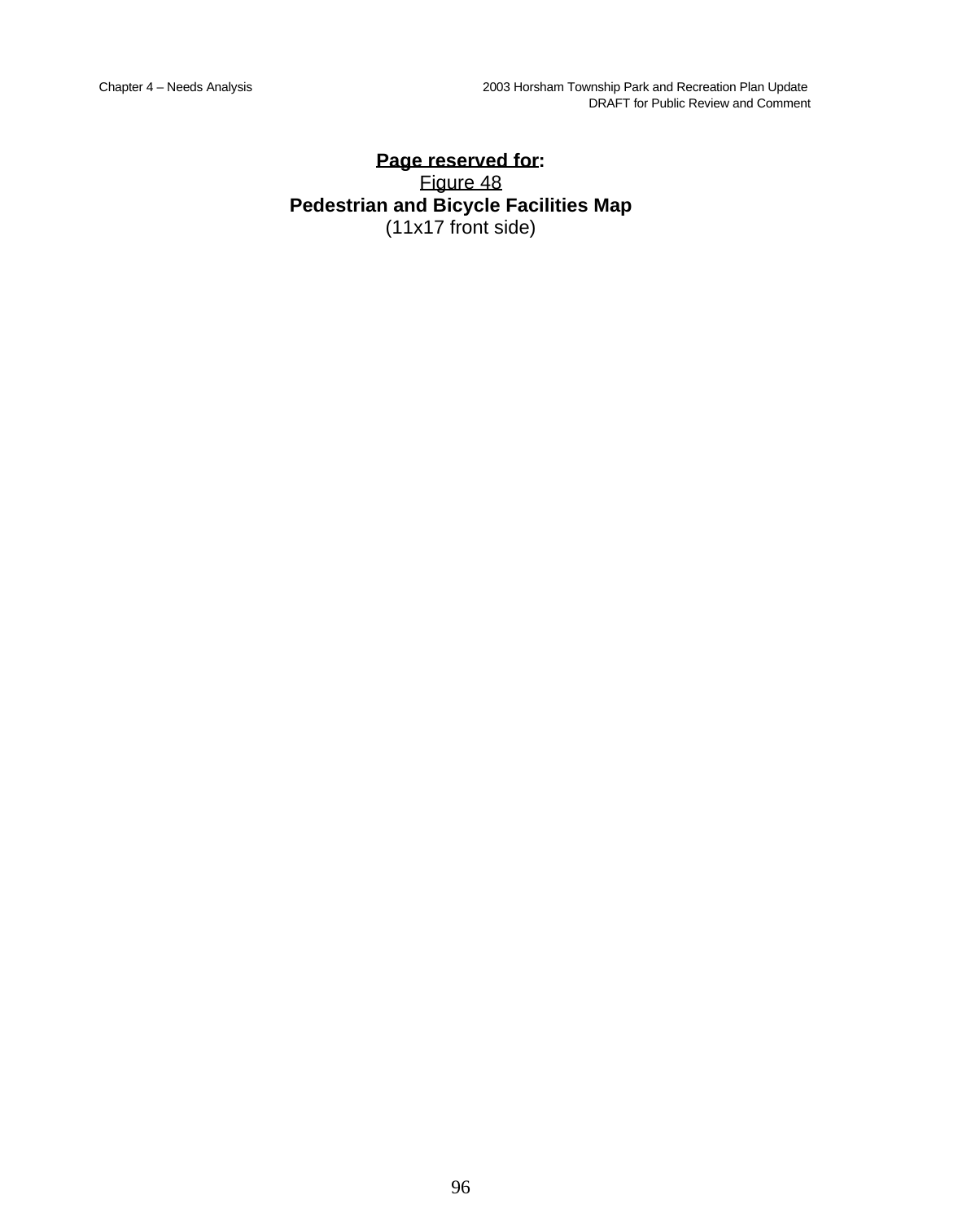**Page reserved for:**

Figure 48

**Pedestrian and Bicycle Facilities Map**

(11x17 front side)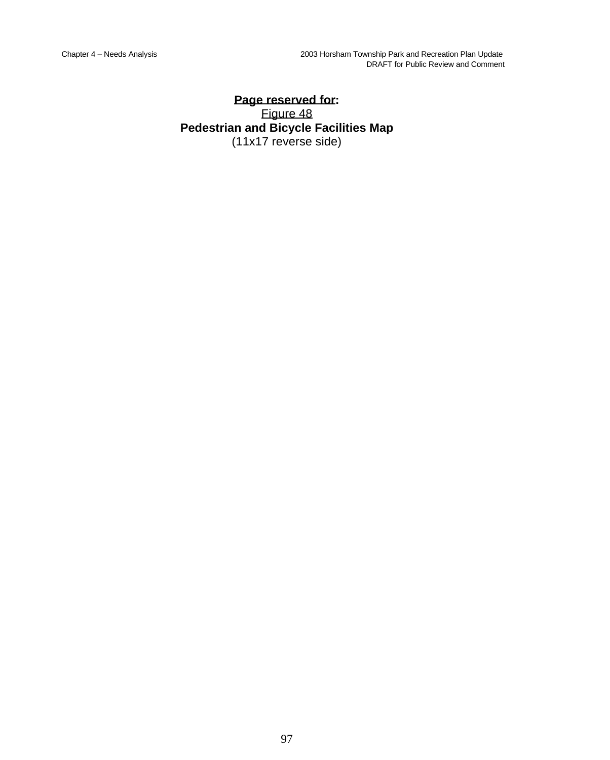**Page reserved for:**

Figure 48

**Pedestrian and Bicycle Facilities Map**

(11x17 reverse side)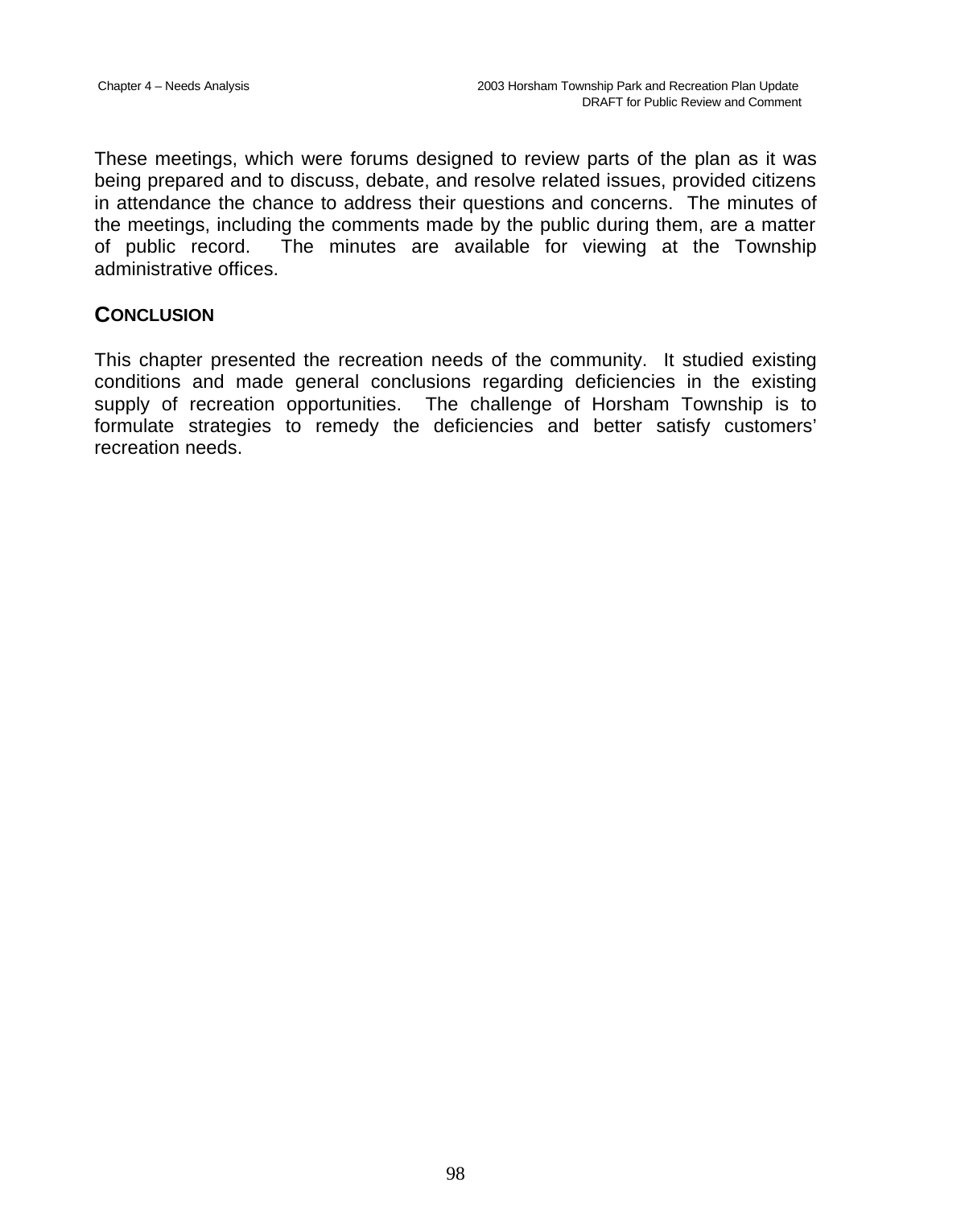These meetings, which were forums designed to review parts of the plan as it was being prepared and to discuss, debate, and resolve related issues, provided citizens in attendance the chance to address their questions and concerns. The minutes of the meetings, including the comments made by the public during them, are a matter of public record. The minutes are available for viewing at the Township administrative offices.

## CONCLUSION

This chapter presented the recreation needs of the community. It studied existing conditions and made general conclusions regarding deficiencies in the existing supply of recreation opportunities. The challenge of Horsham Township is to formulate strategies to remedy the deficiencies and better satisfy customers' recreation needs.